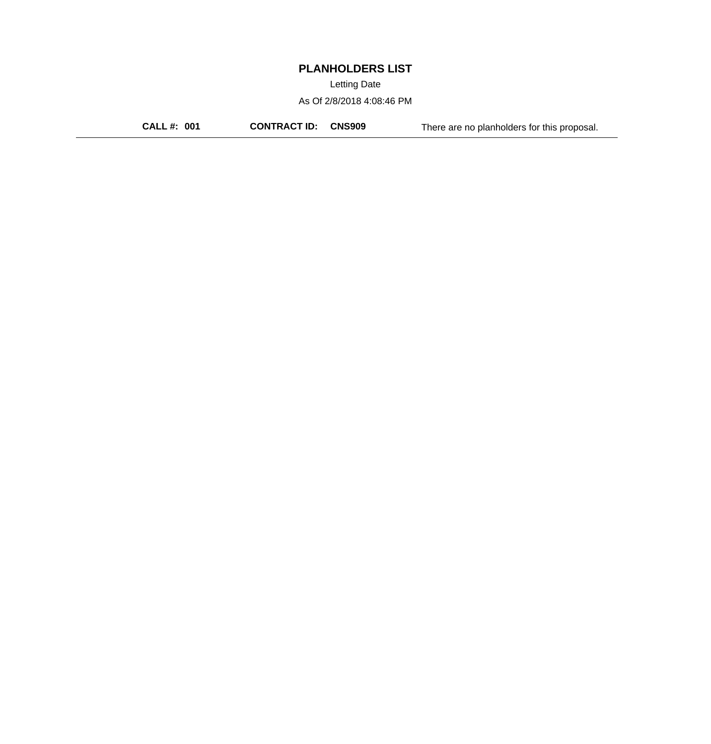# PLANHOLDERS LIST

Letting Date

As Of 2/8/2018 4:08:46 PM

**CALL #: 001** **CONTRACT ID: CNS909** There are no planholders for this proposal.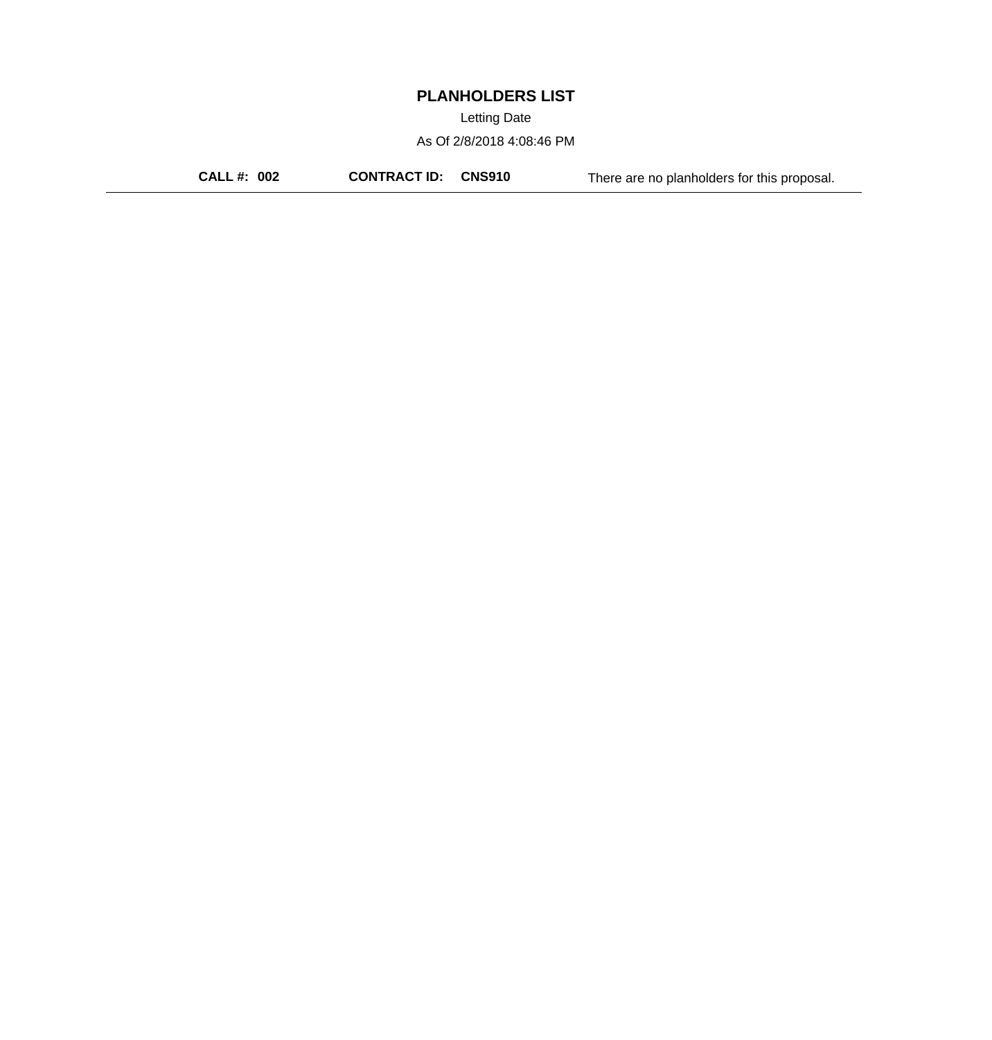# PLANHOLDERS LIST

Letting Date

As Of 2/8/2018 4:08:46 PM

**CALL #: 002** **CONTRACT ID: CNS910** There are no planholders for this proposal.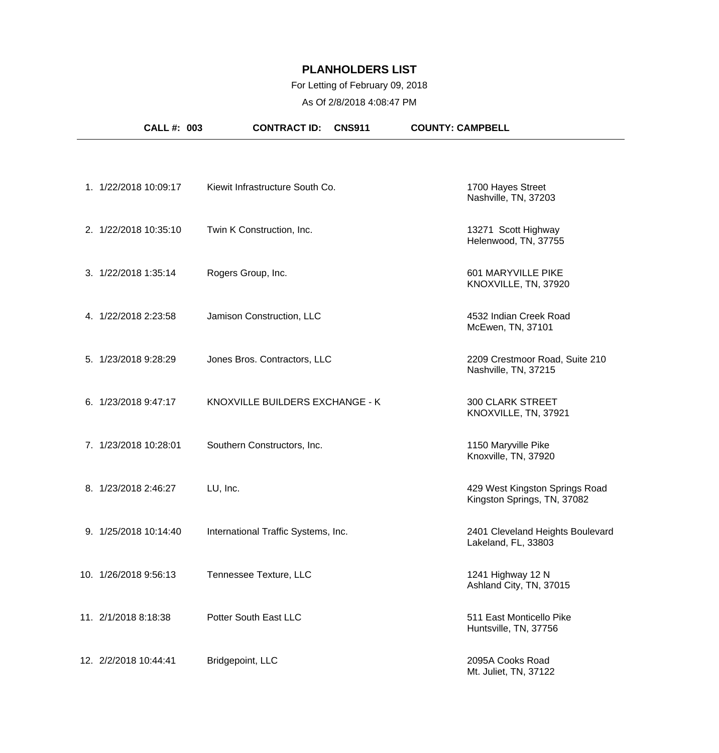# PLANHOLDERS LIST

For Letting of February 09, 2018

As Of 2/8/2018 4:08:47 PM

**CALL #: 003** **CONTRACT ID: CNS911** **COUNTY: CAMPBELL**

| # | Date/Time | Name | Address |
|---|---|---|---|
| 1. | 1/22/2018 10:09:17 | Kiewit Infrastructure South Co. | 1700 Hayes Street<br>Nashville, TN, 37203 |
| 2. | 1/22/2018 10:35:10 | Twin K Construction, Inc. | 13271 Scott Highway<br>Helenwood, TN, 37755 |
| 3. | 1/22/2018 1:35:14 | Rogers Group, Inc. | 601 MARYVILLE PIKE<br>KNOXVILLE, TN, 37920 |
| 4. | 1/22/2018 2:23:58 | Jamison Construction, LLC | 4532 Indian Creek Road<br>McEwen, TN, 37101 |
| 5. | 1/23/2018 9:28:29 | Jones Bros. Contractors, LLC | 2209 Crestmoor Road, Suite 210<br>Nashville, TN, 37215 |
| 6. | 1/23/2018 9:47:17 | KNOXVILLE BUILDERS EXCHANGE - K | 300 CLARK STREET<br>KNOXVILLE, TN, 37921 |
| 7. | 1/23/2018 10:28:01 | Southern Constructors, Inc. | 1150 Maryville Pike<br>Knoxville, TN, 37920 |
| 8. | 1/23/2018 2:46:27 | LU, Inc. | 429 West Kingston Springs Road<br>Kingston Springs, TN, 37082 |
| 9. | 1/25/2018 10:14:40 | International Traffic Systems, Inc. | 2401 Cleveland Heights Boulevard<br>Lakeland, FL, 33803 |
| 10. | 1/26/2018 9:56:13 | Tennessee Texture, LLC | 1241 Highway 12 N<br>Ashland City, TN, 37015 |
| 11. | 2/1/2018 8:18:38 | Potter South East LLC | 511 East Monticello Pike<br>Huntsville, TN, 37756 |
| 12. | 2/2/2018 10:44:41 | Bridgepoint, LLC | 2095A Cooks Road<br>Mt. Juliet, TN, 37122 |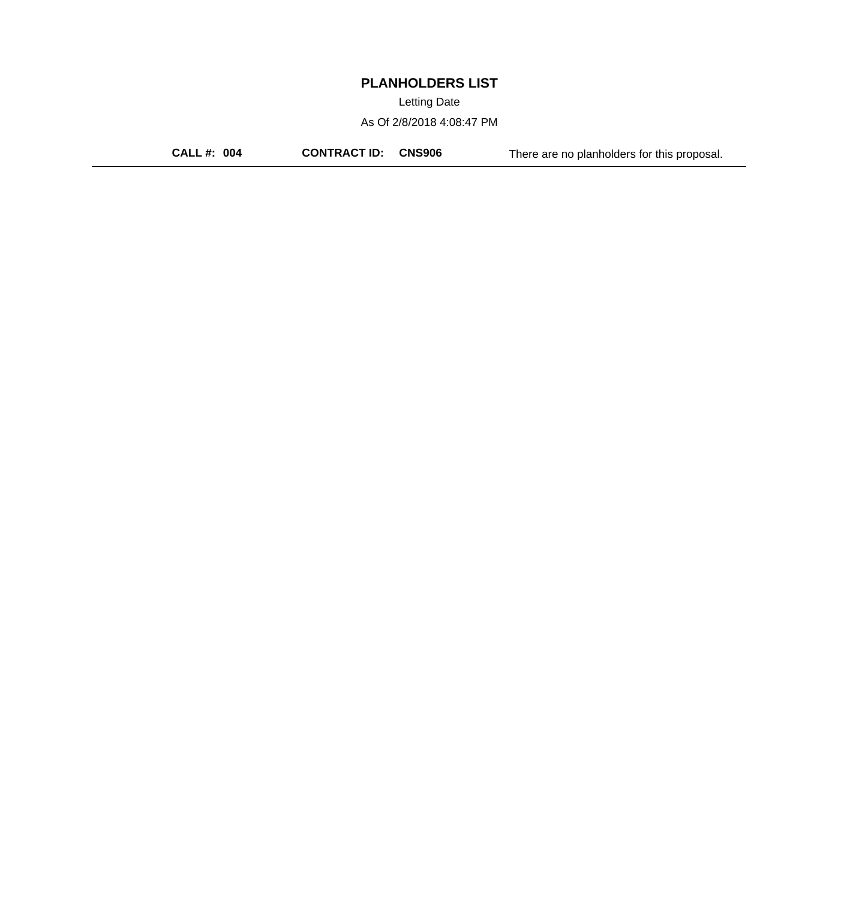# PLANHOLDERS LIST

Letting Date

As Of 2/8/2018 4:08:47 PM

**CALL #: 004** **CONTRACT ID: CNS906** There are no planholders for this proposal.

---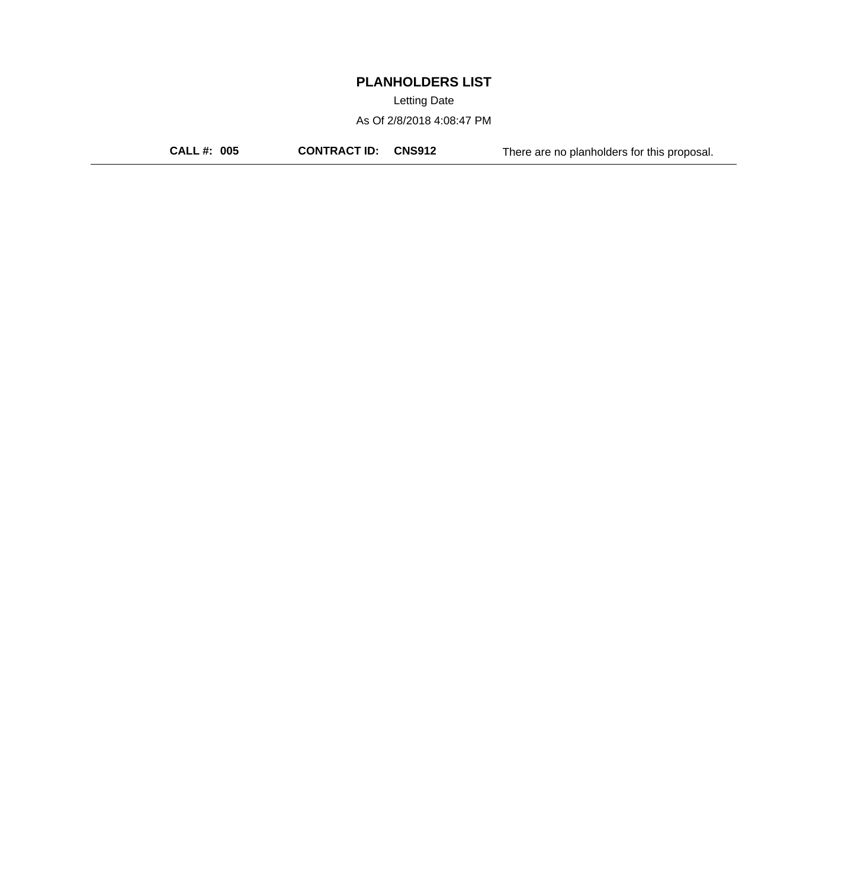# PLANHOLDERS LIST

Letting Date

As Of 2/8/2018 4:08:47 PM

**CALL #: 005** **CONTRACT ID: CNS912** There are no planholders for this proposal.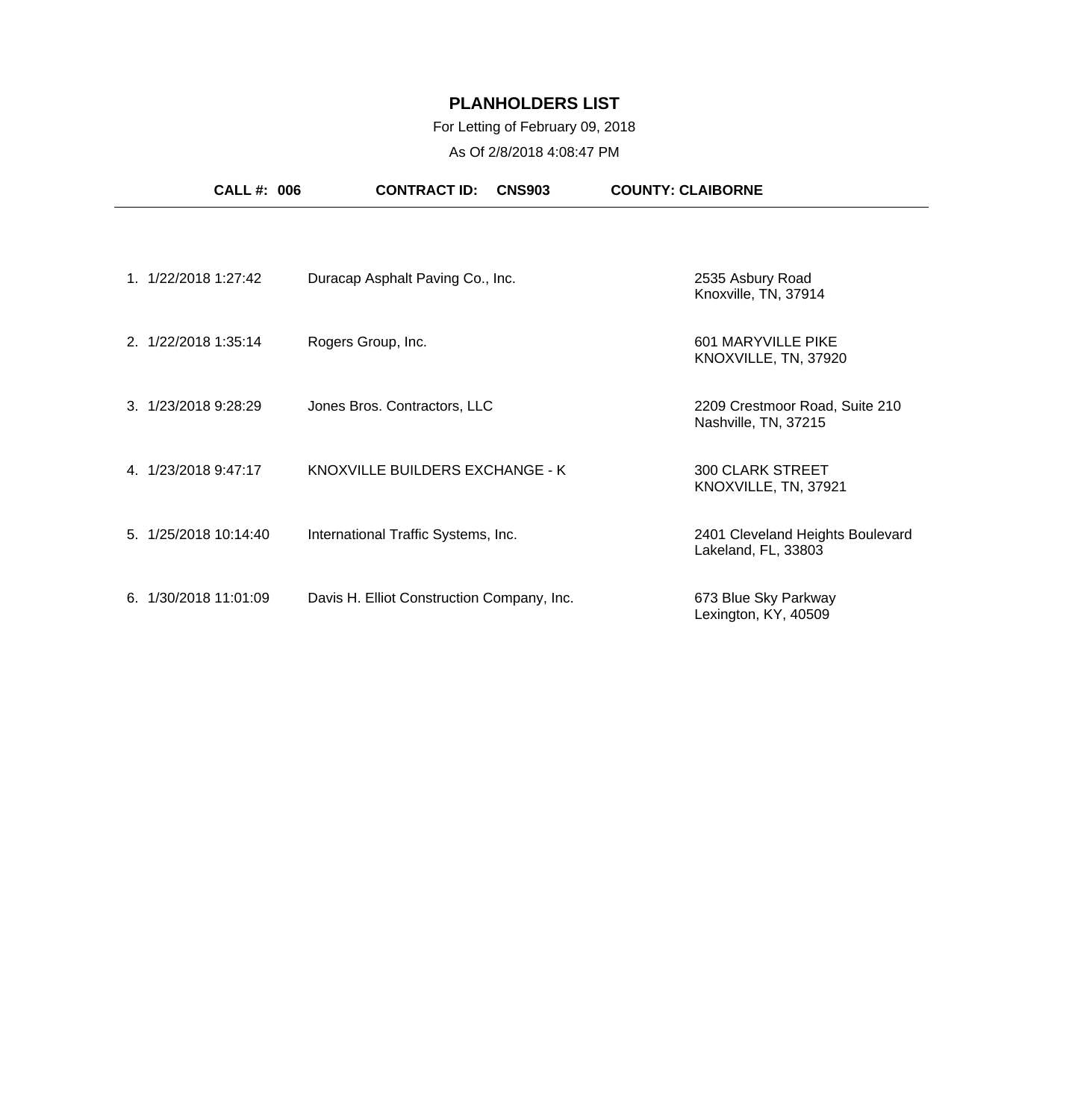# PLANHOLDERS LIST

For Letting of February 09, 2018

As Of 2/8/2018 4:08:47 PM

**CALL #: 006** **CONTRACT ID: CNS903** **COUNTY: CLAIBORNE**

| # | Date/Time | Planholder | Address |
|---|---|---|---|
| 1. | 1/22/2018 1:27:42 | Duracap Asphalt Paving Co., Inc. | 2535 Asbury Road<br>Knoxville, TN, 37914 |
| 2. | 1/22/2018 1:35:14 | Rogers Group, Inc. | 601 MARYVILLE PIKE<br>KNOXVILLE, TN, 37920 |
| 3. | 1/23/2018 9:28:29 | Jones Bros. Contractors, LLC | 2209 Crestmoor Road, Suite 210<br>Nashville, TN, 37215 |
| 4. | 1/23/2018 9:47:17 | KNOXVILLE BUILDERS EXCHANGE - K | 300 CLARK STREET<br>KNOXVILLE, TN, 37921 |
| 5. | 1/25/2018 10:14:40 | International Traffic Systems, Inc. | 2401 Cleveland Heights Boulevard<br>Lakeland, FL, 33803 |
| 6. | 1/30/2018 11:01:09 | Davis H. Elliot Construction Company, Inc. | 673 Blue Sky Parkway<br>Lexington, KY, 40509 |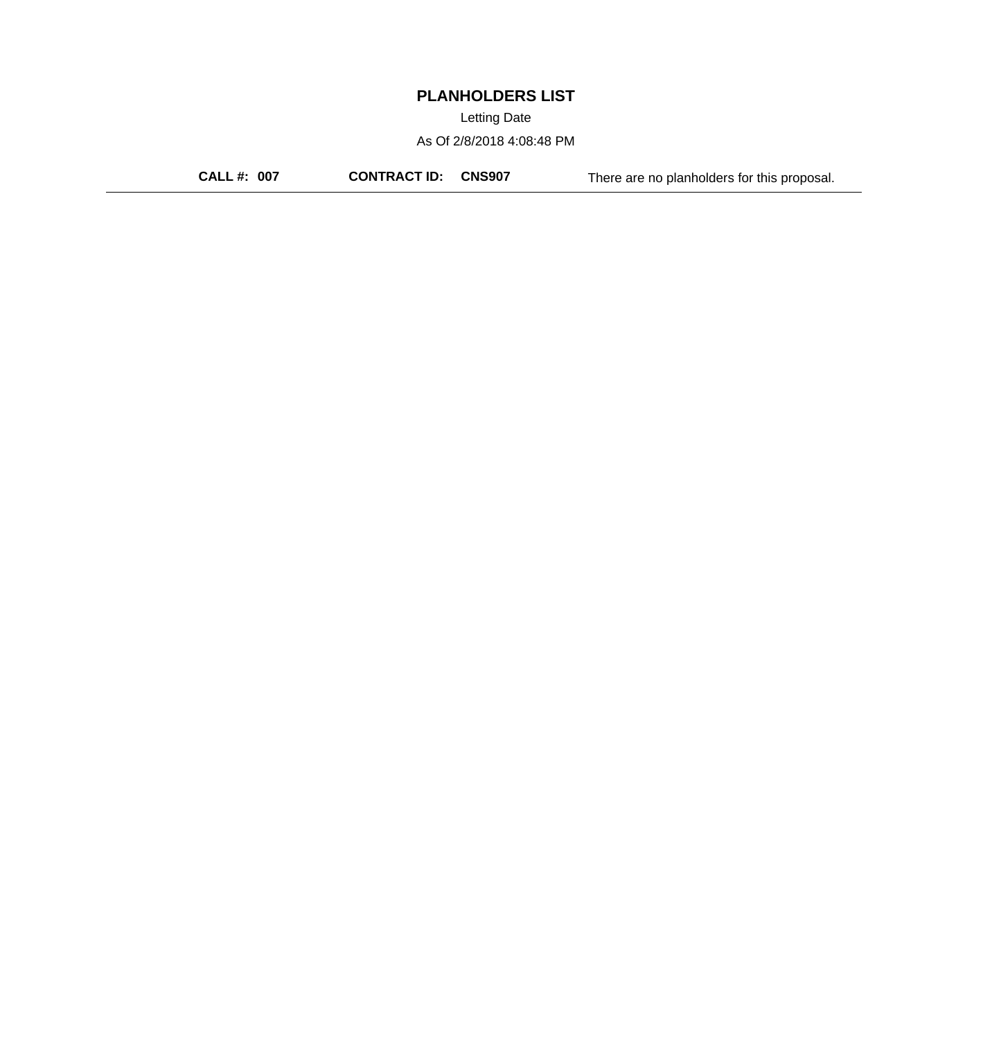# PLANHOLDERS LIST

Letting Date

As Of 2/8/2018 4:08:48 PM

**CALL #: 007** **CONTRACT ID: CNS907** There are no planholders for this proposal.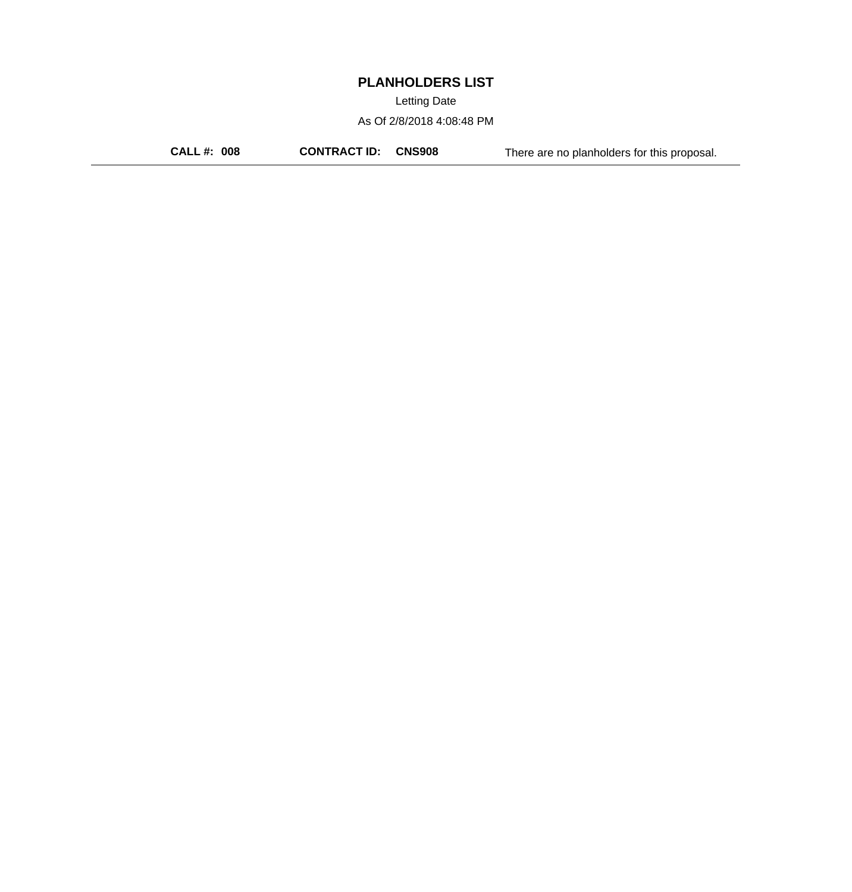# PLANHOLDERS LIST

Letting Date

As Of 2/8/2018 4:08:48 PM

**CALL #: 008** **CONTRACT ID: CNS908** There are no planholders for this proposal.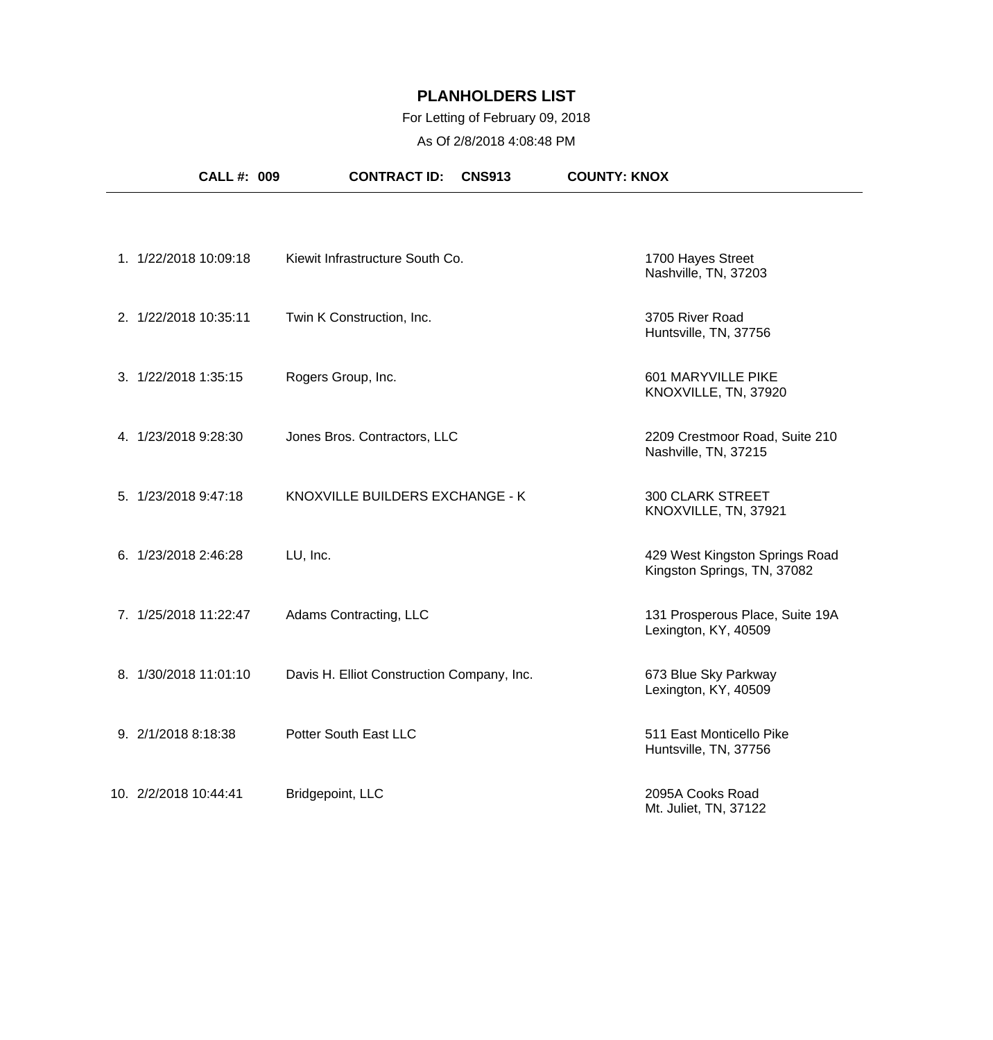# PLANHOLDERS LIST

For Letting of February 09, 2018

As Of 2/8/2018 4:08:48 PM

**CALL #: 009** **CONTRACT ID: CNS913** **COUNTY: KNOX**

| # | Date/Time | Company | Address |
|---|---|---|---|
| 1. | 1/22/2018 10:09:18 | Kiewit Infrastructure South Co. | 1700 Hayes Street<br>Nashville, TN, 37203 |
| 2. | 1/22/2018 10:35:11 | Twin K Construction, Inc. | 3705 River Road<br>Huntsville, TN, 37756 |
| 3. | 1/22/2018 1:35:15 | Rogers Group, Inc. | 601 MARYVILLE PIKE<br>KNOXVILLE, TN, 37920 |
| 4. | 1/23/2018 9:28:30 | Jones Bros. Contractors, LLC | 2209 Crestmoor Road, Suite 210<br>Nashville, TN, 37215 |
| 5. | 1/23/2018 9:47:18 | KNOXVILLE BUILDERS EXCHANGE - K | 300 CLARK STREET<br>KNOXVILLE, TN, 37921 |
| 6. | 1/23/2018 2:46:28 | LU, Inc. | 429 West Kingston Springs Road<br>Kingston Springs, TN, 37082 |
| 7. | 1/25/2018 11:22:47 | Adams Contracting, LLC | 131 Prosperous Place, Suite 19A<br>Lexington, KY, 40509 |
| 8. | 1/30/2018 11:01:10 | Davis H. Elliot Construction Company, Inc. | 673 Blue Sky Parkway<br>Lexington, KY, 40509 |
| 9. | 2/1/2018 8:18:38 | Potter South East LLC | 511 East Monticello Pike<br>Huntsville, TN, 37756 |
| 10. | 2/2/2018 10:44:41 | Bridgepoint, LLC | 2095A Cooks Road<br>Mt. Juliet, TN, 37122 |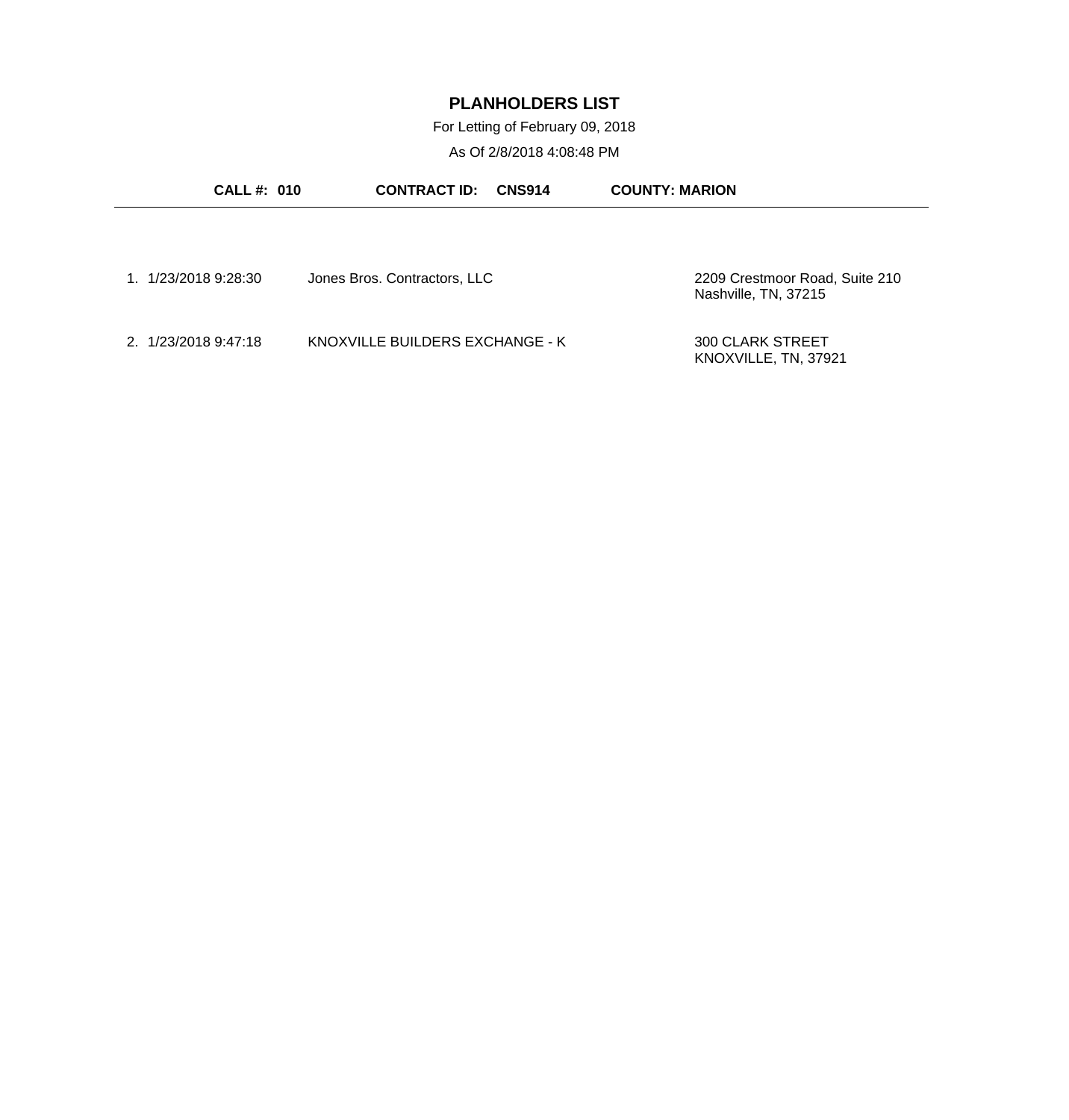# PLANHOLDERS LIST

For Letting of February 09, 2018

As Of 2/8/2018 4:08:48 PM

**CALL #: 010** **CONTRACT ID: CNS914** **COUNTY: MARION**

---

| # | Date/Time | Name | Address |
|---|---|---|---|
| 1. | 1/23/2018 9:28:30 | Jones Bros. Contractors, LLC | 2209 Crestmoor Road, Suite 210<br>Nashville, TN, 37215 |
| 2. | 1/23/2018 9:47:18 | KNOXVILLE BUILDERS EXCHANGE - K | 300 CLARK STREET<br>KNOXVILLE, TN, 37921 |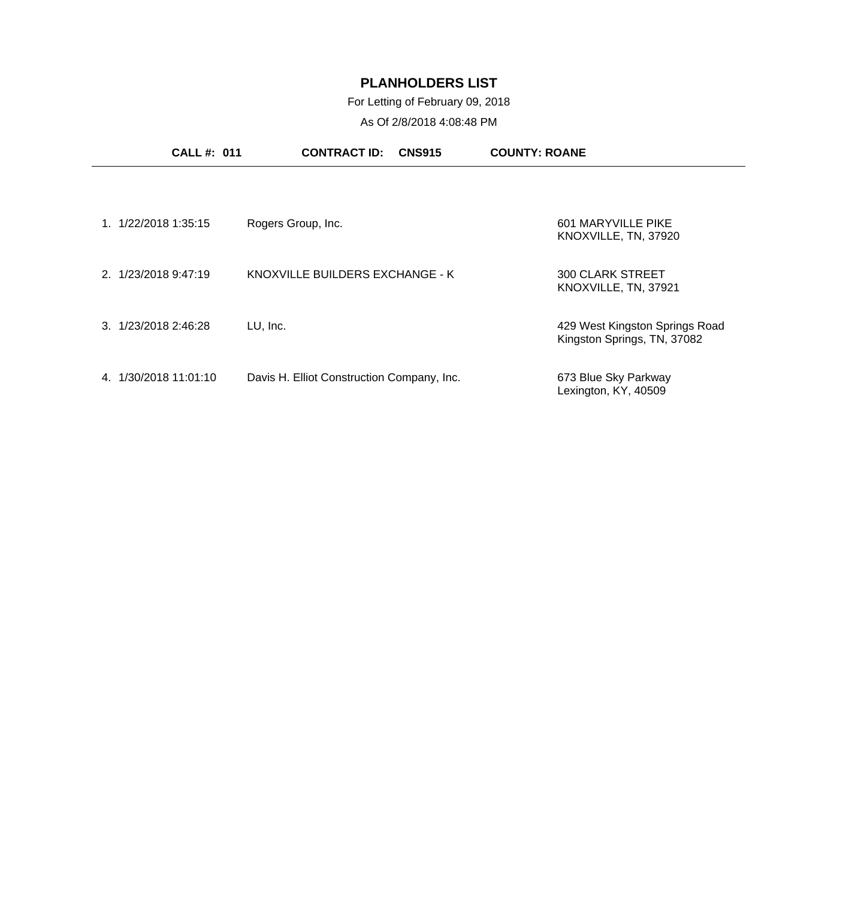# PLANHOLDERS LIST

For Letting of February 09, 2018

As Of 2/8/2018 4:08:48 PM

**CALL #: 011** **CONTRACT ID: CNS915** **COUNTY: ROANE**

---

| # | Date/Time | Name | Address |
|---|---|---|---|
| 1. | 1/22/2018 1:35:15 | Rogers Group, Inc. | 601 MARYVILLE PIKE<br>KNOXVILLE, TN, 37920 |
| 2. | 1/23/2018 9:47:19 | KNOXVILLE BUILDERS EXCHANGE - K | 300 CLARK STREET<br>KNOXVILLE, TN, 37921 |
| 3. | 1/23/2018 2:46:28 | LU, Inc. | 429 West Kingston Springs Road<br>Kingston Springs, TN, 37082 |
| 4. | 1/30/2018 11:01:10 | Davis H. Elliot Construction Company, Inc. | 673 Blue Sky Parkway<br>Lexington, KY, 40509 |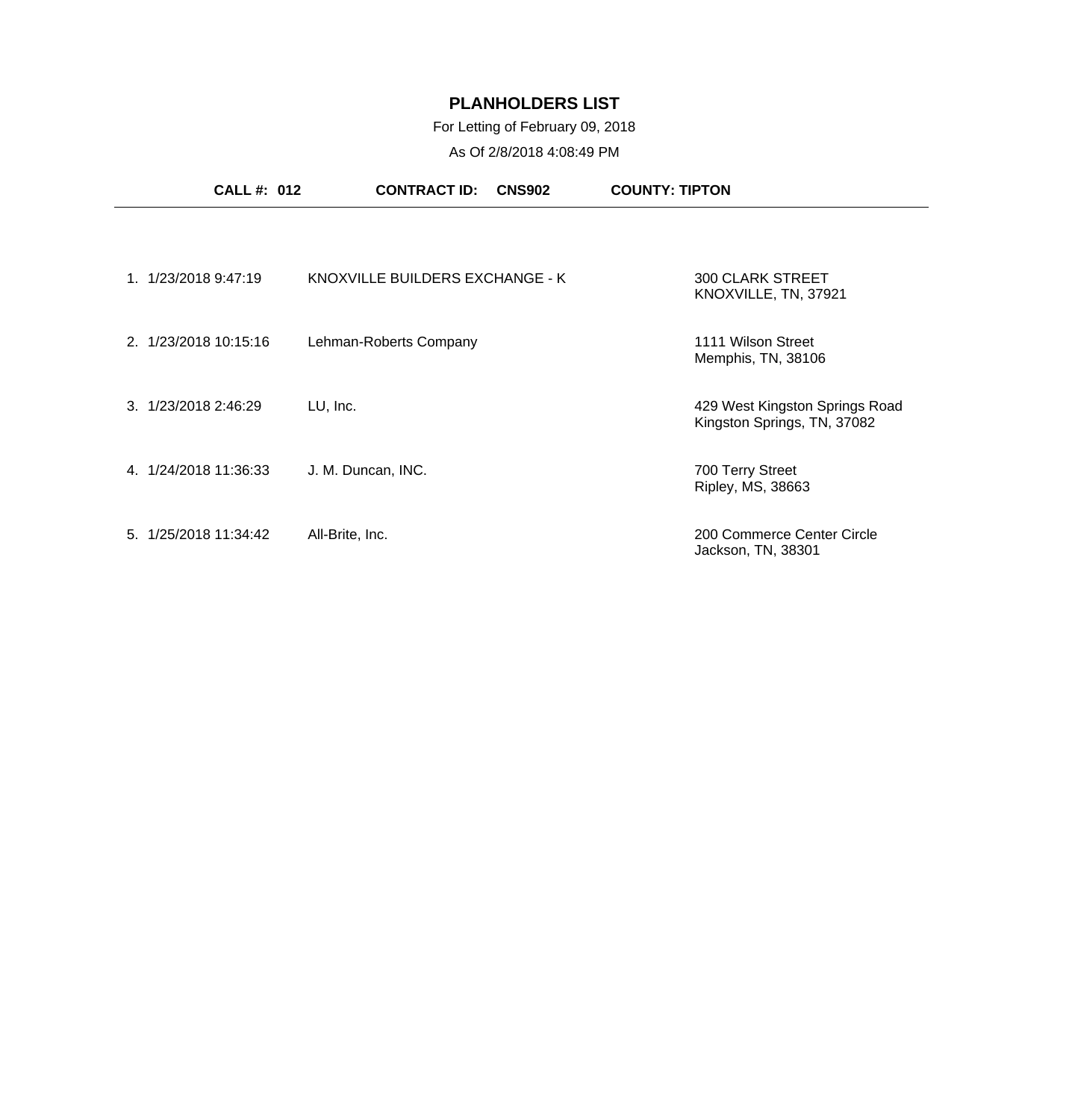# PLANHOLDERS LIST

For Letting of February 09, 2018

As Of 2/8/2018 4:08:49 PM

**CALL #: 012** **CONTRACT ID: CNS902** **COUNTY: TIPTON**

| # | Date/Time | Name | Address |
|---|---|---|---|
| 1. | 1/23/2018 9:47:19 | KNOXVILLE BUILDERS EXCHANGE - K | 300 CLARK STREET<br>KNOXVILLE, TN, 37921 |
| 2. | 1/23/2018 10:15:16 | Lehman-Roberts Company | 1111 Wilson Street<br>Memphis, TN, 38106 |
| 3. | 1/23/2018 2:46:29 | LU, Inc. | 429 West Kingston Springs Road<br>Kingston Springs, TN, 37082 |
| 4. | 1/24/2018 11:36:33 | J. M. Duncan, INC. | 700 Terry Street<br>Ripley, MS, 38663 |
| 5. | 1/25/2018 11:34:42 | All-Brite, Inc. | 200 Commerce Center Circle<br>Jackson, TN, 38301 |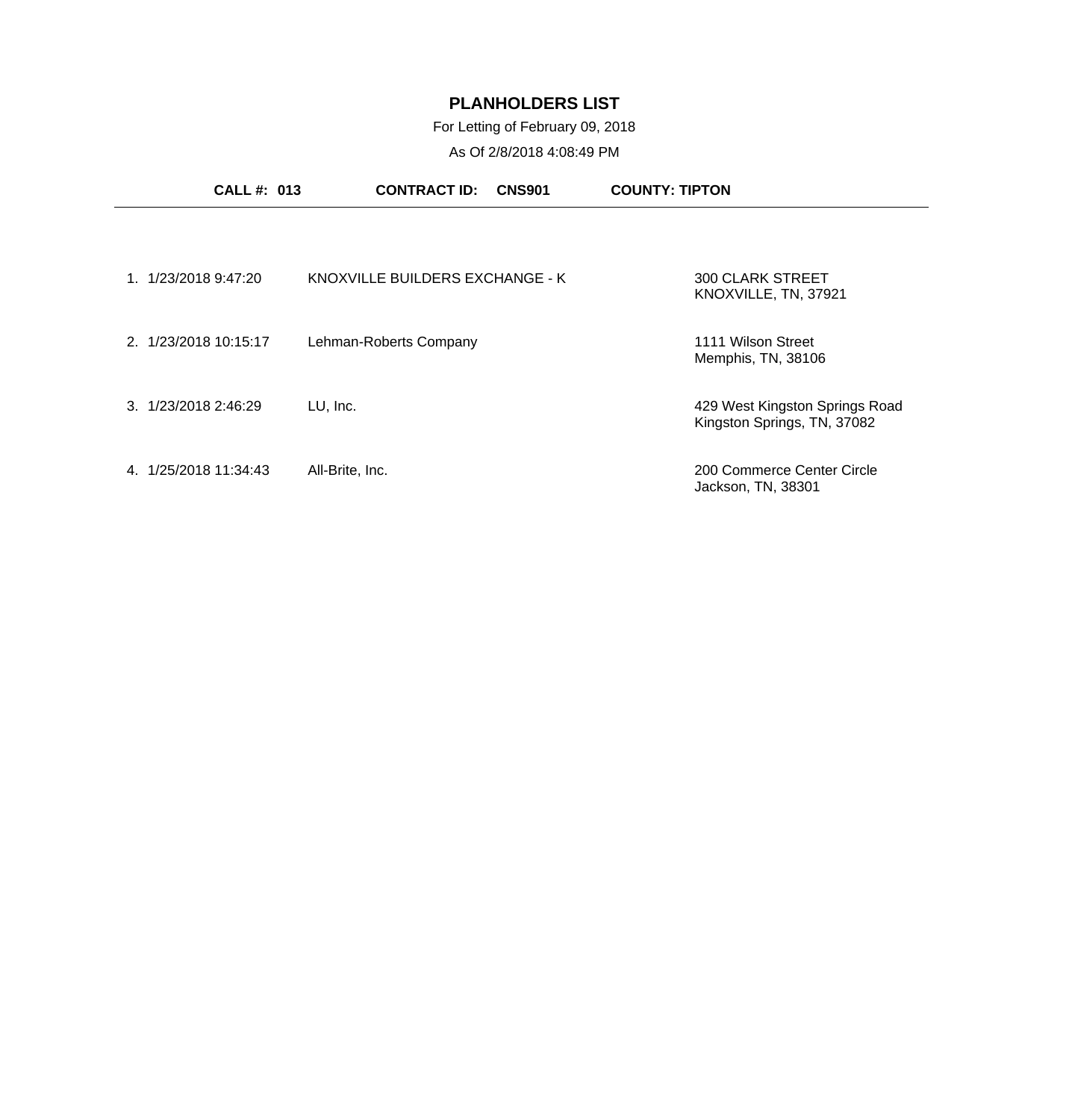# PLANHOLDERS LIST

For Letting of February 09, 2018

As Of 2/8/2018 4:08:49 PM

**CALL #: 013** **CONTRACT ID: CNS901** **COUNTY: TIPTON**

| # | Date/Time | Company | Address |
|---|---|---|---|
| 1. | 1/23/2018 9:47:20 | KNOXVILLE BUILDERS EXCHANGE - K | 300 CLARK STREET<br>KNOXVILLE, TN, 37921 |
| 2. | 1/23/2018 10:15:17 | Lehman-Roberts Company | 1111 Wilson Street<br>Memphis, TN, 38106 |
| 3. | 1/23/2018 2:46:29 | LU, Inc. | 429 West Kingston Springs Road<br>Kingston Springs, TN, 37082 |
| 4. | 1/25/2018 11:34:43 | All-Brite, Inc. | 200 Commerce Center Circle<br>Jackson, TN, 38301 |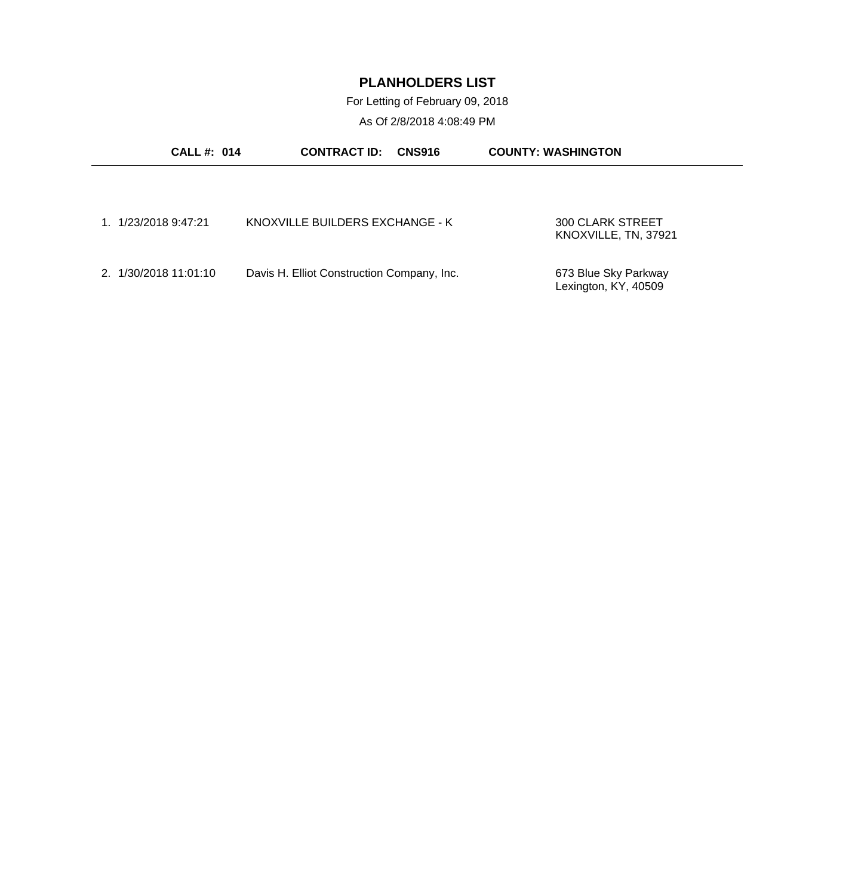# PLANHOLDERS LIST

For Letting of February 09, 2018

As Of 2/8/2018 4:08:49 PM

**CALL #: 014** **CONTRACT ID: CNS916** **COUNTY: WASHINGTON**

| # | Date/Time | Name | Address |
|---|---|---|---|
| 1. | 1/23/2018 9:47:21 | KNOXVILLE BUILDERS EXCHANGE - K | 300 CLARK STREET<br>KNOXVILLE, TN, 37921 |
| 2. | 1/30/2018 11:01:10 | Davis H. Elliot Construction Company, Inc. | 673 Blue Sky Parkway<br>Lexington, KY, 40509 |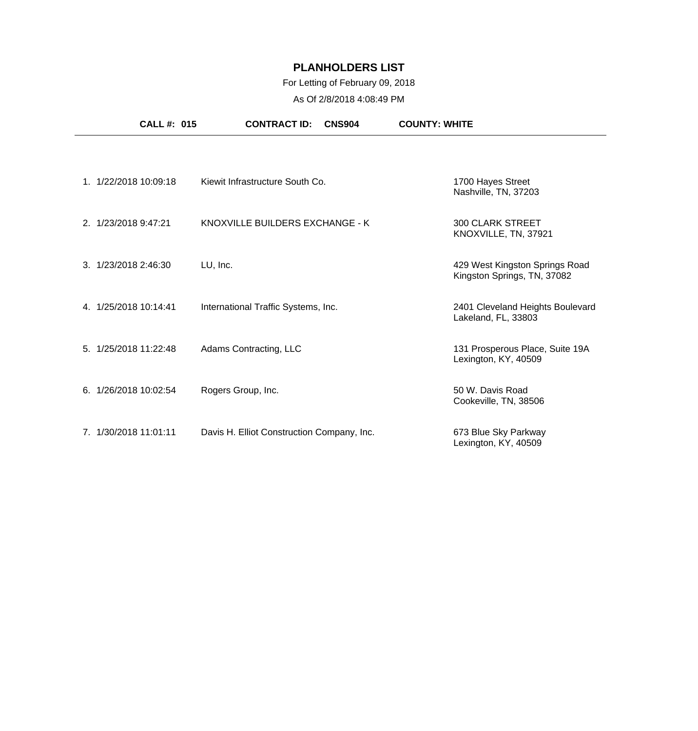# PLANHOLDERS LIST

For Letting of February 09, 2018

As Of 2/8/2018 4:08:49 PM

**CALL #: 015** **CONTRACT ID: CNS904** **COUNTY: WHITE**

| # | Date/Time | Planholder | Address |
|---|---|---|---|
| 1. | 1/22/2018 10:09:18 | Kiewit Infrastructure South Co. | 1700 Hayes Street<br>Nashville, TN, 37203 |
| 2. | 1/23/2018 9:47:21 | KNOXVILLE BUILDERS EXCHANGE - K | 300 CLARK STREET<br>KNOXVILLE, TN, 37921 |
| 3. | 1/23/2018 2:46:30 | LU, Inc. | 429 West Kingston Springs Road<br>Kingston Springs, TN, 37082 |
| 4. | 1/25/2018 10:14:41 | International Traffic Systems, Inc. | 2401 Cleveland Heights Boulevard<br>Lakeland, FL, 33803 |
| 5. | 1/25/2018 11:22:48 | Adams Contracting, LLC | 131 Prosperous Place, Suite 19A<br>Lexington, KY, 40509 |
| 6. | 1/26/2018 10:02:54 | Rogers Group, Inc. | 50 W. Davis Road<br>Cookeville, TN, 38506 |
| 7. | 1/30/2018 11:01:11 | Davis H. Elliot Construction Company, Inc. | 673 Blue Sky Parkway<br>Lexington, KY, 40509 |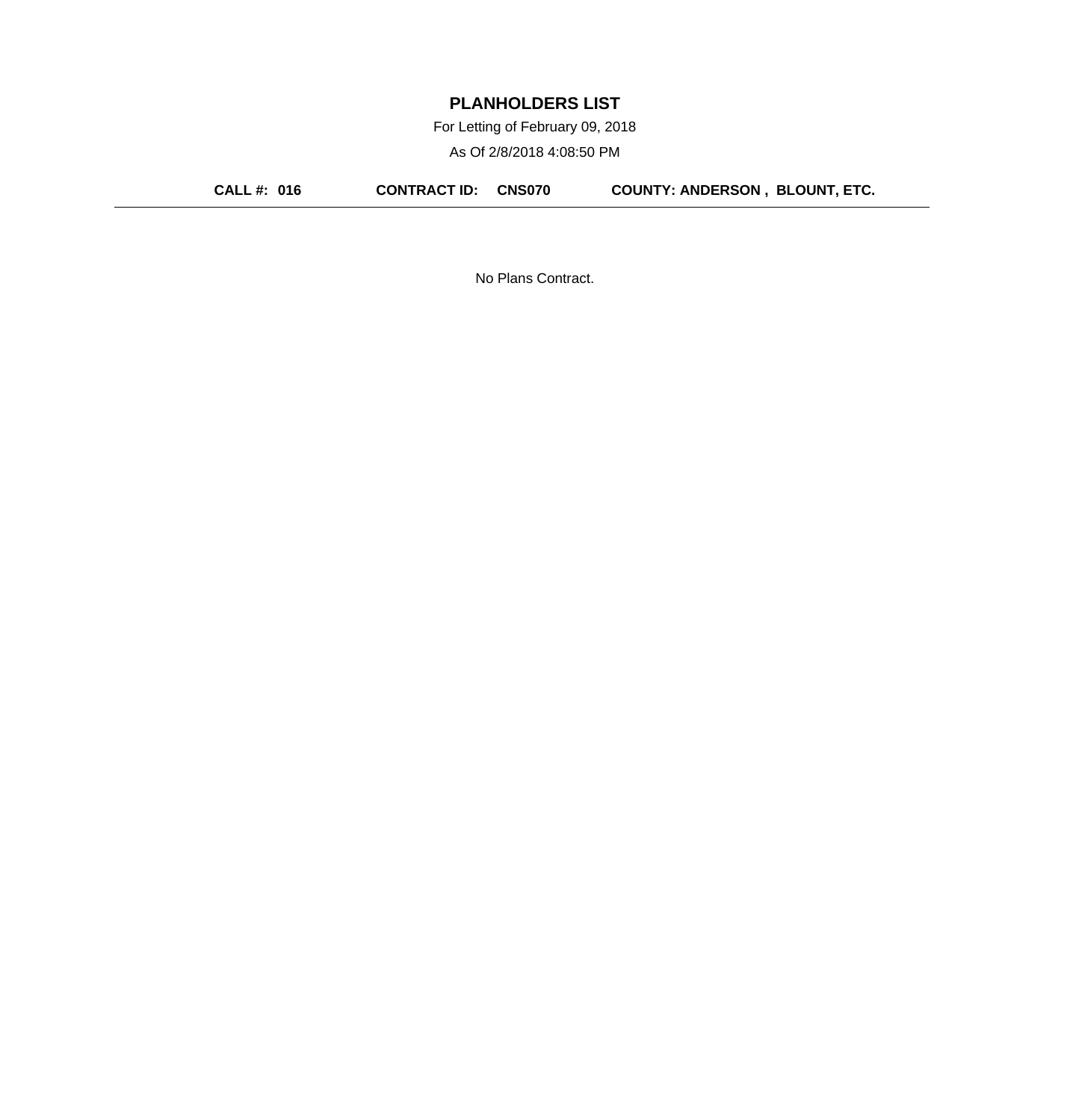# PLANHOLDERS LIST

For Letting of February 09, 2018

As Of 2/8/2018 4:08:50 PM

**CALL #: 016** **CONTRACT ID: CNS070** **COUNTY: ANDERSON , BLOUNT, ETC.**

---

No Plans Contract.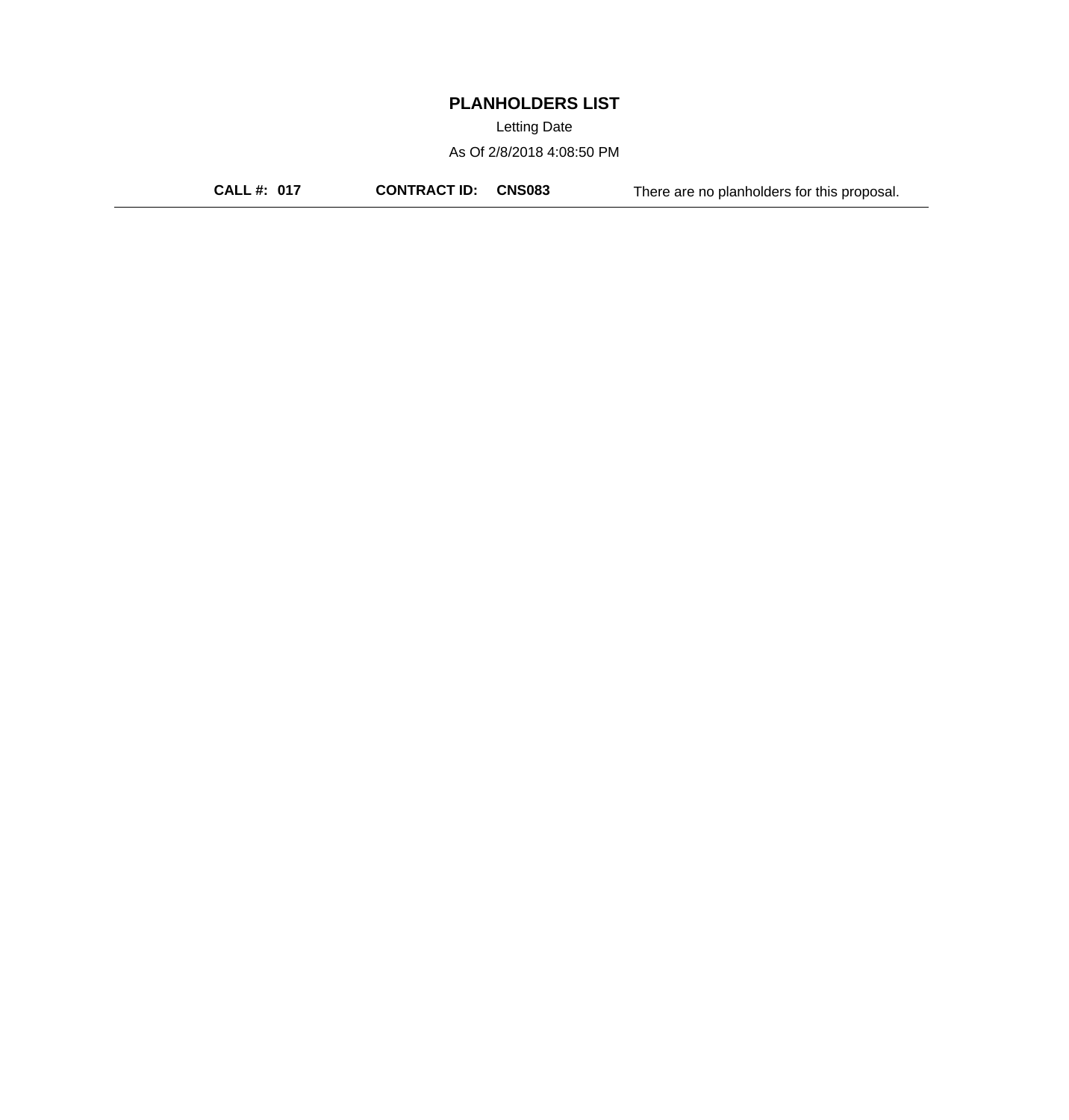# PLANHOLDERS LIST

Letting Date

As Of 2/8/2018 4:08:50 PM

**CALL #: 017** **CONTRACT ID: CNS083** There are no planholders for this proposal.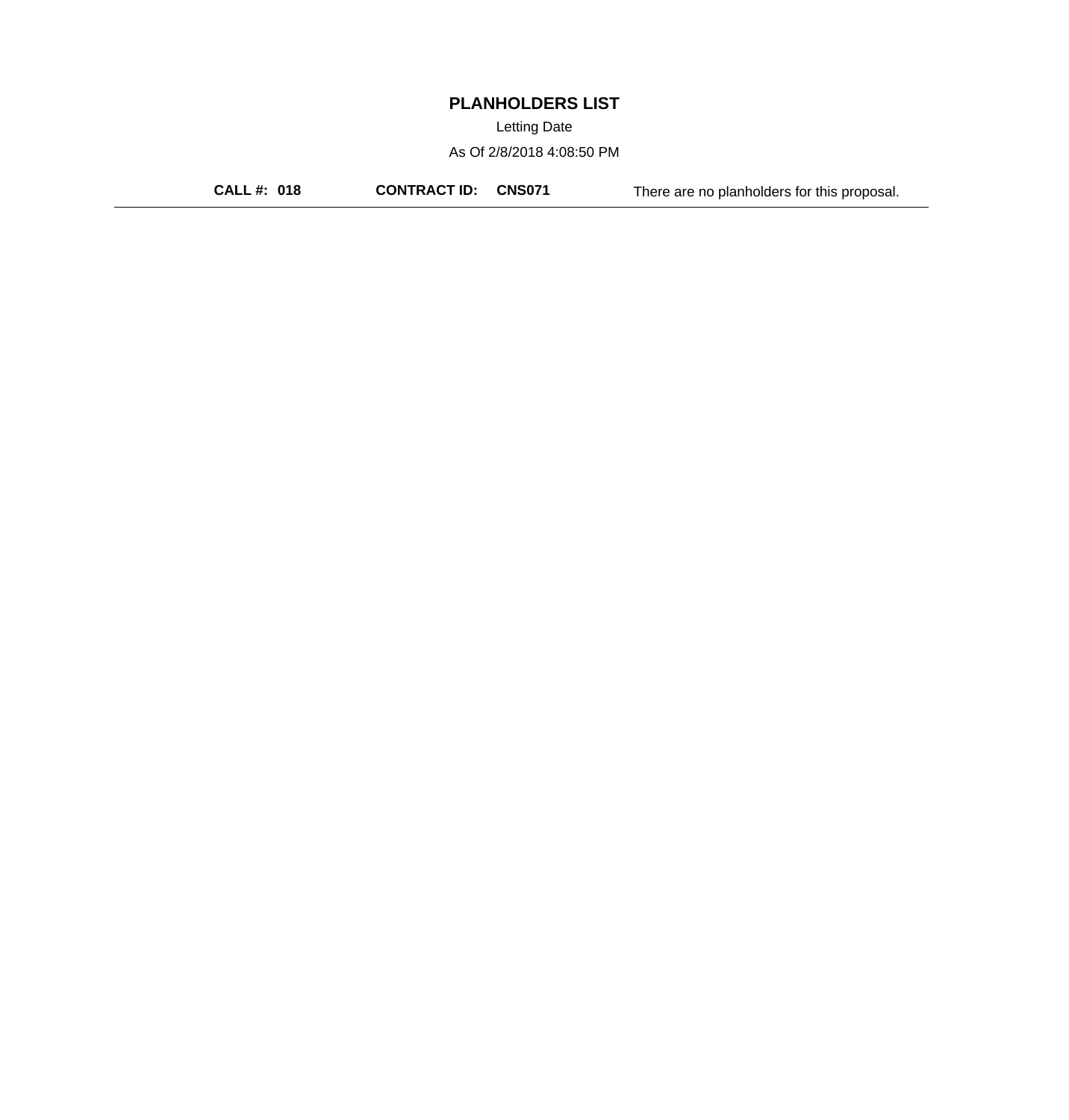# PLANHOLDERS LIST

Letting Date

As Of 2/8/2018 4:08:50 PM

**CALL #: 018** **CONTRACT ID: CNS071** There are no planholders for this proposal.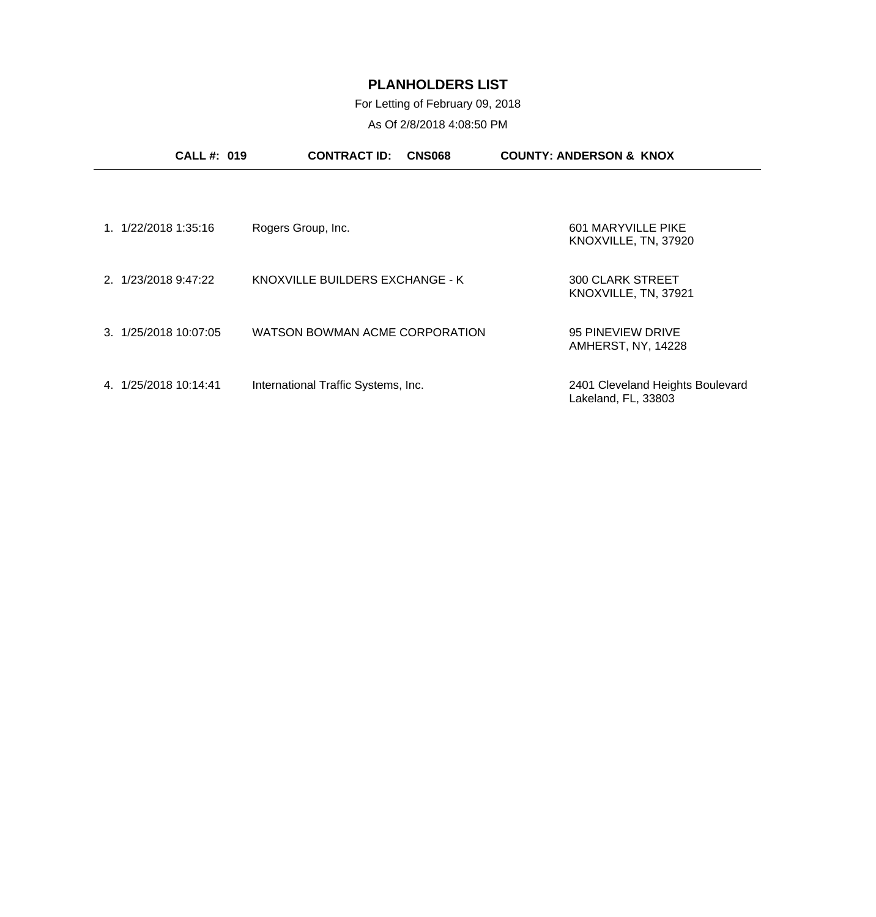# PLANHOLDERS LIST

For Letting of February 09, 2018

As Of 2/8/2018 4:08:50 PM

**CALL #: 019** **CONTRACT ID: CNS068** **COUNTY: ANDERSON & KNOX**

---

| # | Date/Time | Planholder | Address |
|---|---|---|---|
| 1. | 1/22/2018 1:35:16 | Rogers Group, Inc. | 601 MARYVILLE PIKE<br>KNOXVILLE, TN, 37920 |
| 2. | 1/23/2018 9:47:22 | KNOXVILLE BUILDERS EXCHANGE - K | 300 CLARK STREET<br>KNOXVILLE, TN, 37921 |
| 3. | 1/25/2018 10:07:05 | WATSON BOWMAN ACME CORPORATION | 95 PINEVIEW DRIVE<br>AMHERST, NY, 14228 |
| 4. | 1/25/2018 10:14:41 | International Traffic Systems, Inc. | 2401 Cleveland Heights Boulevard<br>Lakeland, FL, 33803 |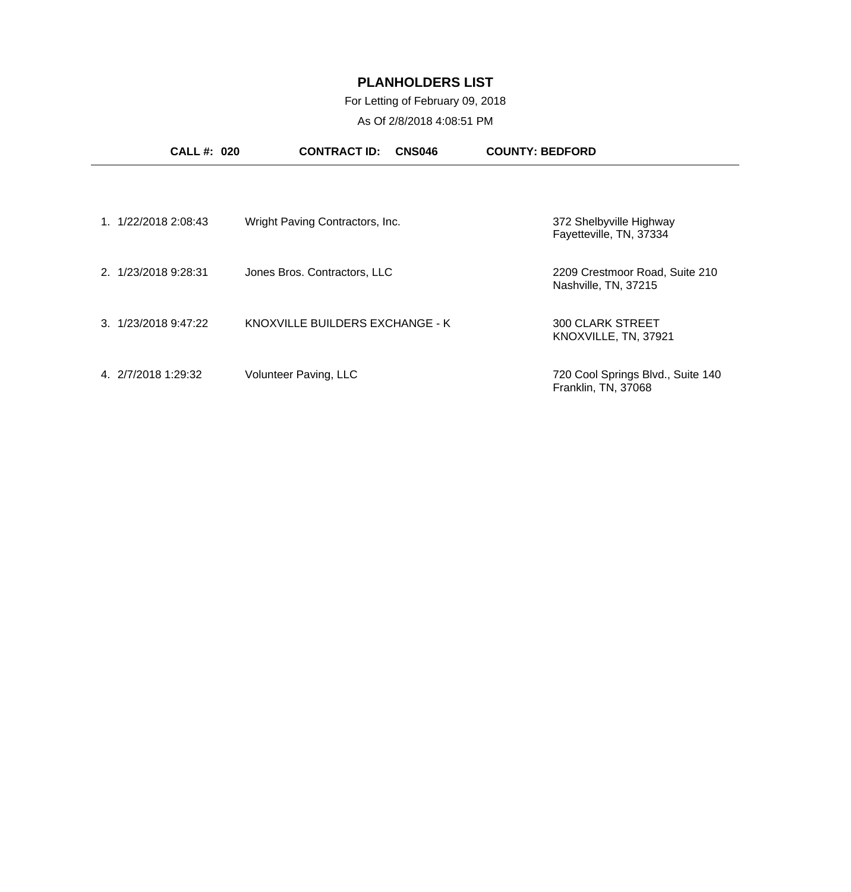# PLANHOLDERS LIST

For Letting of February 09, 2018

As Of 2/8/2018 4:08:51 PM

**CALL #: 020** **CONTRACT ID: CNS046** **COUNTY: BEDFORD**

---

| # | Date/Time | Name | Address |
|---|---|---|---|
| 1. | 1/22/2018 2:08:43 | Wright Paving Contractors, Inc. | 372 Shelbyville Highway<br>Fayetteville, TN, 37334 |
| 2. | 1/23/2018 9:28:31 | Jones Bros. Contractors, LLC | 2209 Crestmoor Road, Suite 210<br>Nashville, TN, 37215 |
| 3. | 1/23/2018 9:47:22 | KNOXVILLE BUILDERS EXCHANGE - K | 300 CLARK STREET<br>KNOXVILLE, TN, 37921 |
| 4. | 2/7/2018 1:29:32 | Volunteer Paving, LLC | 720 Cool Springs Blvd., Suite 140<br>Franklin, TN, 37068 |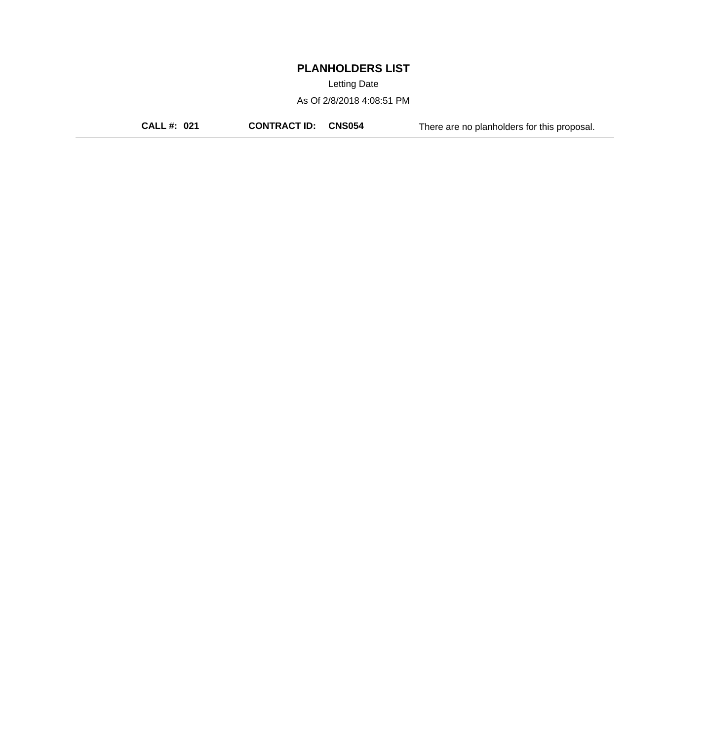# PLANHOLDERS LIST

Letting Date

As Of 2/8/2018 4:08:51 PM

**CALL #: 021** **CONTRACT ID: CNS054** There are no planholders for this proposal.

---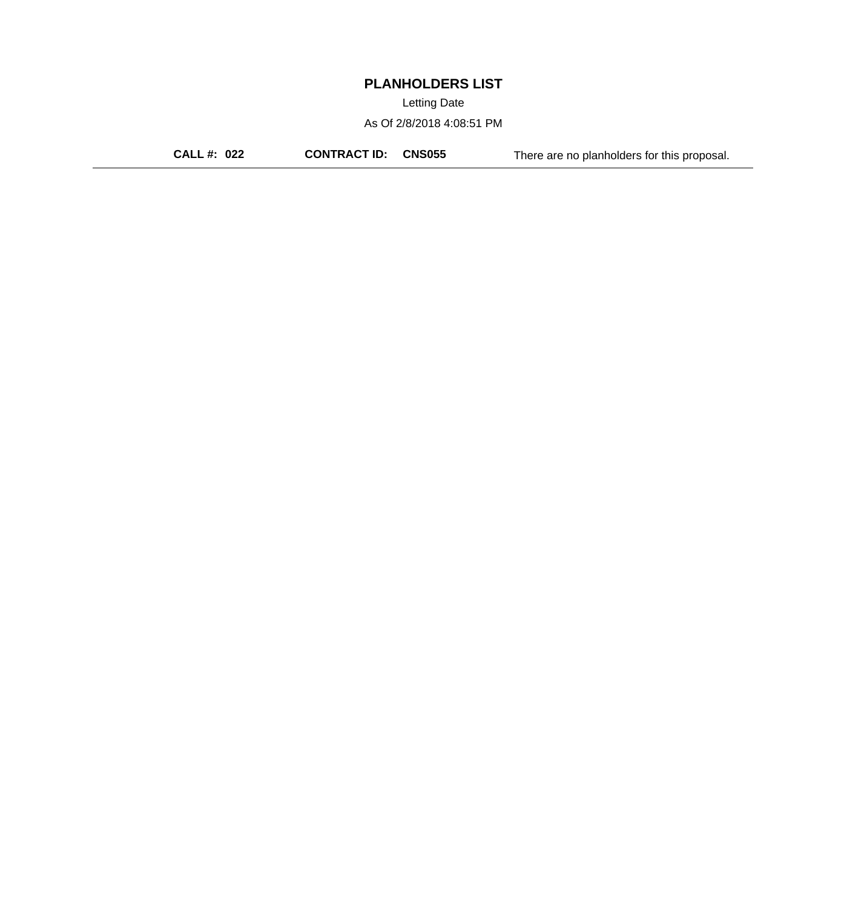# PLANHOLDERS LIST

Letting Date

As Of 2/8/2018 4:08:51 PM

**CALL #: 022** **CONTRACT ID: CNS055** There are no planholders for this proposal.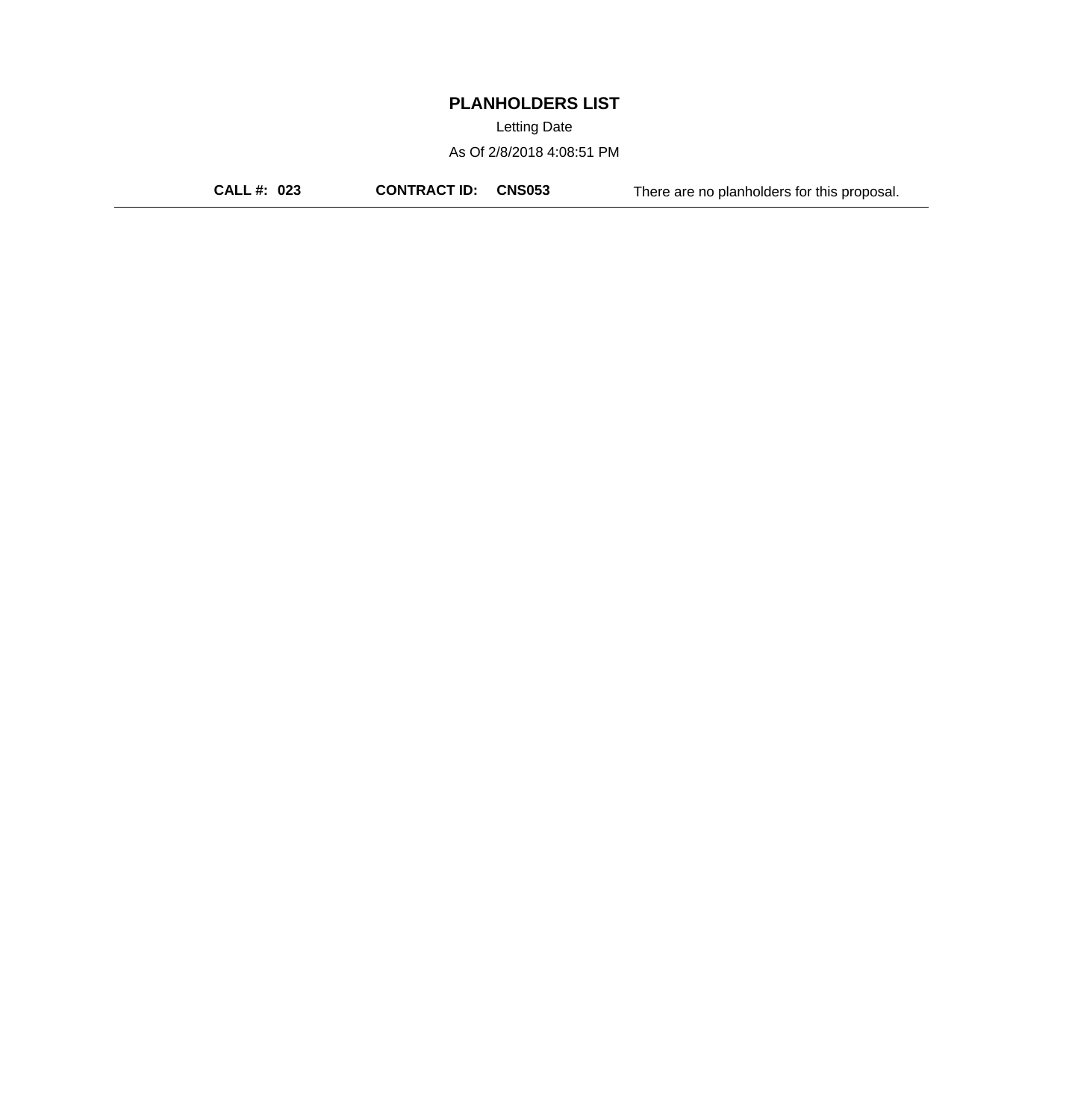# PLANHOLDERS LIST

Letting Date

As Of 2/8/2018 4:08:51 PM

**CALL #: 023** **CONTRACT ID: CNS053** There are no planholders for this proposal.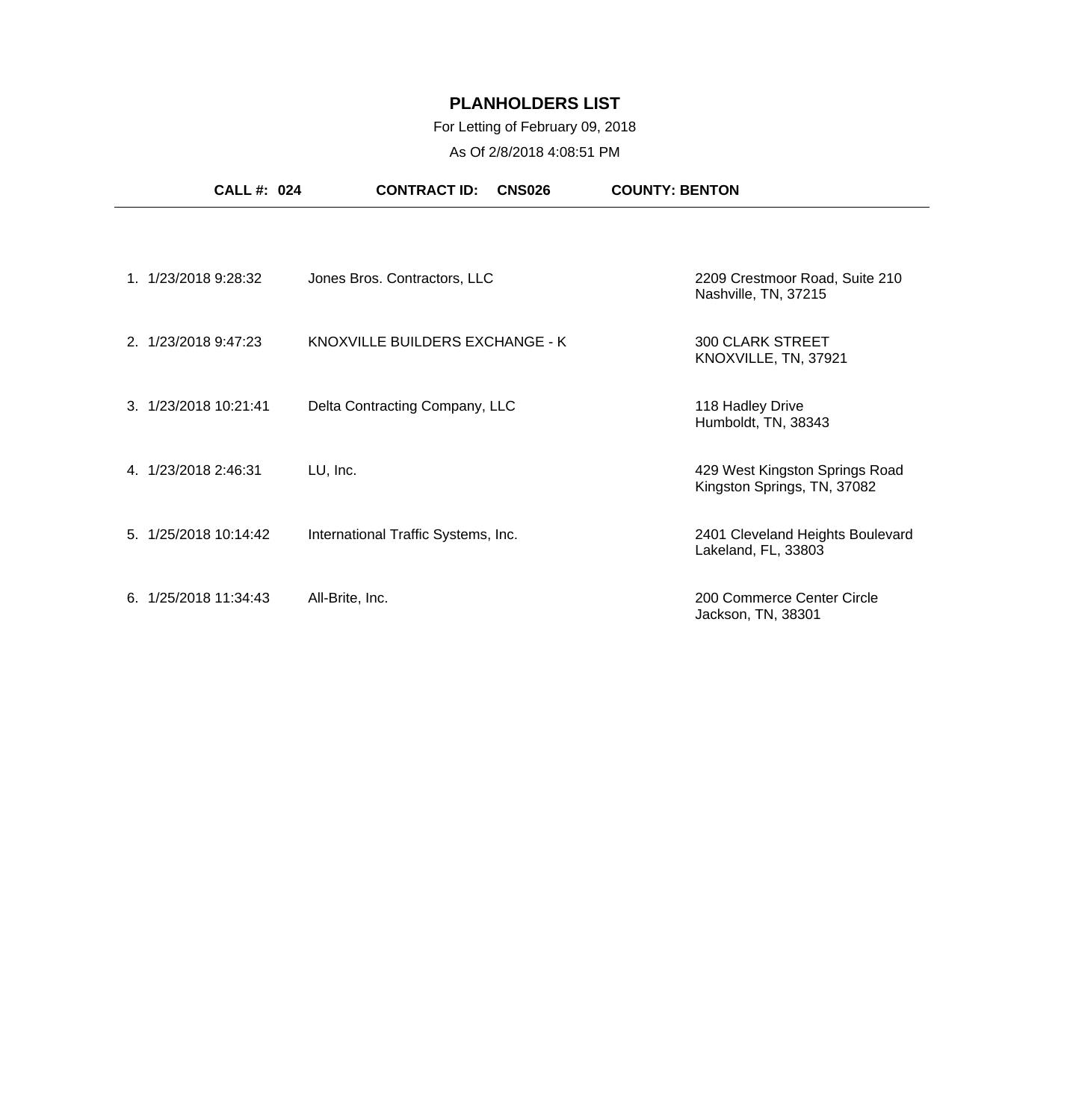# PLANHOLDERS LIST

For Letting of February 09, 2018

As Of 2/8/2018 4:08:51 PM

**CALL #: 024** **CONTRACT ID: CNS026** **COUNTY: BENTON**

| # | Date/Time | Planholder | Address |
|---|---|---|---|
| 1. | 1/23/2018 9:28:32 | Jones Bros. Contractors, LLC | 2209 Crestmoor Road, Suite 210<br>Nashville, TN, 37215 |
| 2. | 1/23/2018 9:47:23 | KNOXVILLE BUILDERS EXCHANGE - K | 300 CLARK STREET<br>KNOXVILLE, TN, 37921 |
| 3. | 1/23/2018 10:21:41 | Delta Contracting Company, LLC | 118 Hadley Drive<br>Humboldt, TN, 38343 |
| 4. | 1/23/2018 2:46:31 | LU, Inc. | 429 West Kingston Springs Road<br>Kingston Springs, TN, 37082 |
| 5. | 1/25/2018 10:14:42 | International Traffic Systems, Inc. | 2401 Cleveland Heights Boulevard<br>Lakeland, FL, 33803 |
| 6. | 1/25/2018 11:34:43 | All-Brite, Inc. | 200 Commerce Center Circle<br>Jackson, TN, 38301 |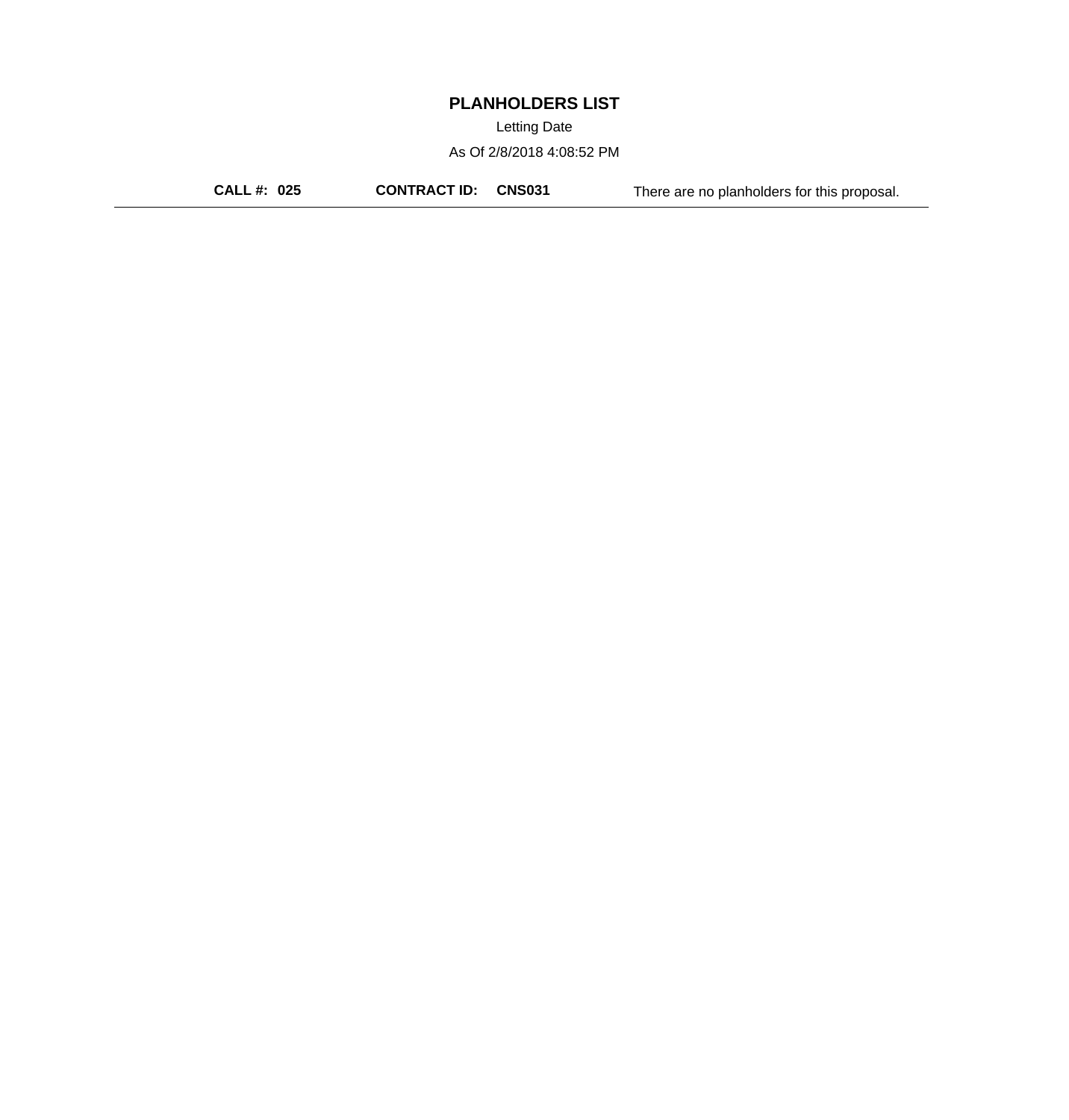# PLANHOLDERS LIST

Letting Date

As Of 2/8/2018 4:08:52 PM

**CALL #: 025** **CONTRACT ID: CNS031** There are no planholders for this proposal.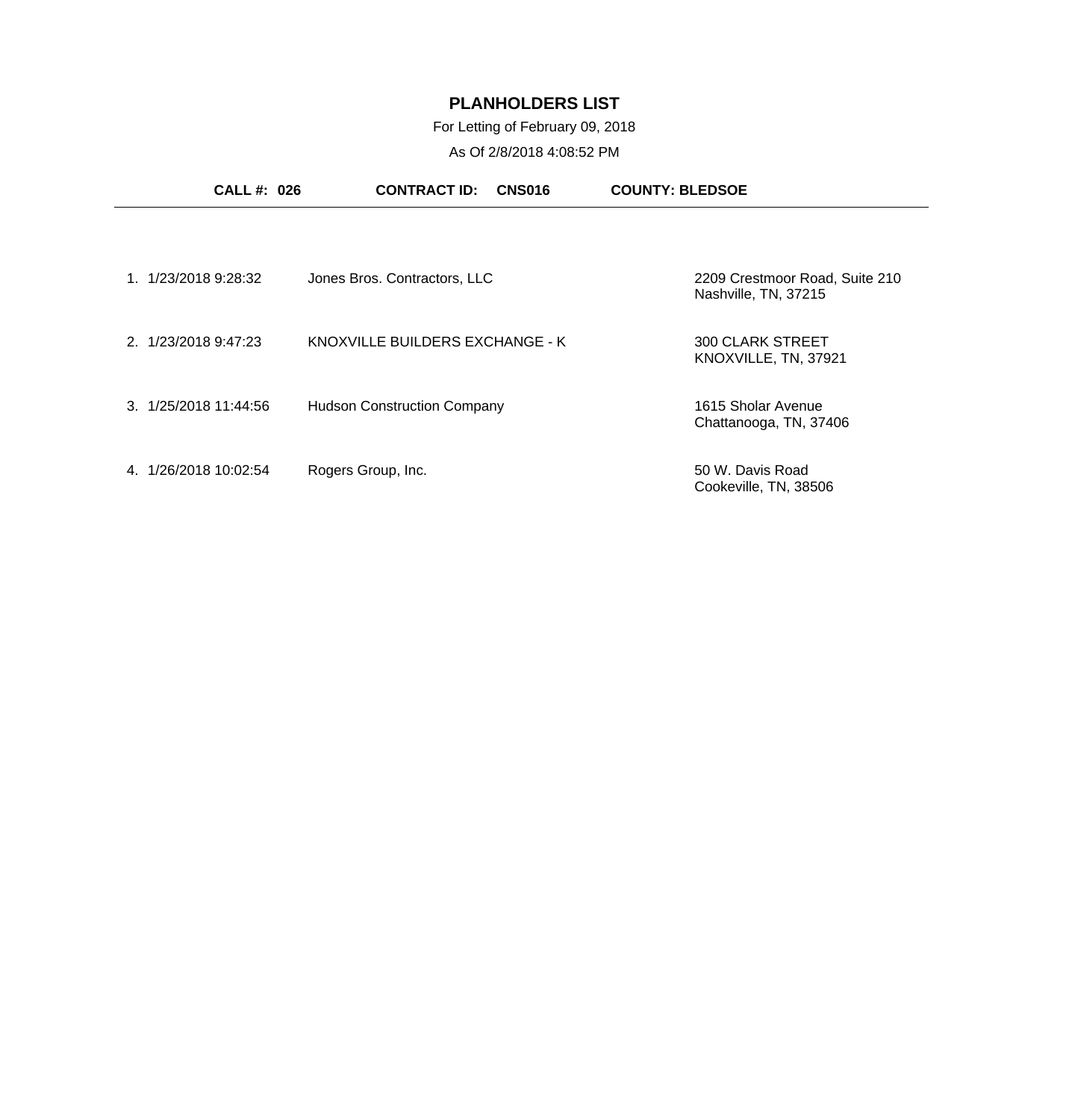# PLANHOLDERS LIST

For Letting of February 09, 2018

As Of 2/8/2018 4:08:52 PM

**CALL #: 026** **CONTRACT ID: CNS016** **COUNTY: BLEDSOE**

| # | Date/Time | Name | Address |
|---|---|---|---|
| 1. | 1/23/2018 9:28:32 | Jones Bros. Contractors, LLC | 2209 Crestmoor Road, Suite 210<br>Nashville, TN, 37215 |
| 2. | 1/23/2018 9:47:23 | KNOXVILLE BUILDERS EXCHANGE - K | 300 CLARK STREET<br>KNOXVILLE, TN, 37921 |
| 3. | 1/25/2018 11:44:56 | Hudson Construction Company | 1615 Sholar Avenue<br>Chattanooga, TN, 37406 |
| 4. | 1/26/2018 10:02:54 | Rogers Group, Inc. | 50 W. Davis Road<br>Cookeville, TN, 38506 |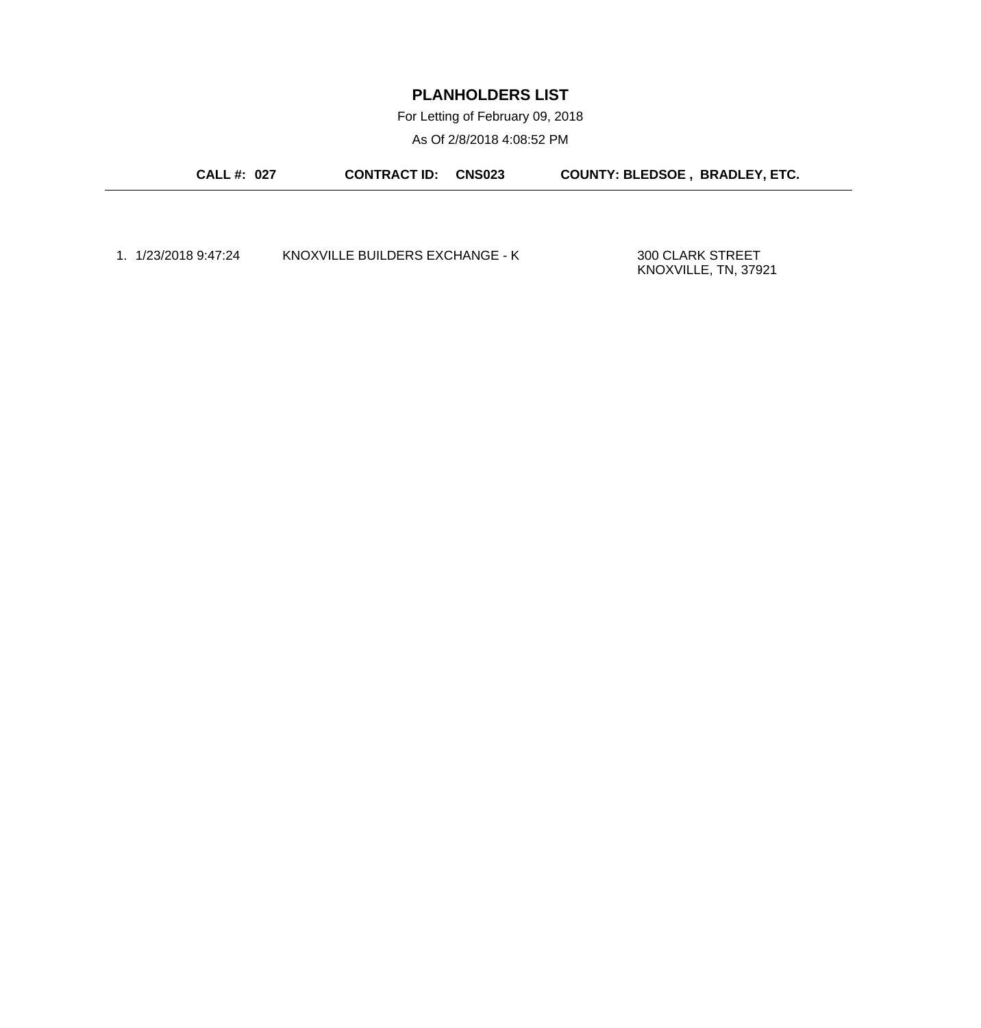# PLANHOLDERS LIST

For Letting of February 09, 2018

As Of 2/8/2018 4:08:52 PM

**CALL #: 027** **CONTRACT ID: CNS023** **COUNTY: BLEDSOE , BRADLEY, ETC.**

---

1. 1/23/2018 9:47:24 KNOXVILLE BUILDERS EXCHANGE - K 300 CLARK STREET KNOXVILLE, TN, 37921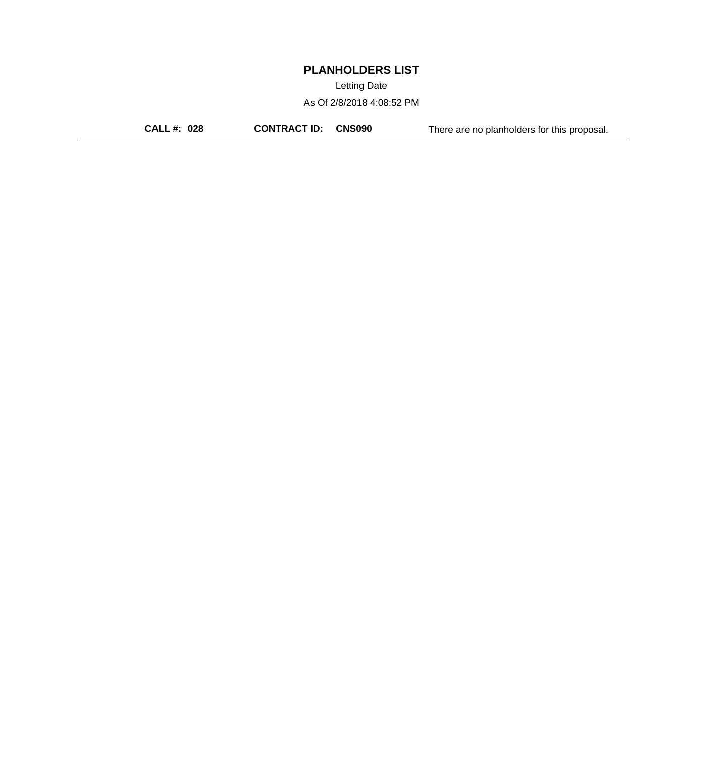# PLANHOLDERS LIST

Letting Date

As Of 2/8/2018 4:08:52 PM

**CALL #: 028** **CONTRACT ID: CNS090** There are no planholders for this proposal.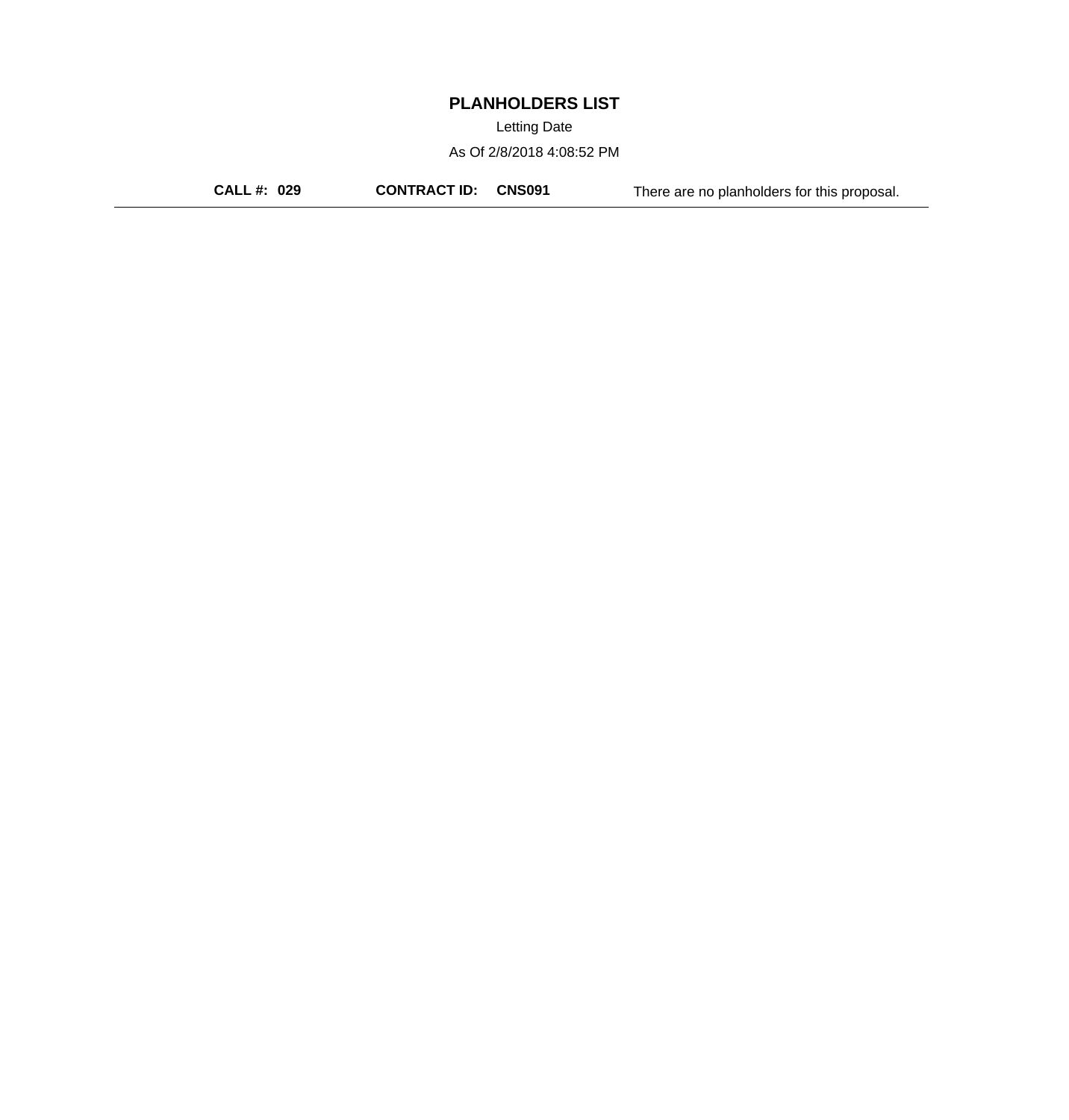# PLANHOLDERS LIST

Letting Date

As Of 2/8/2018 4:08:52 PM

**CALL #: 029** **CONTRACT ID: CNS091** There are no planholders for this proposal.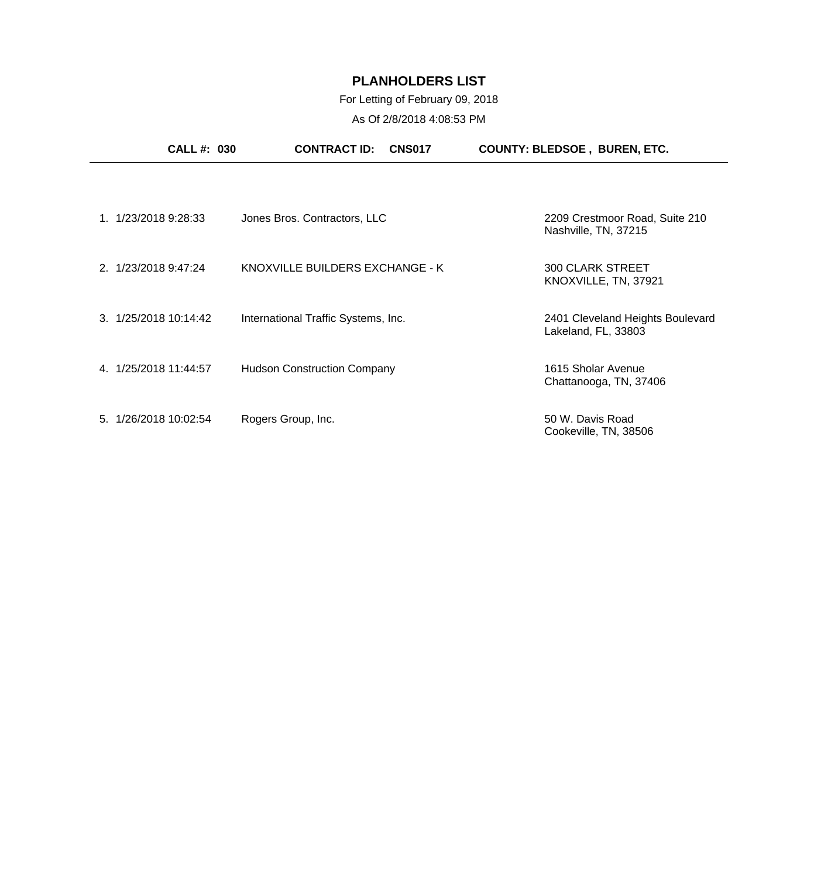# PLANHOLDERS LIST

For Letting of February 09, 2018

As Of 2/8/2018 4:08:53 PM

**CALL #: 030** **CONTRACT ID: CNS017** **COUNTY: BLEDSOE , BUREN, ETC.**

| # | Date/Time | Name | Address |
|---|---|---|---|
| 1. | 1/23/2018 9:28:33 | Jones Bros. Contractors, LLC | 2209 Crestmoor Road, Suite 210<br>Nashville, TN, 37215 |
| 2. | 1/23/2018 9:47:24 | KNOXVILLE BUILDERS EXCHANGE - K | 300 CLARK STREET<br>KNOXVILLE, TN, 37921 |
| 3. | 1/25/2018 10:14:42 | International Traffic Systems, Inc. | 2401 Cleveland Heights Boulevard<br>Lakeland, FL, 33803 |
| 4. | 1/25/2018 11:44:57 | Hudson Construction Company | 1615 Sholar Avenue<br>Chattanooga, TN, 37406 |
| 5. | 1/26/2018 10:02:54 | Rogers Group, Inc. | 50 W. Davis Road<br>Cookeville, TN, 38506 |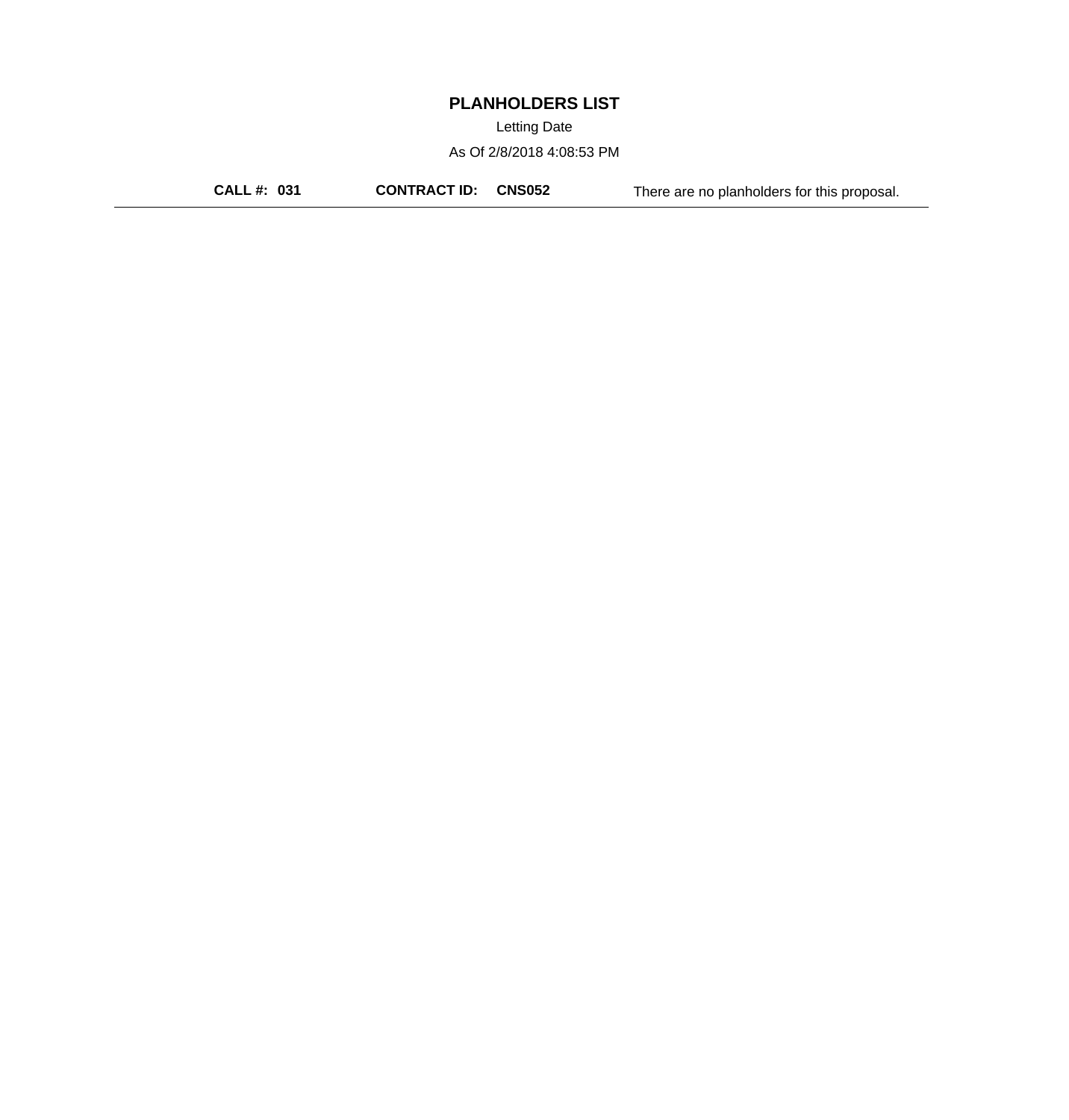# PLANHOLDERS LIST

Letting Date

As Of 2/8/2018 4:08:53 PM

**CALL #: 031** **CONTRACT ID: CNS052** There are no planholders for this proposal.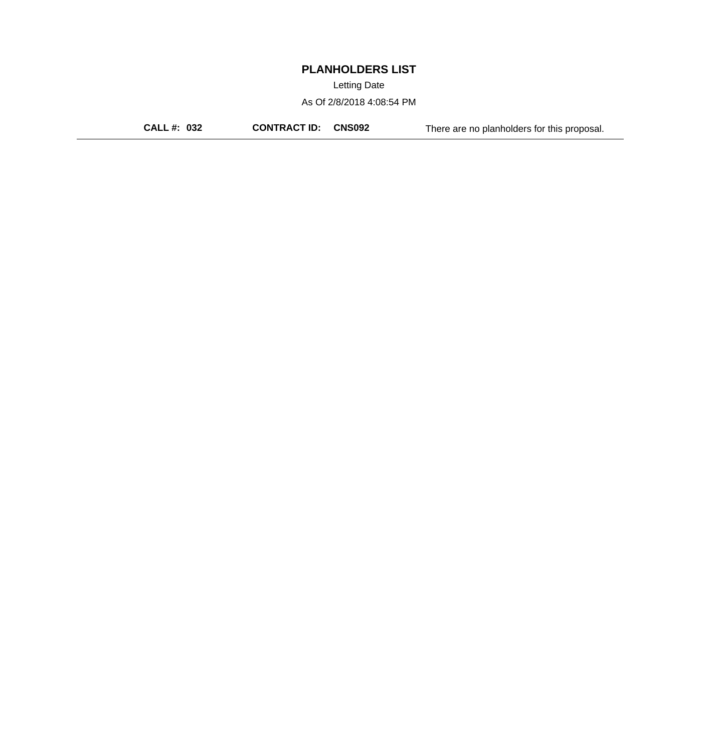# PLANHOLDERS LIST

Letting Date

As Of 2/8/2018 4:08:54 PM

**CALL #: 032** **CONTRACT ID: CNS092** There are no planholders for this proposal.

---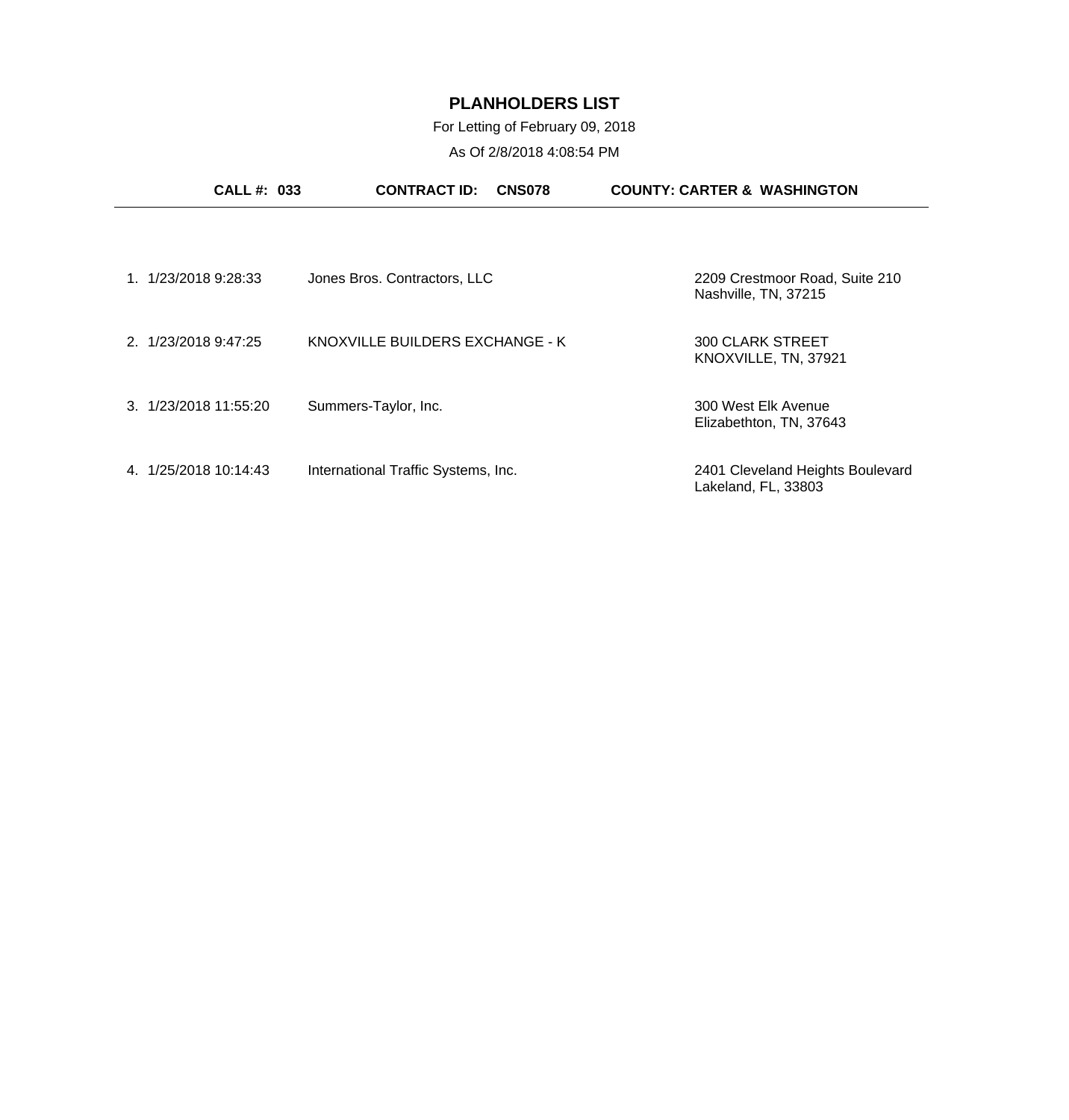# PLANHOLDERS LIST

For Letting of February 09, 2018

As Of 2/8/2018 4:08:54 PM

**CALL #: 033** **CONTRACT ID: CNS078** **COUNTY: CARTER & WASHINGTON**

| # | Date/Time | Company | Address |
|---|---|---|---|
| 1. | 1/23/2018 9:28:33 | Jones Bros. Contractors, LLC | 2209 Crestmoor Road, Suite 210<br>Nashville, TN, 37215 |
| 2. | 1/23/2018 9:47:25 | KNOXVILLE BUILDERS EXCHANGE - K | 300 CLARK STREET<br>KNOXVILLE, TN, 37921 |
| 3. | 1/23/2018 11:55:20 | Summers-Taylor, Inc. | 300 West Elk Avenue<br>Elizabethton, TN, 37643 |
| 4. | 1/25/2018 10:14:43 | International Traffic Systems, Inc. | 2401 Cleveland Heights Boulevard<br>Lakeland, FL, 33803 |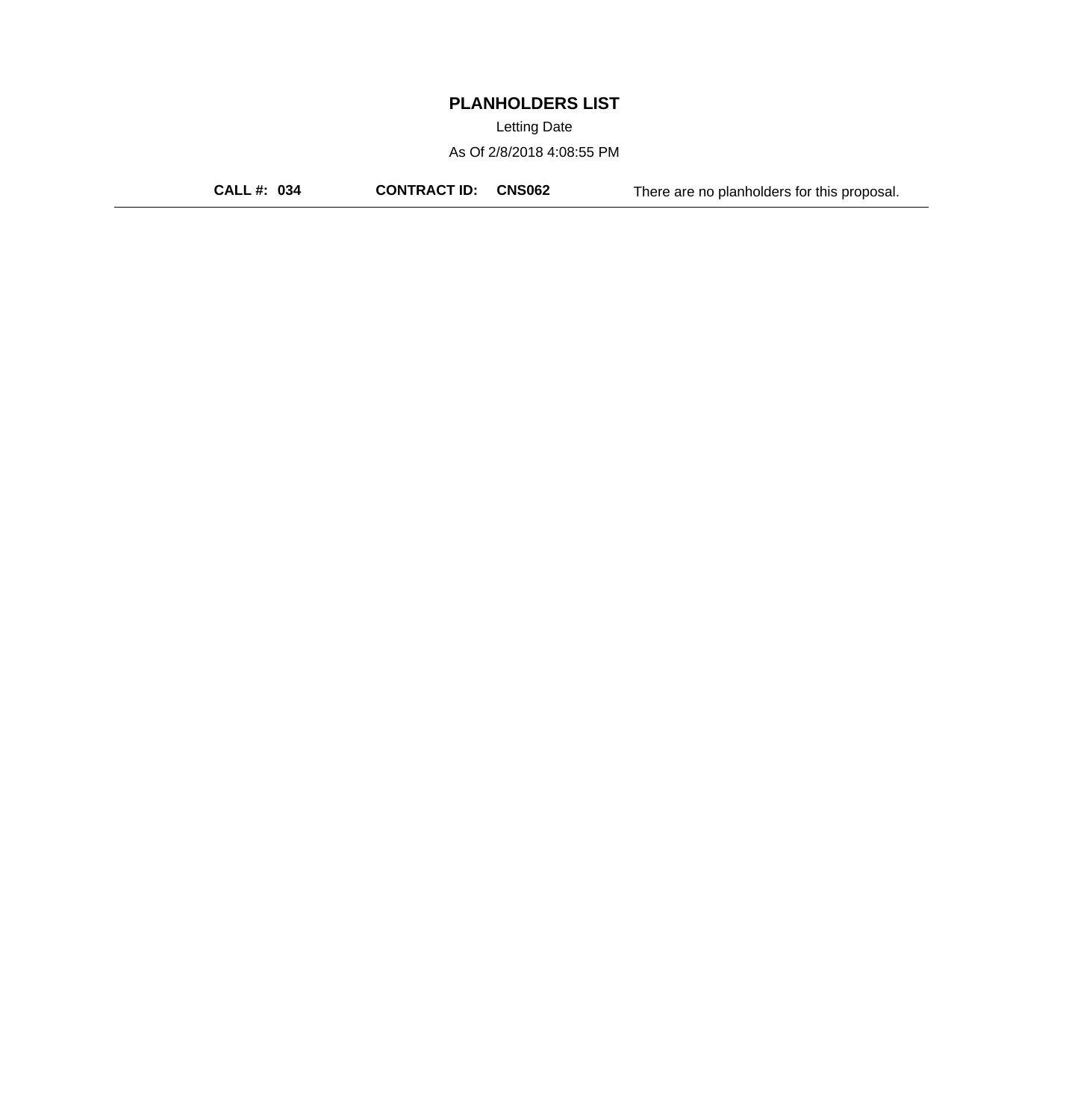# PLANHOLDERS LIST

Letting Date

As Of 2/8/2018 4:08:55 PM

**CALL #: 034** **CONTRACT ID: CNS062** There are no planholders for this proposal.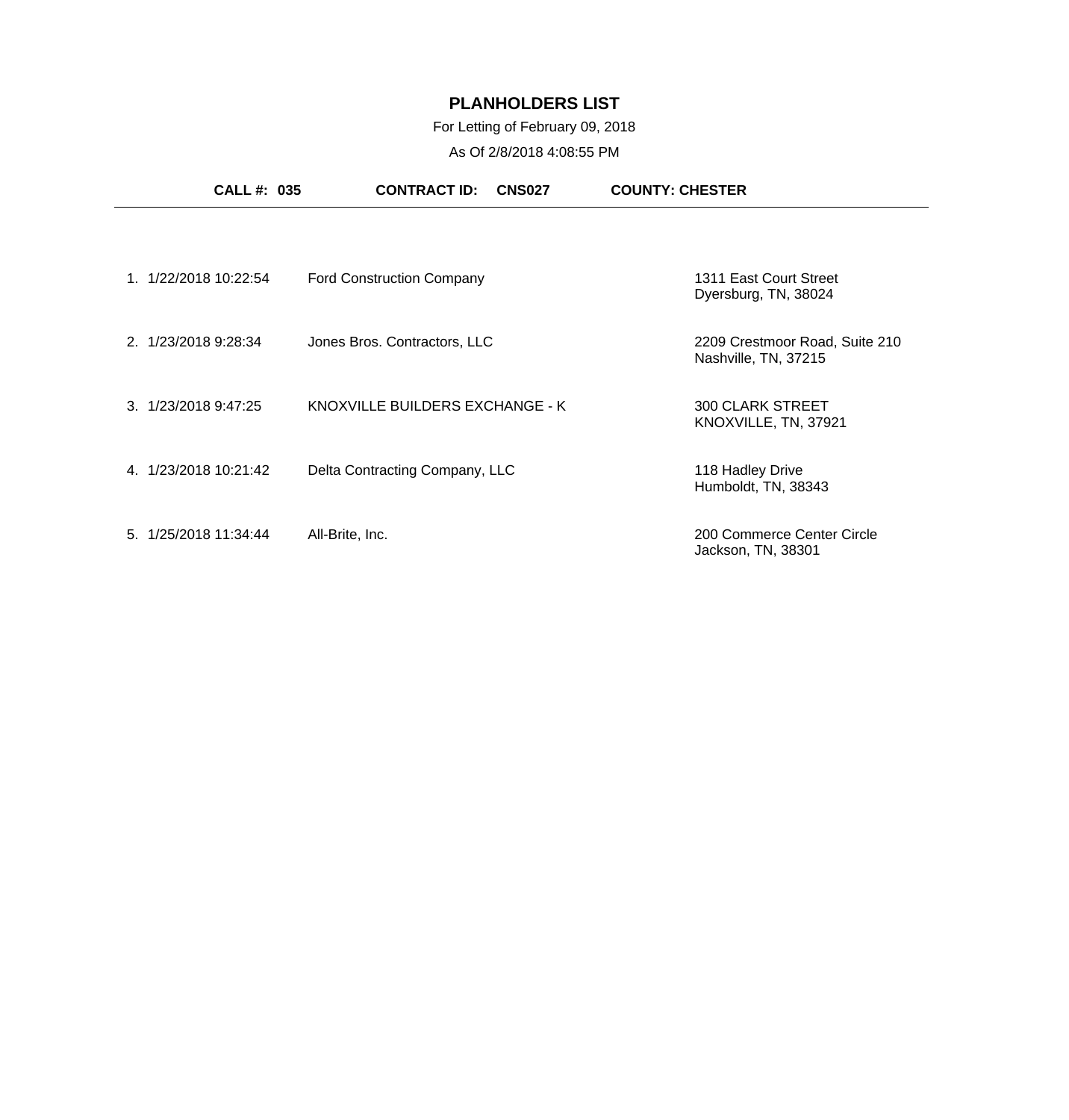# PLANHOLDERS LIST

For Letting of February 09, 2018

As Of 2/8/2018 4:08:55 PM

**CALL #: 035** **CONTRACT ID: CNS027** **COUNTY: CHESTER**

---

| # | Date/Time | Company | Address |
|---|---|---|---|
| 1. | 1/22/2018 10:22:54 | Ford Construction Company | 1311 East Court Street<br>Dyersburg, TN, 38024 |
| 2. | 1/23/2018 9:28:34 | Jones Bros. Contractors, LLC | 2209 Crestmoor Road, Suite 210<br>Nashville, TN, 37215 |
| 3. | 1/23/2018 9:47:25 | KNOXVILLE BUILDERS EXCHANGE - K | 300 CLARK STREET<br>KNOXVILLE, TN, 37921 |
| 4. | 1/23/2018 10:21:42 | Delta Contracting Company, LLC | 118 Hadley Drive<br>Humboldt, TN, 38343 |
| 5. | 1/25/2018 11:34:44 | All-Brite, Inc. | 200 Commerce Center Circle<br>Jackson, TN, 38301 |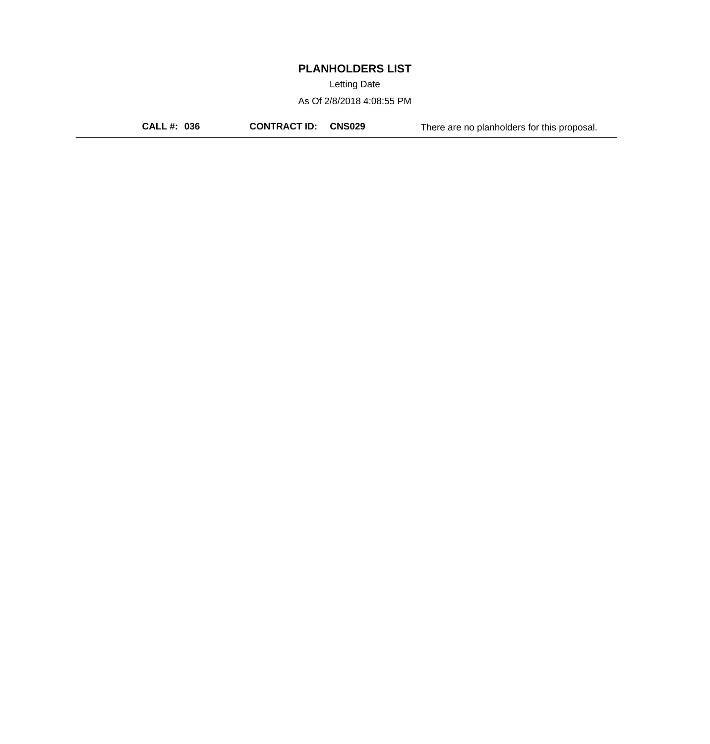# PLANHOLDERS LIST

Letting Date

As Of 2/8/2018 4:08:55 PM

**CALL #: 036** **CONTRACT ID: CNS029** There are no planholders for this proposal.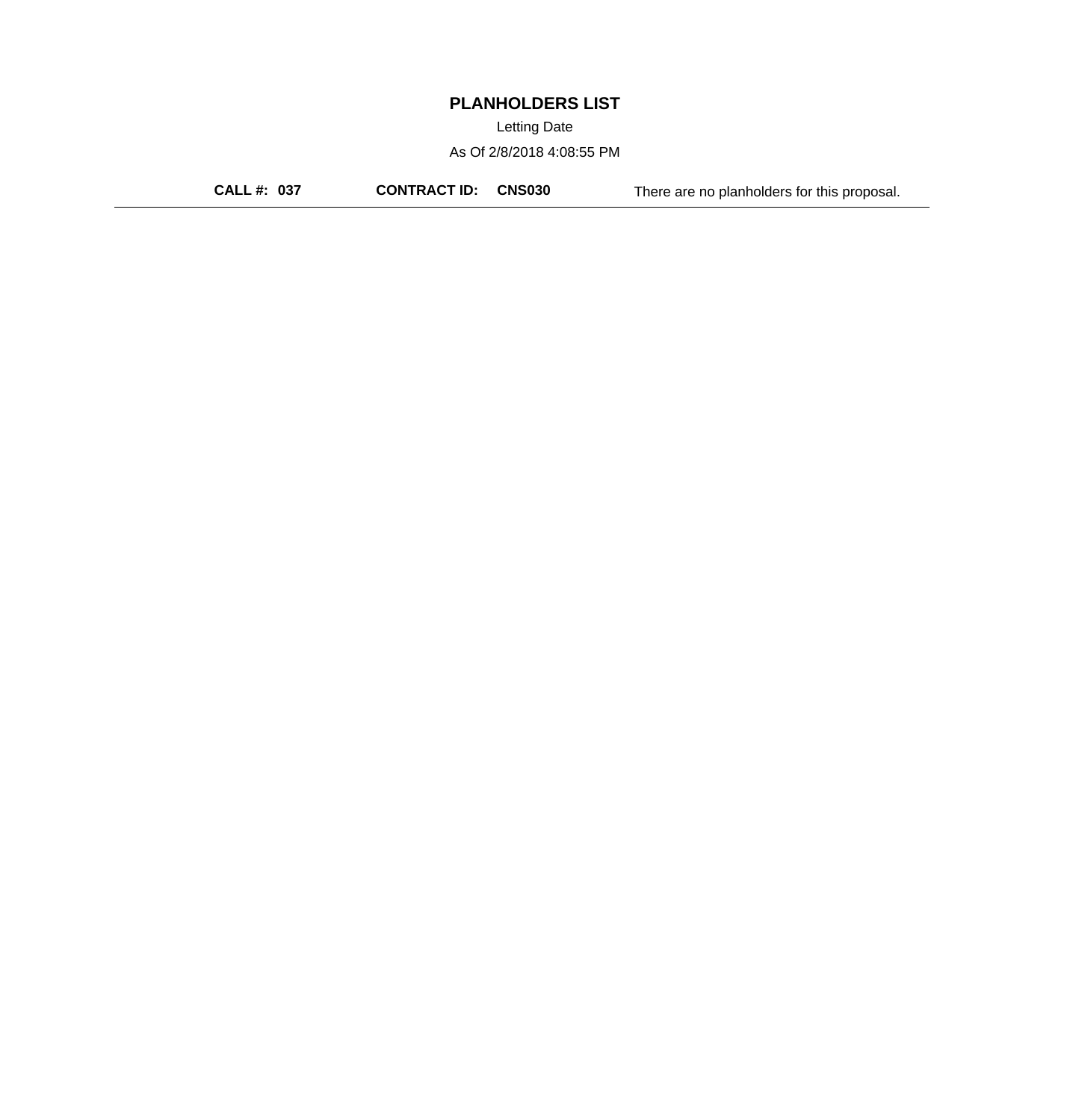# PLANHOLDERS LIST

Letting Date

As Of 2/8/2018 4:08:55 PM

**CALL #: 037** **CONTRACT ID: CNS030** There are no planholders for this proposal.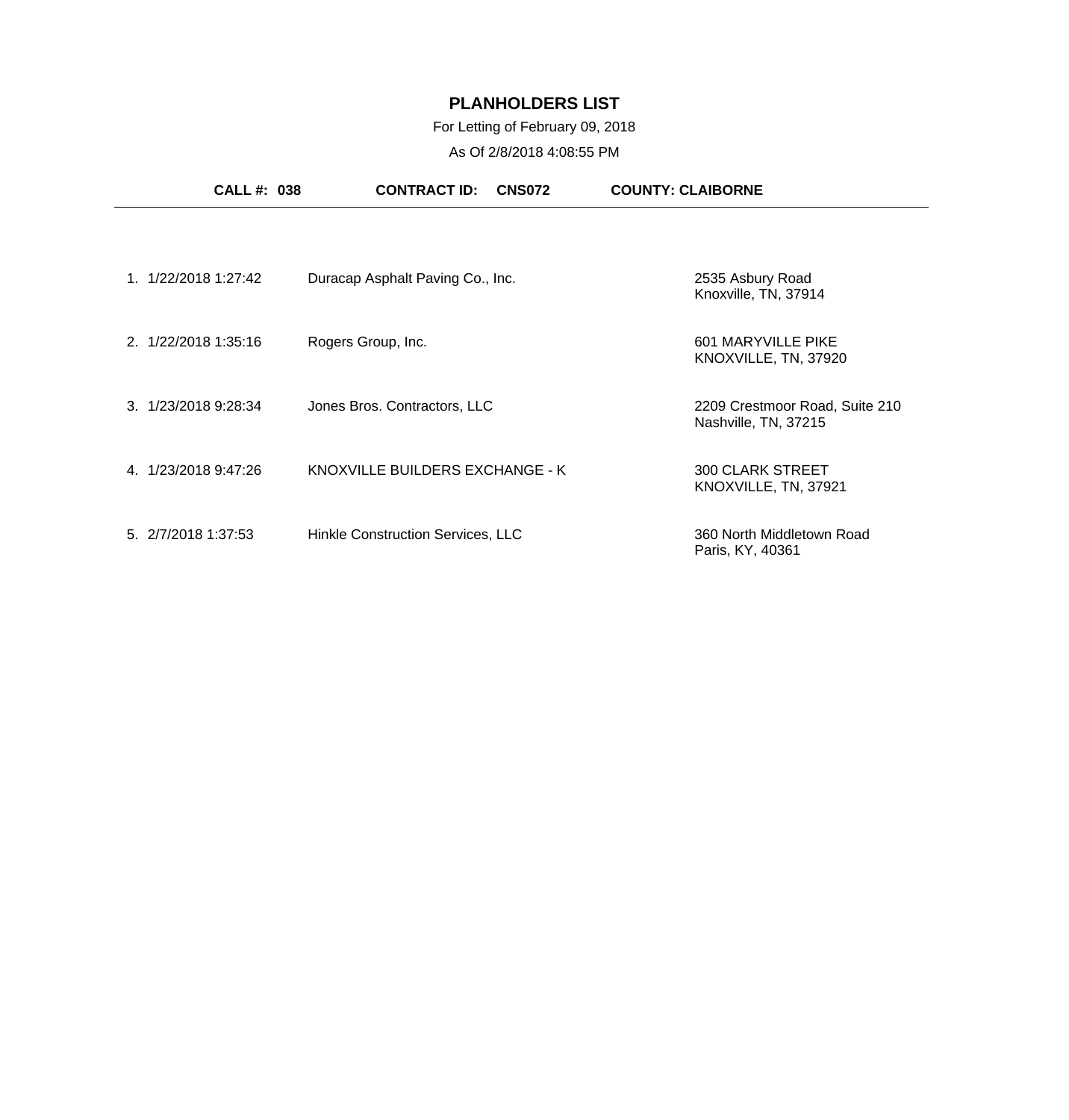# PLANHOLDERS LIST

For Letting of February 09, 2018

As Of 2/8/2018 4:08:55 PM

**CALL #: 038** **CONTRACT ID: CNS072** **COUNTY: CLAIBORNE**

| # | Date/Time | Name | Address |
|---|---|---|---|
| 1. | 1/22/2018 1:27:42 | Duracap Asphalt Paving Co., Inc. | 2535 Asbury Road<br>Knoxville, TN, 37914 |
| 2. | 1/22/2018 1:35:16 | Rogers Group, Inc. | 601 MARYVILLE PIKE<br>KNOXVILLE, TN, 37920 |
| 3. | 1/23/2018 9:28:34 | Jones Bros. Contractors, LLC | 2209 Crestmoor Road, Suite 210<br>Nashville, TN, 37215 |
| 4. | 1/23/2018 9:47:26 | KNOXVILLE BUILDERS EXCHANGE - K | 300 CLARK STREET<br>KNOXVILLE, TN, 37921 |
| 5. | 2/7/2018 1:37:53 | Hinkle Construction Services, LLC | 360 North Middletown Road<br>Paris, KY, 40361 |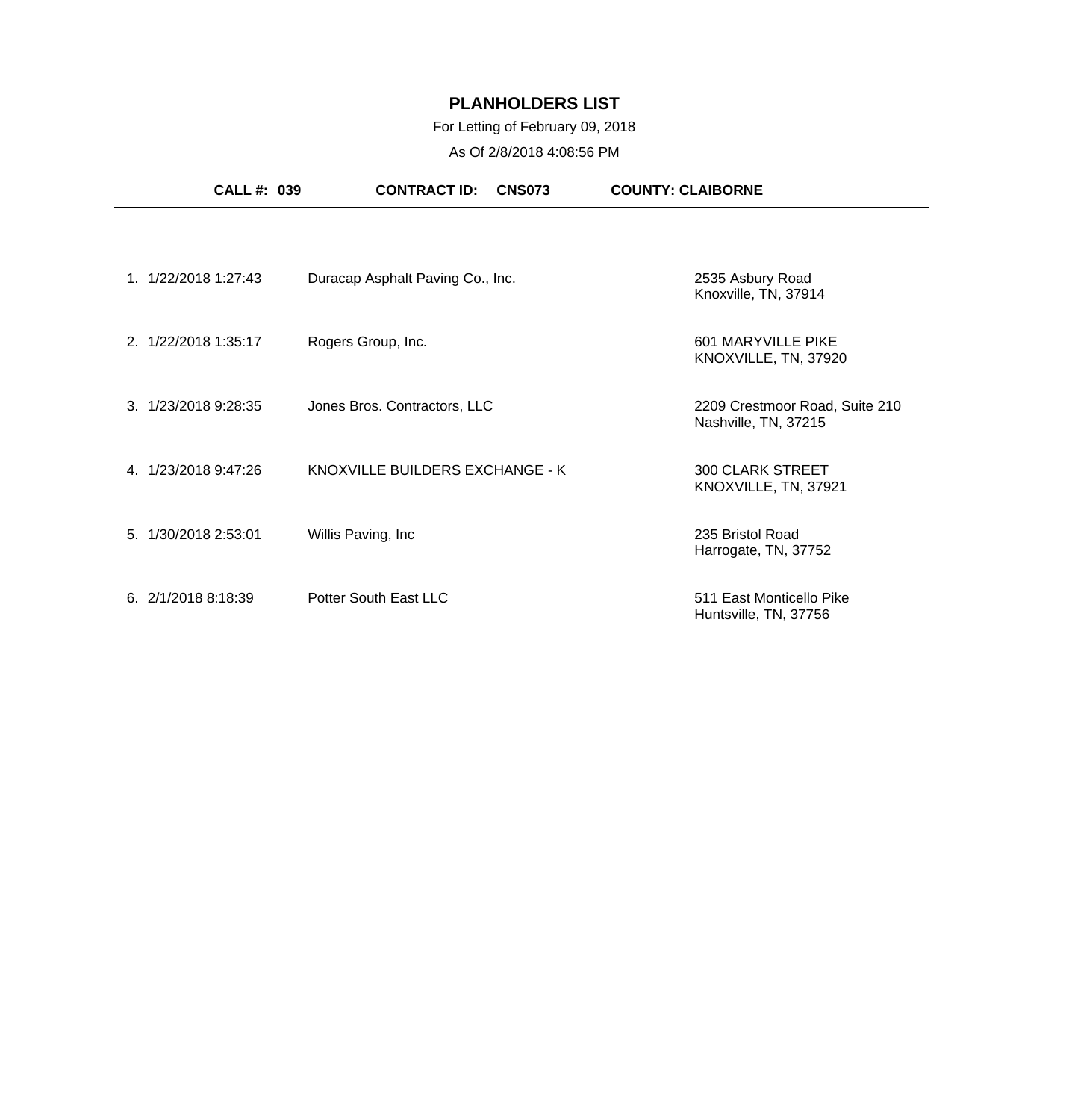# PLANHOLDERS LIST

For Letting of February 09, 2018

As Of 2/8/2018 4:08:56 PM

**CALL #: 039** **CONTRACT ID: CNS073** **COUNTY: CLAIBORNE**

---

| # | Date/Time | Planholder | Address |
|---|---|---|---|
| 1. | 1/22/2018 1:27:43 | Duracap Asphalt Paving Co., Inc. | 2535 Asbury Road<br>Knoxville, TN, 37914 |
| 2. | 1/22/2018 1:35:17 | Rogers Group, Inc. | 601 MARYVILLE PIKE<br>KNOXVILLE, TN, 37920 |
| 3. | 1/23/2018 9:28:35 | Jones Bros. Contractors, LLC | 2209 Crestmoor Road, Suite 210<br>Nashville, TN, 37215 |
| 4. | 1/23/2018 9:47:26 | KNOXVILLE BUILDERS EXCHANGE - K | 300 CLARK STREET<br>KNOXVILLE, TN, 37921 |
| 5. | 1/30/2018 2:53:01 | Willis Paving, Inc | 235 Bristol Road<br>Harrogate, TN, 37752 |
| 6. | 2/1/2018 8:18:39 | Potter South East LLC | 511 East Monticello Pike<br>Huntsville, TN, 37756 |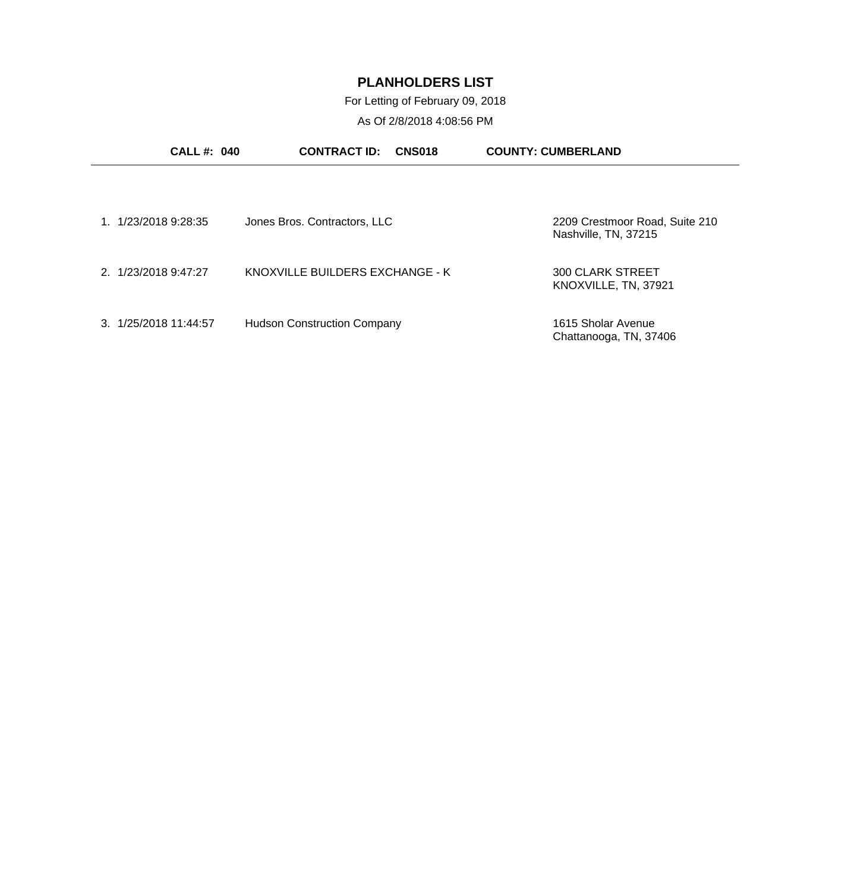# PLANHOLDERS LIST

For Letting of February 09, 2018

As Of 2/8/2018 4:08:56 PM

**CALL #: 040** **CONTRACT ID: CNS018** **COUNTY: CUMBERLAND**

---

| # | Date/Time | Name | Address |
|---|---|---|---|
| 1. | 1/23/2018 9:28:35 | Jones Bros. Contractors, LLC | 2209 Crestmoor Road, Suite 210<br>Nashville, TN, 37215 |
| 2. | 1/23/2018 9:47:27 | KNOXVILLE BUILDERS EXCHANGE - K | 300 CLARK STREET<br>KNOXVILLE, TN, 37921 |
| 3. | 1/25/2018 11:44:57 | Hudson Construction Company | 1615 Sholar Avenue<br>Chattanooga, TN, 37406 |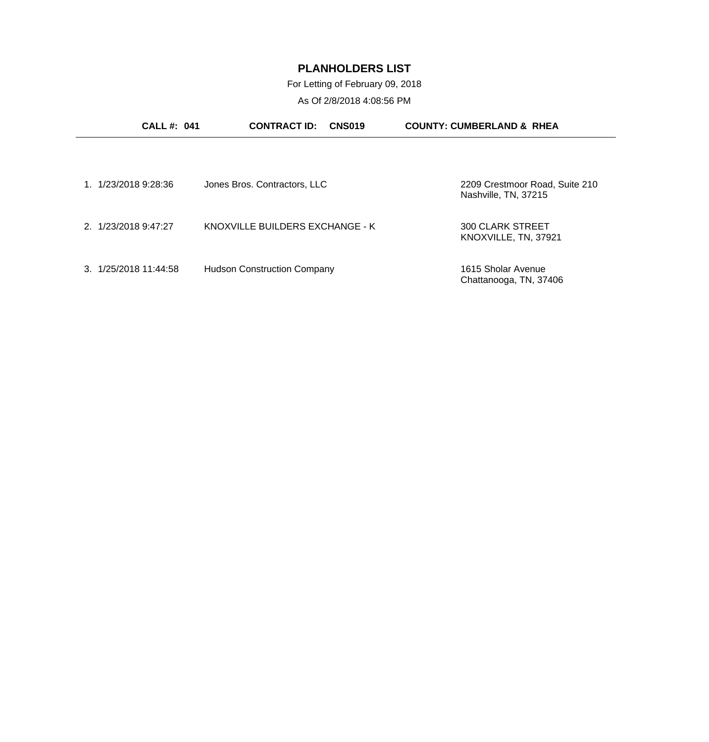# PLANHOLDERS LIST

For Letting of February 09, 2018

As Of 2/8/2018 4:08:56 PM

**CALL #: 041** **CONTRACT ID: CNS019** **COUNTY: CUMBERLAND & RHEA**

---

| # | Date/Time | Company | Address |
|---|---|---|---|
| 1. | 1/23/2018 9:28:36 | Jones Bros. Contractors, LLC | 2209 Crestmoor Road, Suite 210<br>Nashville, TN, 37215 |
| 2. | 1/23/2018 9:47:27 | KNOXVILLE BUILDERS EXCHANGE - K | 300 CLARK STREET<br>KNOXVILLE, TN, 37921 |
| 3. | 1/25/2018 11:44:58 | Hudson Construction Company | 1615 Sholar Avenue<br>Chattanooga, TN, 37406 |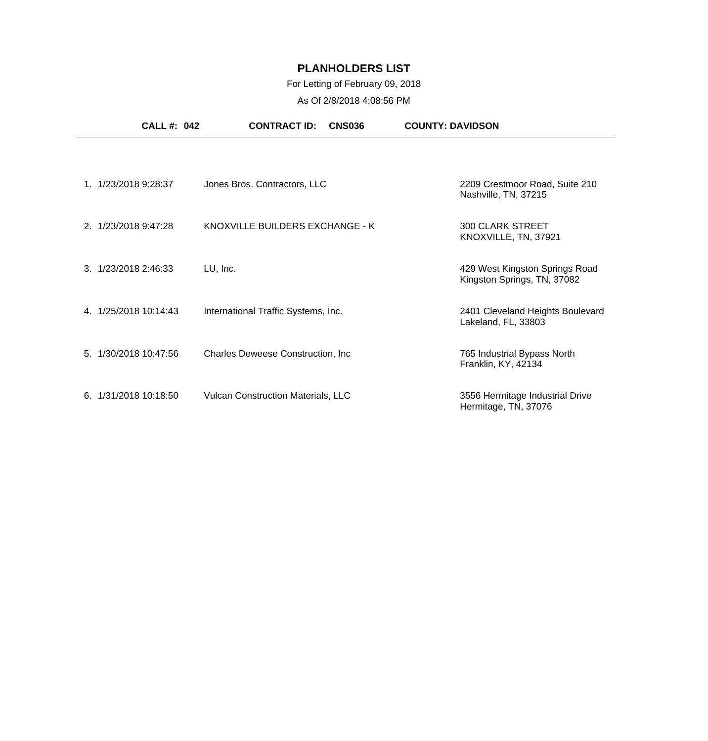# PLANHOLDERS LIST

For Letting of February 09, 2018

As Of 2/8/2018 4:08:56 PM

**CALL #: 042** **CONTRACT ID: CNS036** **COUNTY: DAVIDSON**

---

| # | Date/Time | Planholder | Address |
|---|---|---|---|
| 1. | 1/23/2018 9:28:37 | Jones Bros. Contractors, LLC | 2209 Crestmoor Road, Suite 210<br>Nashville, TN, 37215 |
| 2. | 1/23/2018 9:47:28 | KNOXVILLE BUILDERS EXCHANGE - K | 300 CLARK STREET<br>KNOXVILLE, TN, 37921 |
| 3. | 1/23/2018 2:46:33 | LU, Inc. | 429 West Kingston Springs Road<br>Kingston Springs, TN, 37082 |
| 4. | 1/25/2018 10:14:43 | International Traffic Systems, Inc. | 2401 Cleveland Heights Boulevard<br>Lakeland, FL, 33803 |
| 5. | 1/30/2018 10:47:56 | Charles Deweese Construction, Inc | 765 Industrial Bypass North<br>Franklin, KY, 42134 |
| 6. | 1/31/2018 10:18:50 | Vulcan Construction Materials, LLC | 3556 Hermitage Industrial Drive<br>Hermitage, TN, 37076 |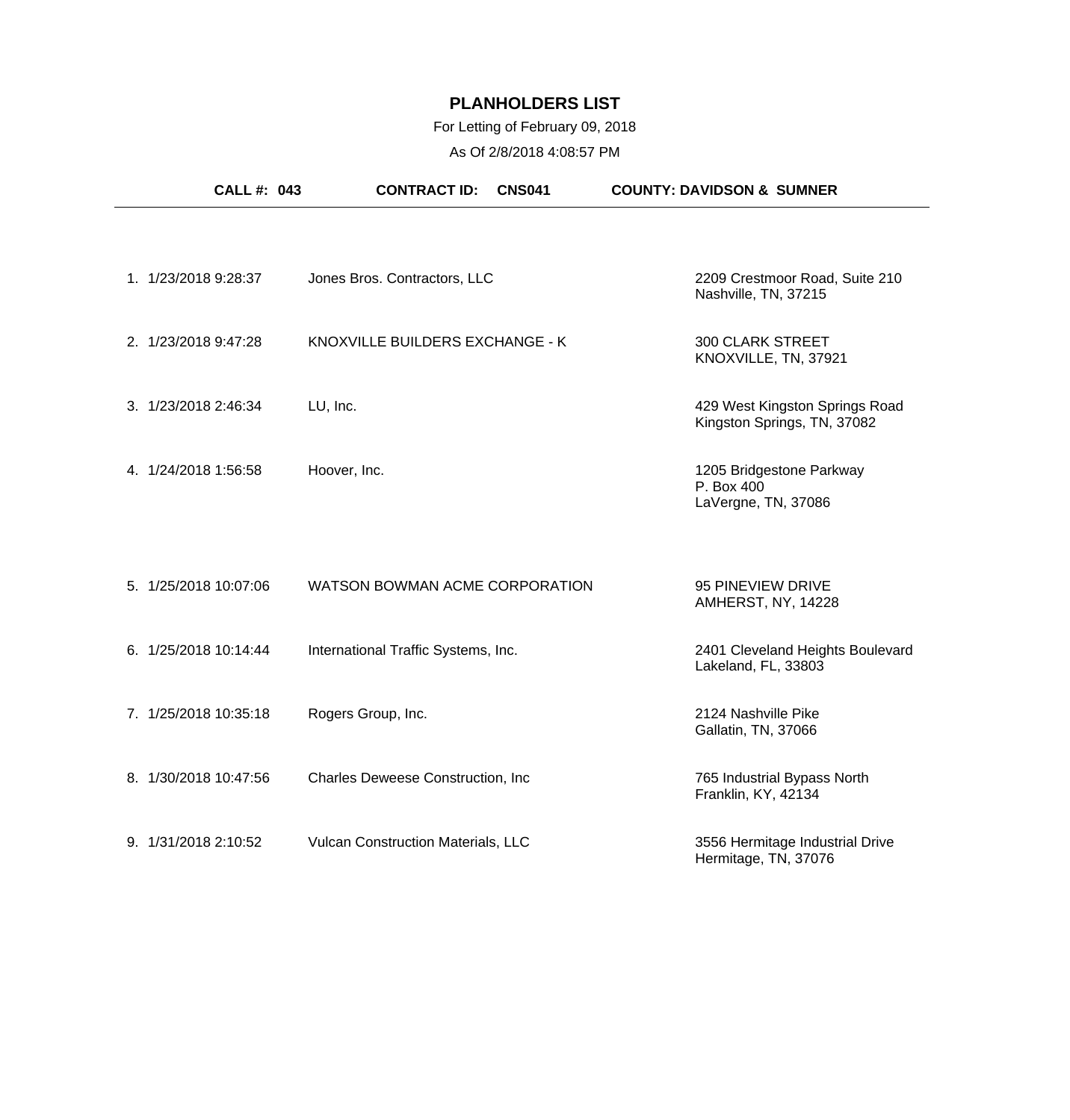# PLANHOLDERS LIST

For Letting of February 09, 2018

As Of 2/8/2018 4:08:57 PM

**CALL #: 043** **CONTRACT ID: CNS041** **COUNTY: DAVIDSON & SUMNER**

| # | Date/Time | Planholder | Address |
|---|---|---|---|
| 1. | 1/23/2018 9:28:37 | Jones Bros. Contractors, LLC | 2209 Crestmoor Road, Suite 210<br>Nashville, TN, 37215 |
| 2. | 1/23/2018 9:47:28 | KNOXVILLE BUILDERS EXCHANGE - K | 300 CLARK STREET<br>KNOXVILLE, TN, 37921 |
| 3. | 1/23/2018 2:46:34 | LU, Inc. | 429 West Kingston Springs Road<br>Kingston Springs, TN, 37082 |
| 4. | 1/24/2018 1:56:58 | Hoover, Inc. | 1205 Bridgestone Parkway<br>P. Box 400<br>LaVergne, TN, 37086 |
| 5. | 1/25/2018 10:07:06 | WATSON BOWMAN ACME CORPORATION | 95 PINEVIEW DRIVE<br>AMHERST, NY, 14228 |
| 6. | 1/25/2018 10:14:44 | International Traffic Systems, Inc. | 2401 Cleveland Heights Boulevard<br>Lakeland, FL, 33803 |
| 7. | 1/25/2018 10:35:18 | Rogers Group, Inc. | 2124 Nashville Pike<br>Gallatin, TN, 37066 |
| 8. | 1/30/2018 10:47:56 | Charles Deweese Construction, Inc | 765 Industrial Bypass North<br>Franklin, KY, 42134 |
| 9. | 1/31/2018 2:10:52 | Vulcan Construction Materials, LLC | 3556 Hermitage Industrial Drive<br>Hermitage, TN, 37076 |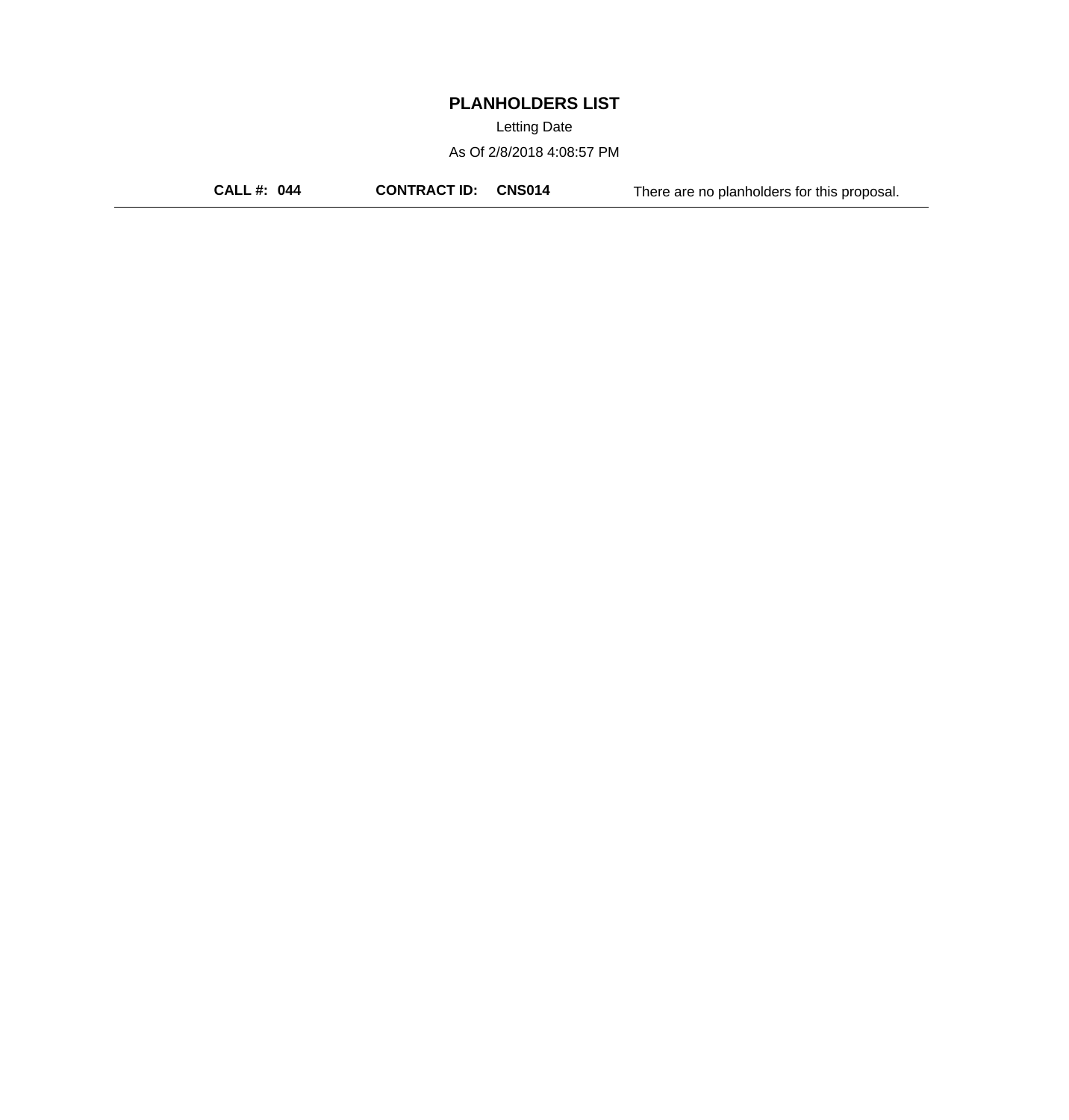# PLANHOLDERS LIST

Letting Date

As Of 2/8/2018 4:08:57 PM

**CALL #: 044** **CONTRACT ID: CNS014** There are no planholders for this proposal.

---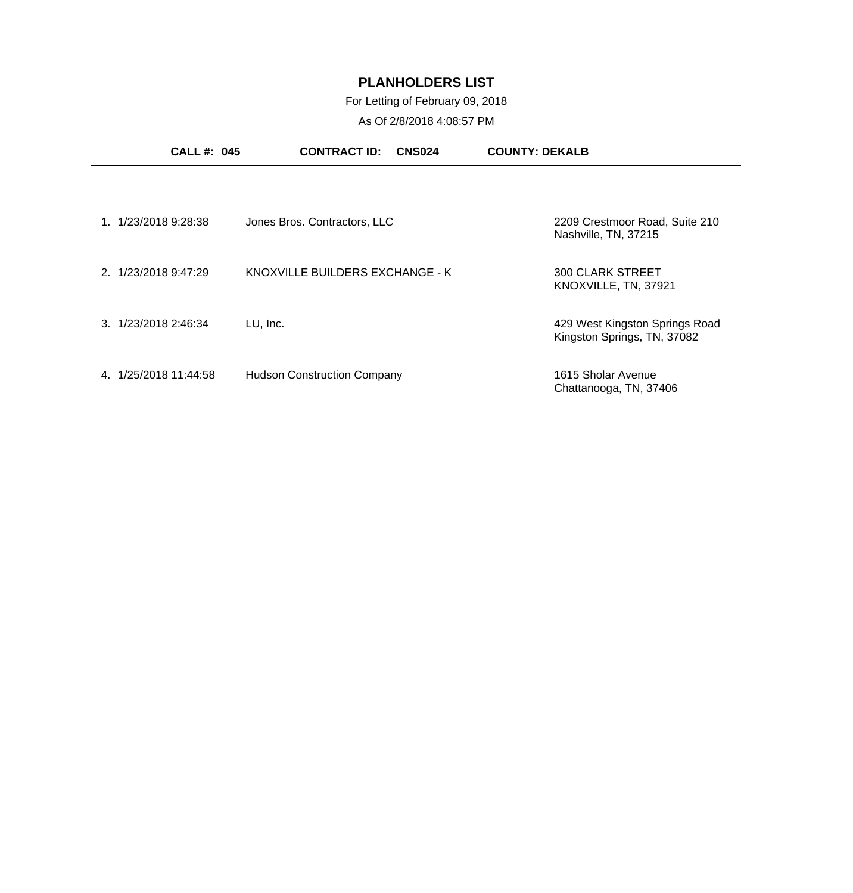# PLANHOLDERS LIST

For Letting of February 09, 2018

As Of 2/8/2018 4:08:57 PM

**CALL #: 045** **CONTRACT ID: CNS024** **COUNTY: DEKALB**

| # | Date/Time | Name | Address |
|---|---|---|---|
| 1. | 1/23/2018 9:28:38 | Jones Bros. Contractors, LLC | 2209 Crestmoor Road, Suite 210<br>Nashville, TN, 37215 |
| 2. | 1/23/2018 9:47:29 | KNOXVILLE BUILDERS EXCHANGE - K | 300 CLARK STREET<br>KNOXVILLE, TN, 37921 |
| 3. | 1/23/2018 2:46:34 | LU, Inc. | 429 West Kingston Springs Road<br>Kingston Springs, TN, 37082 |
| 4. | 1/25/2018 11:44:58 | Hudson Construction Company | 1615 Sholar Avenue<br>Chattanooga, TN, 37406 |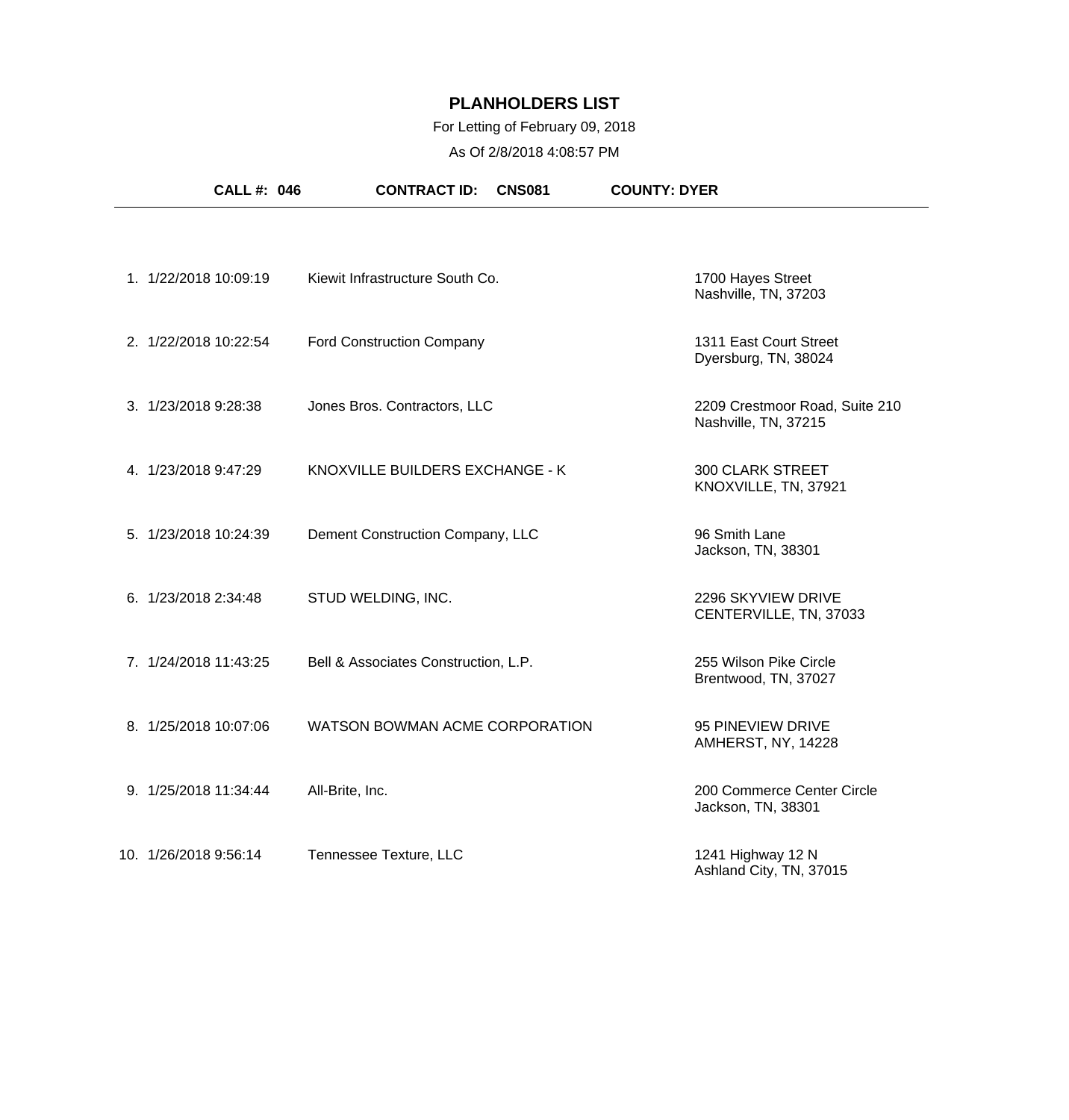# PLANHOLDERS LIST

For Letting of February 09, 2018

As Of 2/8/2018 4:08:57 PM

**CALL #: 046** **CONTRACT ID: CNS081** **COUNTY: DYER**

| # | Date/Time | Company | Address |
|---|---|---|---|
| 1. | 1/22/2018 10:09:19 | Kiewit Infrastructure South Co. | 1700 Hayes Street<br>Nashville, TN, 37203 |
| 2. | 1/22/2018 10:22:54 | Ford Construction Company | 1311 East Court Street<br>Dyersburg, TN, 38024 |
| 3. | 1/23/2018 9:28:38 | Jones Bros. Contractors, LLC | 2209 Crestmoor Road, Suite 210<br>Nashville, TN, 37215 |
| 4. | 1/23/2018 9:47:29 | KNOXVILLE BUILDERS EXCHANGE - K | 300 CLARK STREET<br>KNOXVILLE, TN, 37921 |
| 5. | 1/23/2018 10:24:39 | Dement Construction Company, LLC | 96 Smith Lane<br>Jackson, TN, 38301 |
| 6. | 1/23/2018 2:34:48 | STUD WELDING, INC. | 2296 SKYVIEW DRIVE<br>CENTERVILLE, TN, 37033 |
| 7. | 1/24/2018 11:43:25 | Bell & Associates Construction, L.P. | 255 Wilson Pike Circle<br>Brentwood, TN, 37027 |
| 8. | 1/25/2018 10:07:06 | WATSON BOWMAN ACME CORPORATION | 95 PINEVIEW DRIVE<br>AMHERST, NY, 14228 |
| 9. | 1/25/2018 11:34:44 | All-Brite, Inc. | 200 Commerce Center Circle<br>Jackson, TN, 38301 |
| 10. | 1/26/2018 9:56:14 | Tennessee Texture, LLC | 1241 Highway 12 N<br>Ashland City, TN, 37015 |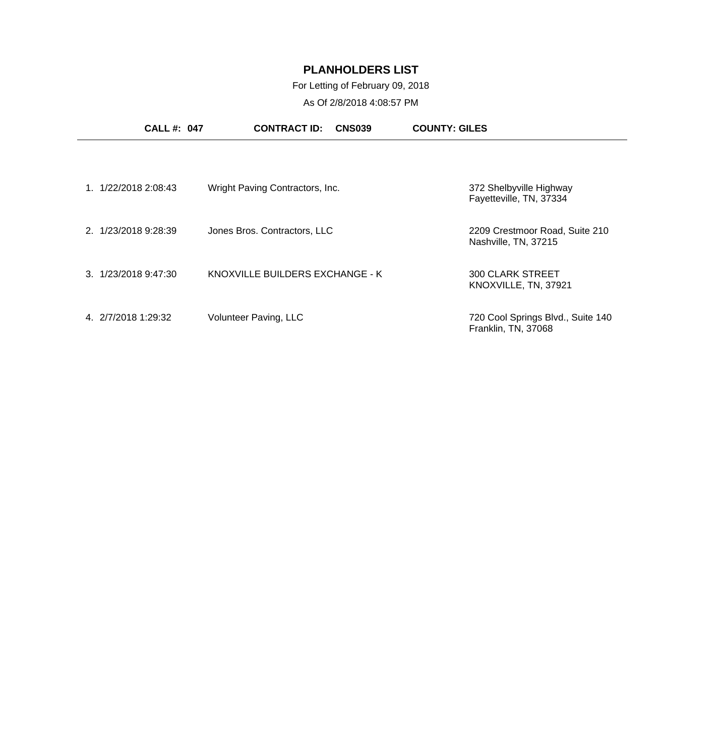# PLANHOLDERS LIST

For Letting of February 09, 2018

As Of 2/8/2018 4:08:57 PM

**CALL #: 047** **CONTRACT ID: CNS039** **COUNTY: GILES**

| # | Date/Time | Name | Address |
|---|---|---|---|
| 1. | 1/22/2018 2:08:43 | Wright Paving Contractors, Inc. | 372 Shelbyville Highway<br>Fayetteville, TN, 37334 |
| 2. | 1/23/2018 9:28:39 | Jones Bros. Contractors, LLC | 2209 Crestmoor Road, Suite 210<br>Nashville, TN, 37215 |
| 3. | 1/23/2018 9:47:30 | KNOXVILLE BUILDERS EXCHANGE - K | 300 CLARK STREET<br>KNOXVILLE, TN, 37921 |
| 4. | 2/7/2018 1:29:32 | Volunteer Paving, LLC | 720 Cool Springs Blvd., Suite 140<br>Franklin, TN, 37068 |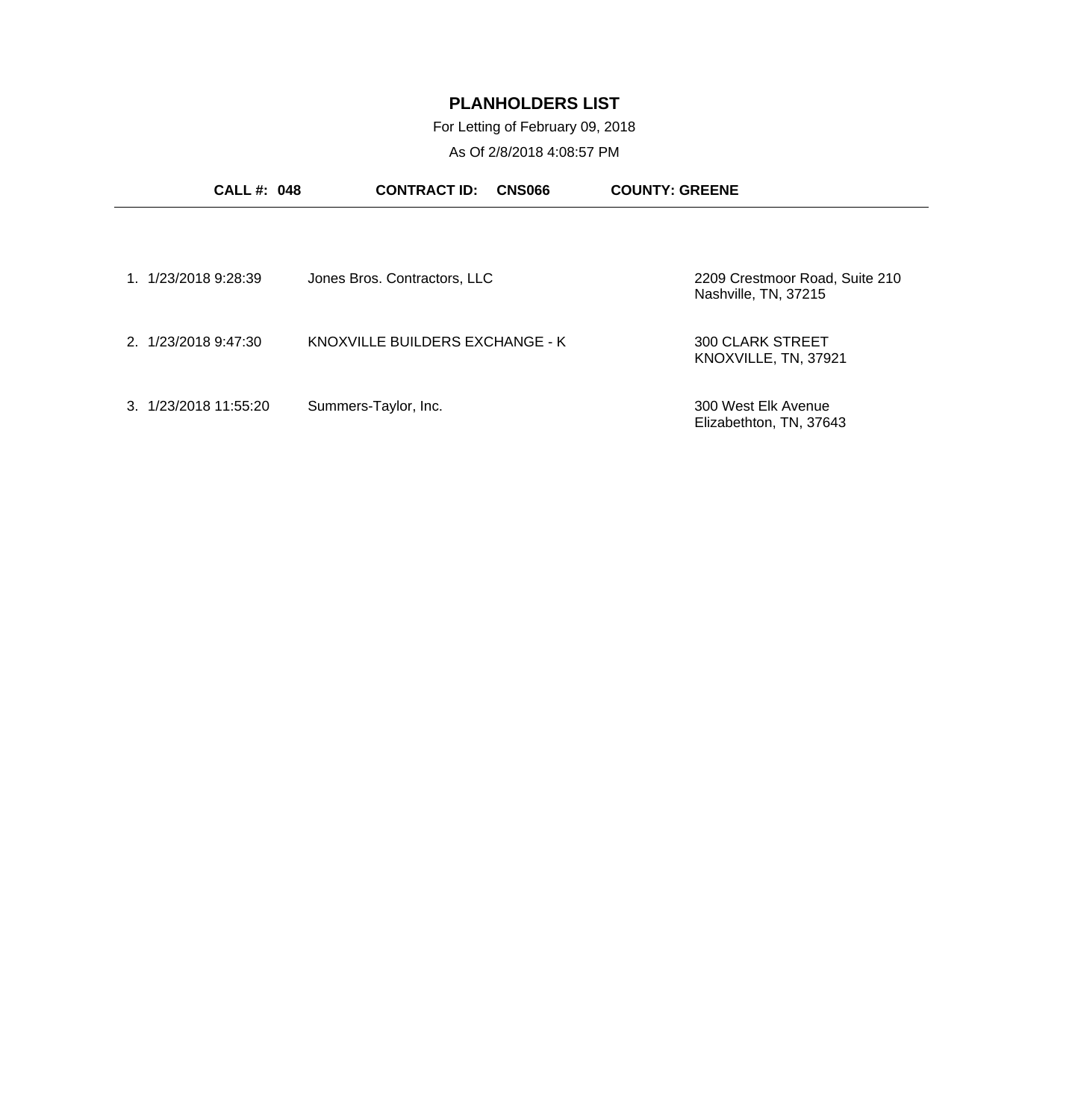# PLANHOLDERS LIST

For Letting of February 09, 2018

As Of 2/8/2018 4:08:57 PM

**CALL #: 048** **CONTRACT ID: CNS066** **COUNTY: GREENE**

| # | Date/Time | Name | Address |
|---|---|---|---|
| 1. | 1/23/2018 9:28:39 | Jones Bros. Contractors, LLC | 2209 Crestmoor Road, Suite 210<br>Nashville, TN, 37215 |
| 2. | 1/23/2018 9:47:30 | KNOXVILLE BUILDERS EXCHANGE - K | 300 CLARK STREET<br>KNOXVILLE, TN, 37921 |
| 3. | 1/23/2018 11:55:20 | Summers-Taylor, Inc. | 300 West Elk Avenue<br>Elizabethton, TN, 37643 |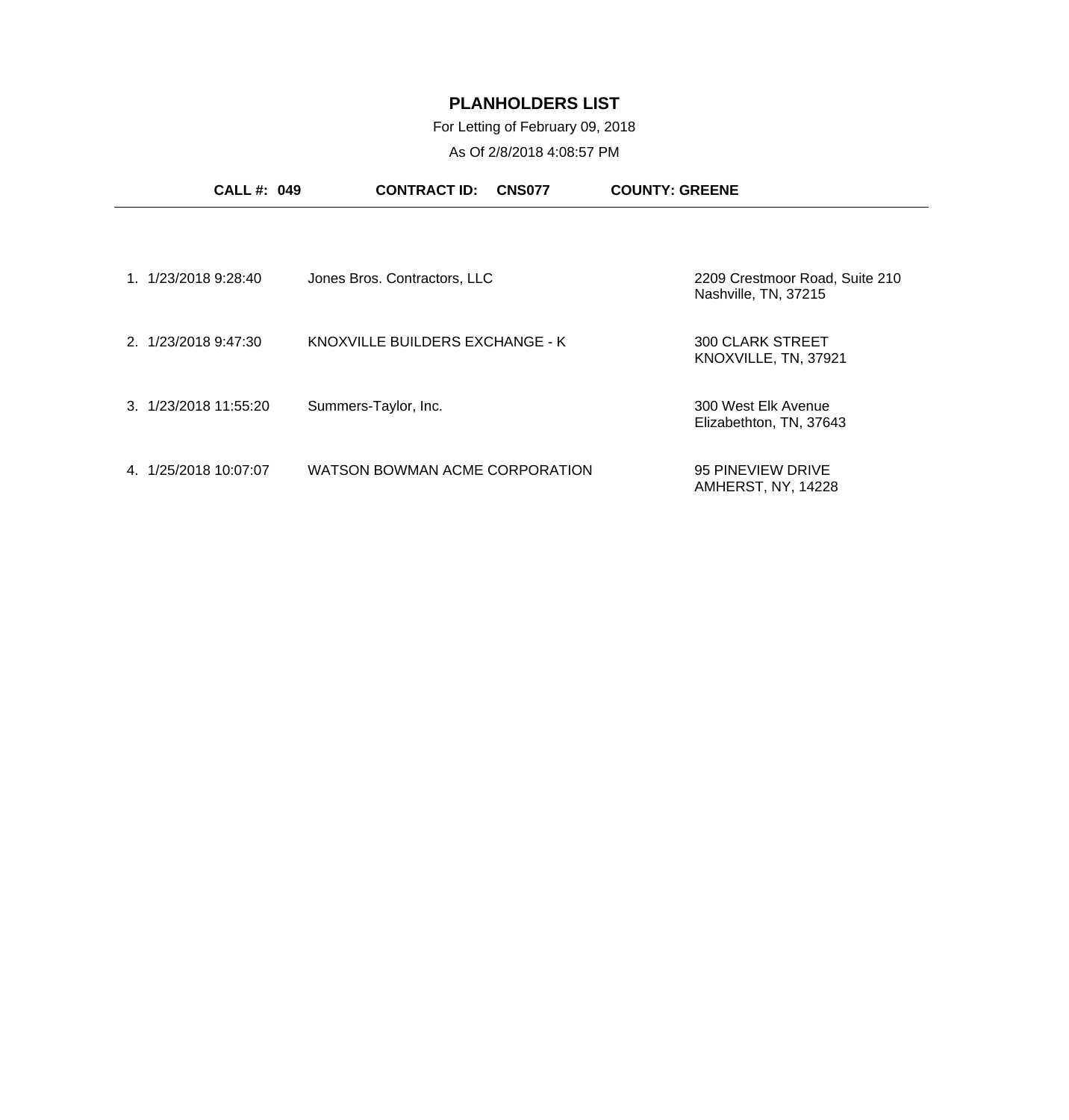# PLANHOLDERS LIST

For Letting of February 09, 2018

As Of 2/8/2018 4:08:57 PM

**CALL #: 049** **CONTRACT ID: CNS077** **COUNTY: GREENE**

| # | Date/Time | Name | Address |
| --- | --- | --- | --- |
| 1. | 1/23/2018 9:28:40 | Jones Bros. Contractors, LLC | 2209 Crestmoor Road, Suite 210<br>Nashville, TN, 37215 |
| 2. | 1/23/2018 9:47:30 | KNOXVILLE BUILDERS EXCHANGE - K | 300 CLARK STREET<br>KNOXVILLE, TN, 37921 |
| 3. | 1/23/2018 11:55:20 | Summers-Taylor, Inc. | 300 West Elk Avenue<br>Elizabethton, TN, 37643 |
| 4. | 1/25/2018 10:07:07 | WATSON BOWMAN ACME CORPORATION | 95 PINEVIEW DRIVE<br>AMHERST, NY, 14228 |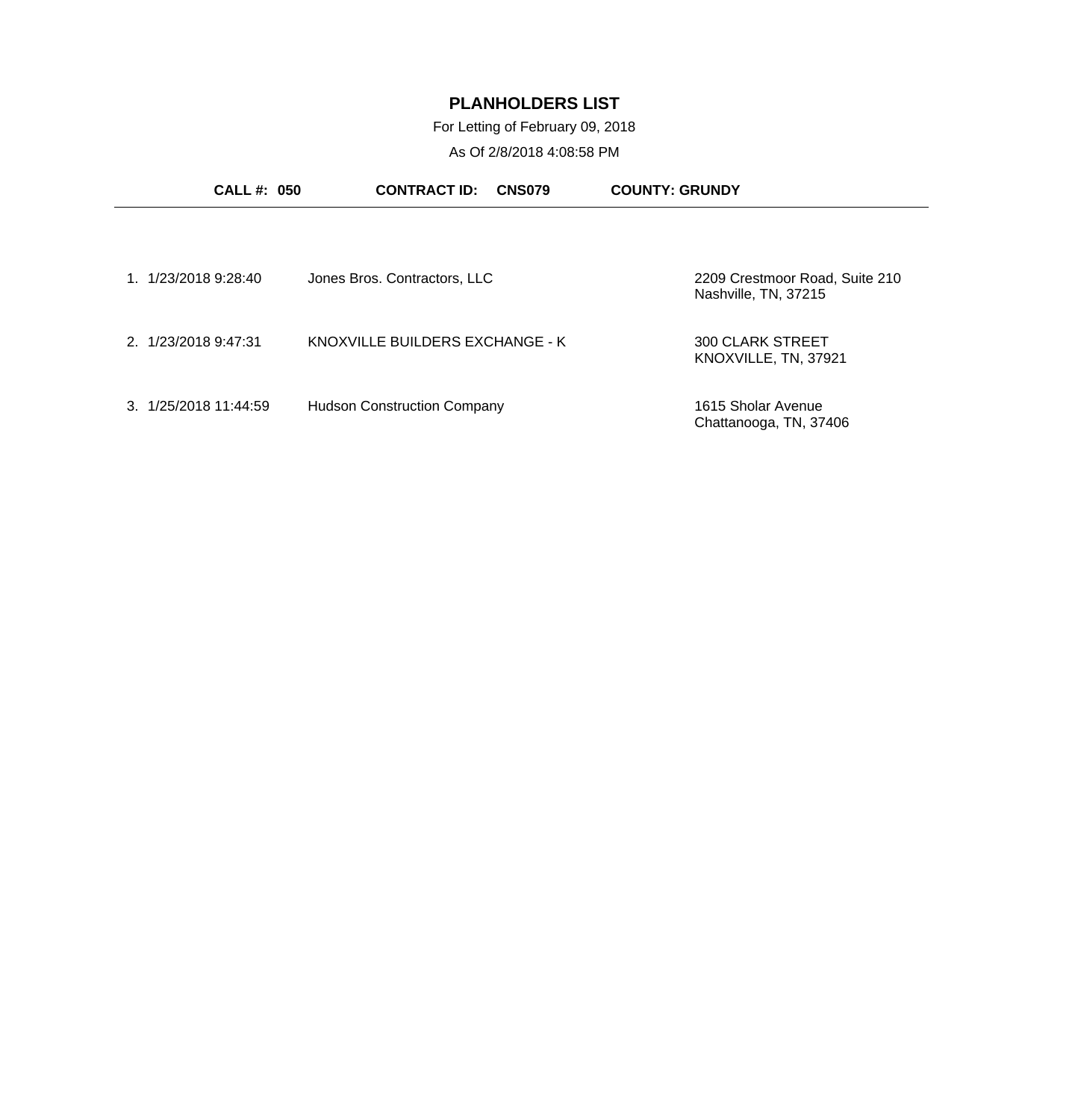# PLANHOLDERS LIST

For Letting of February 09, 2018

As Of 2/8/2018 4:08:58 PM

**CALL #: 050** **CONTRACT ID: CNS079** **COUNTY: GRUNDY**

---

| # | Date/Time | Name | Address |
|---|---|---|---|
| 1. | 1/23/2018 9:28:40 | Jones Bros. Contractors, LLC | 2209 Crestmoor Road, Suite 210<br>Nashville, TN, 37215 |
| 2. | 1/23/2018 9:47:31 | KNOXVILLE BUILDERS EXCHANGE - K | 300 CLARK STREET<br>KNOXVILLE, TN, 37921 |
| 3. | 1/25/2018 11:44:59 | Hudson Construction Company | 1615 Sholar Avenue<br>Chattanooga, TN, 37406 |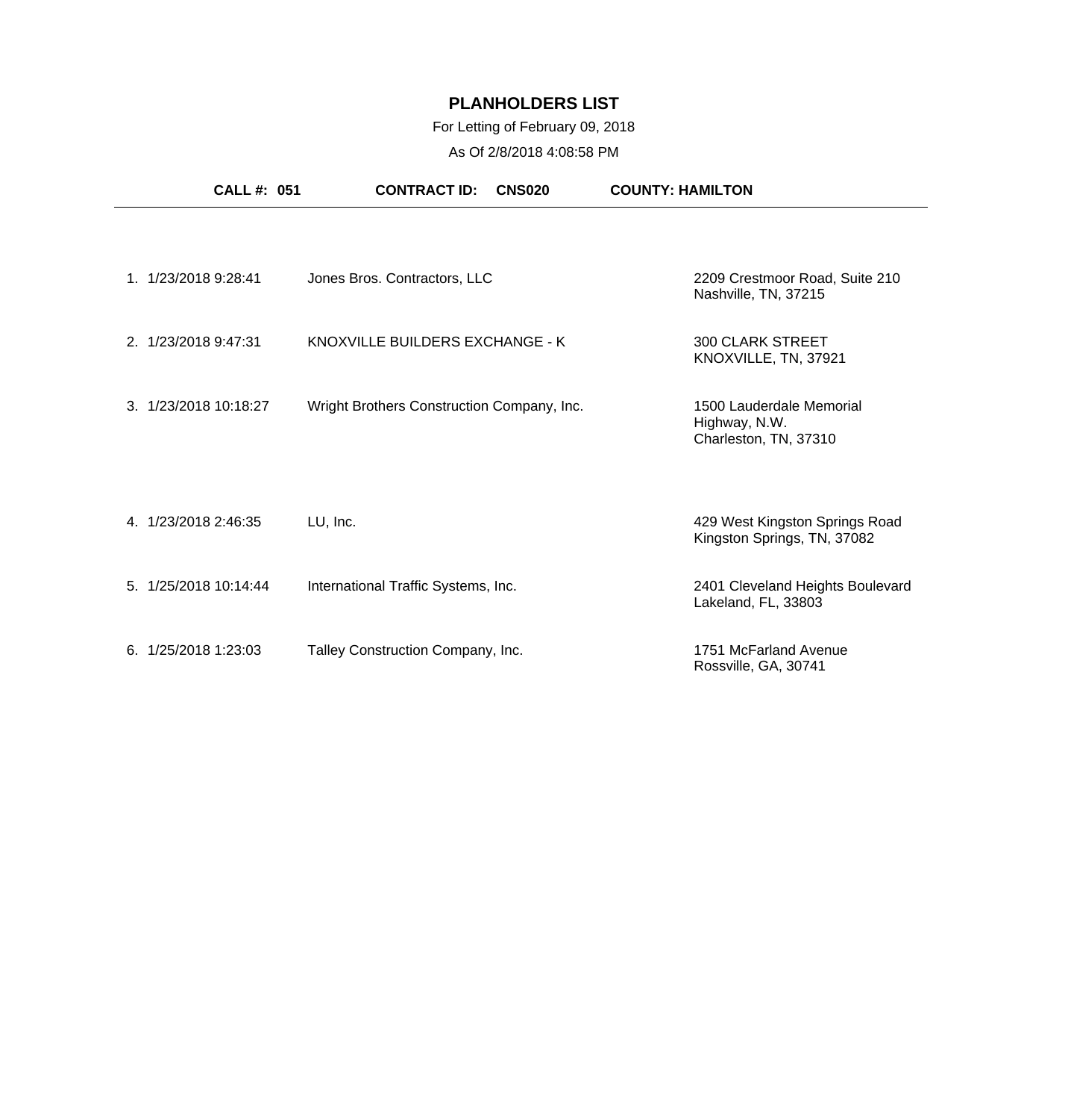# PLANHOLDERS LIST

For Letting of February 09, 2018

As Of 2/8/2018 4:08:58 PM

**CALL #: 051** **CONTRACT ID: CNS020** **COUNTY: HAMILTON**

| # | Date/Time | Planholder | Address |
|---|---|---|---|
| 1. | 1/23/2018 9:28:41 | Jones Bros. Contractors, LLC | 2209 Crestmoor Road, Suite 210<br>Nashville, TN, 37215 |
| 2. | 1/23/2018 9:47:31 | KNOXVILLE BUILDERS EXCHANGE - K | 300 CLARK STREET<br>KNOXVILLE, TN, 37921 |
| 3. | 1/23/2018 10:18:27 | Wright Brothers Construction Company, Inc. | 1500 Lauderdale Memorial Highway, N.W.<br>Charleston, TN, 37310 |
| 4. | 1/23/2018 2:46:35 | LU, Inc. | 429 West Kingston Springs Road<br>Kingston Springs, TN, 37082 |
| 5. | 1/25/2018 10:14:44 | International Traffic Systems, Inc. | 2401 Cleveland Heights Boulevard<br>Lakeland, FL, 33803 |
| 6. | 1/25/2018 1:23:03 | Talley Construction Company, Inc. | 1751 McFarland Avenue<br>Rossville, GA, 30741 |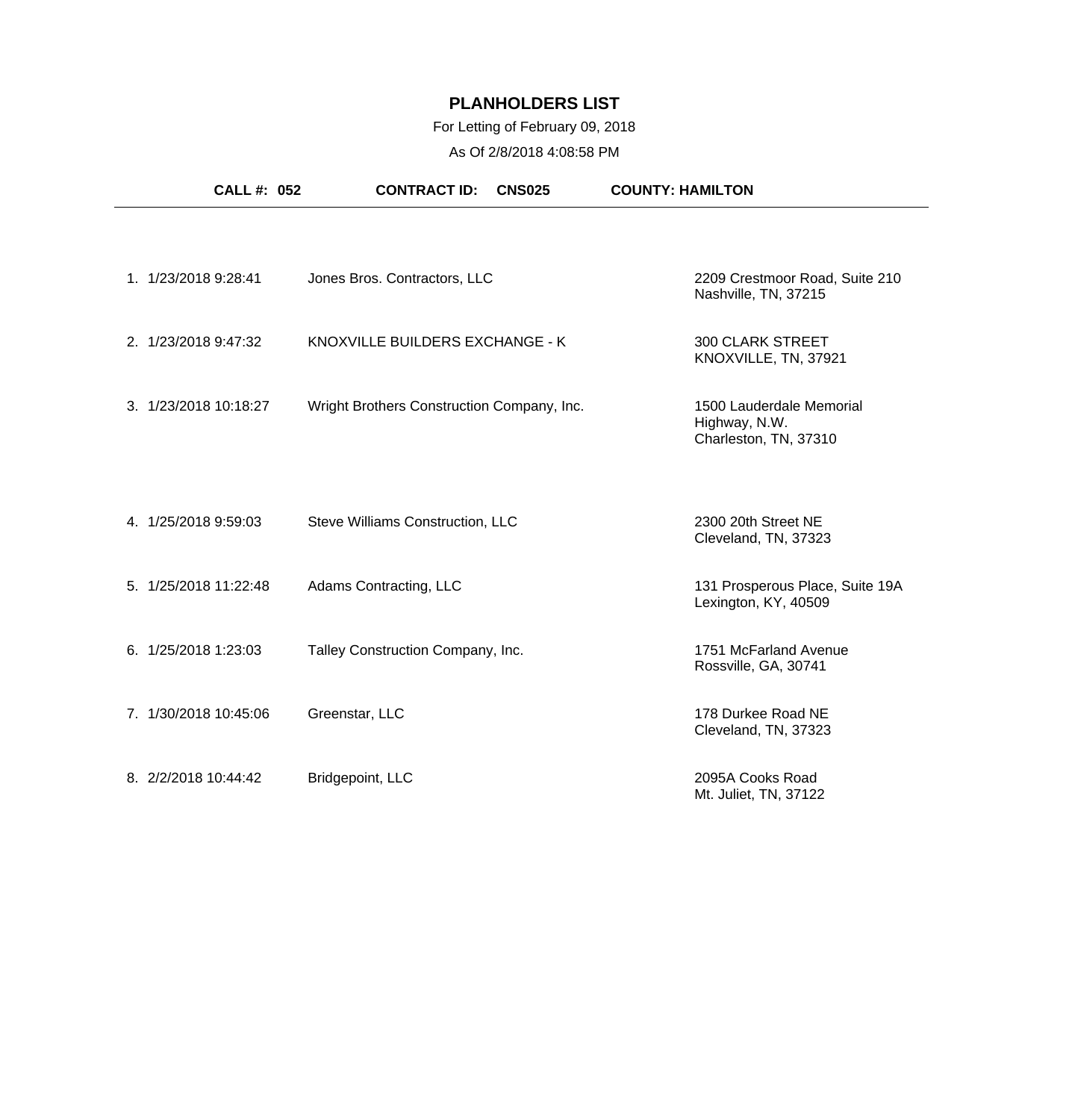# PLANHOLDERS LIST

For Letting of February 09, 2018

As Of 2/8/2018 4:08:58 PM

**CALL #: 052** **CONTRACT ID: CNS025** **COUNTY: HAMILTON**

| # | Date/Time | Company | Address |
|---|---|---|---|
| 1. | 1/23/2018 9:28:41 | Jones Bros. Contractors, LLC | 2209 Crestmoor Road, Suite 210<br>Nashville, TN, 37215 |
| 2. | 1/23/2018 9:47:32 | KNOXVILLE BUILDERS EXCHANGE - K | 300 CLARK STREET<br>KNOXVILLE, TN, 37921 |
| 3. | 1/23/2018 10:18:27 | Wright Brothers Construction Company, Inc. | 1500 Lauderdale Memorial Highway, N.W.<br>Charleston, TN, 37310 |
| 4. | 1/25/2018 9:59:03 | Steve Williams Construction, LLC | 2300 20th Street NE<br>Cleveland, TN, 37323 |
| 5. | 1/25/2018 11:22:48 | Adams Contracting, LLC | 131 Prosperous Place, Suite 19A<br>Lexington, KY, 40509 |
| 6. | 1/25/2018 1:23:03 | Talley Construction Company, Inc. | 1751 McFarland Avenue<br>Rossville, GA, 30741 |
| 7. | 1/30/2018 10:45:06 | Greenstar, LLC | 178 Durkee Road NE<br>Cleveland, TN, 37323 |
| 8. | 2/2/2018 10:44:42 | Bridgepoint, LLC | 2095A Cooks Road<br>Mt. Juliet, TN, 37122 |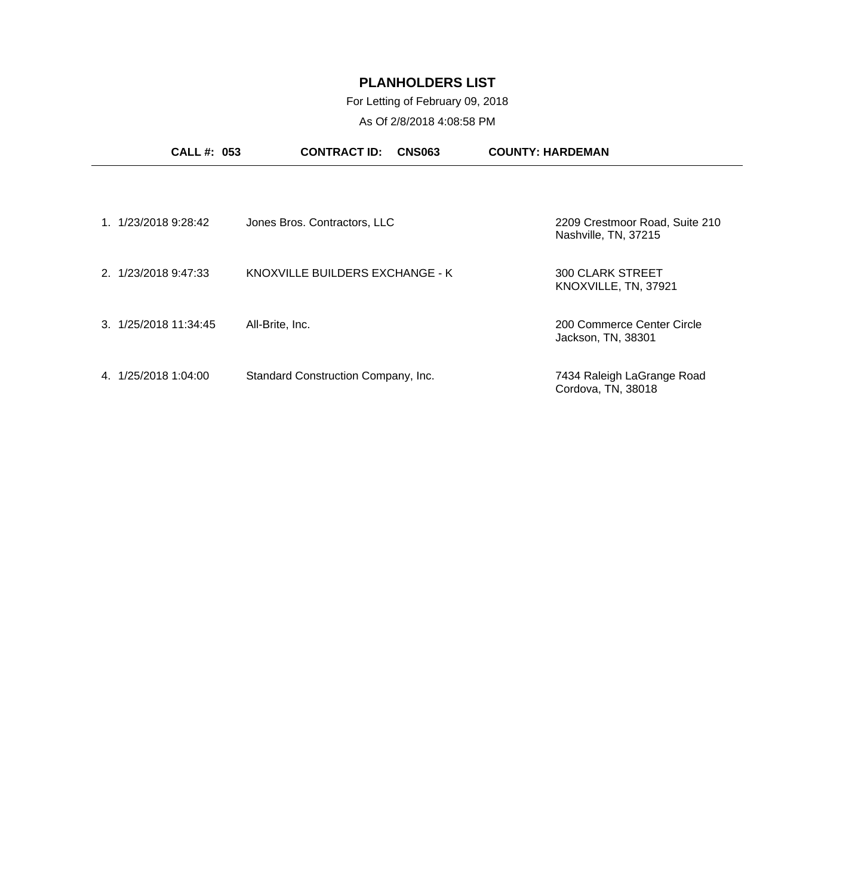# PLANHOLDERS LIST

For Letting of February 09, 2018

As Of 2/8/2018 4:08:58 PM

**CALL #: 053** **CONTRACT ID: CNS063** **COUNTY: HARDEMAN**

| # | Date/Time | Name | Address |
|---|---|---|---|
| 1. | 1/23/2018 9:28:42 | Jones Bros. Contractors, LLC | 2209 Crestmoor Road, Suite 210<br>Nashville, TN, 37215 |
| 2. | 1/23/2018 9:47:33 | KNOXVILLE BUILDERS EXCHANGE - K | 300 CLARK STREET<br>KNOXVILLE, TN, 37921 |
| 3. | 1/25/2018 11:34:45 | All-Brite, Inc. | 200 Commerce Center Circle<br>Jackson, TN, 38301 |
| 4. | 1/25/2018 1:04:00 | Standard Construction Company, Inc. | 7434 Raleigh LaGrange Road<br>Cordova, TN, 38018 |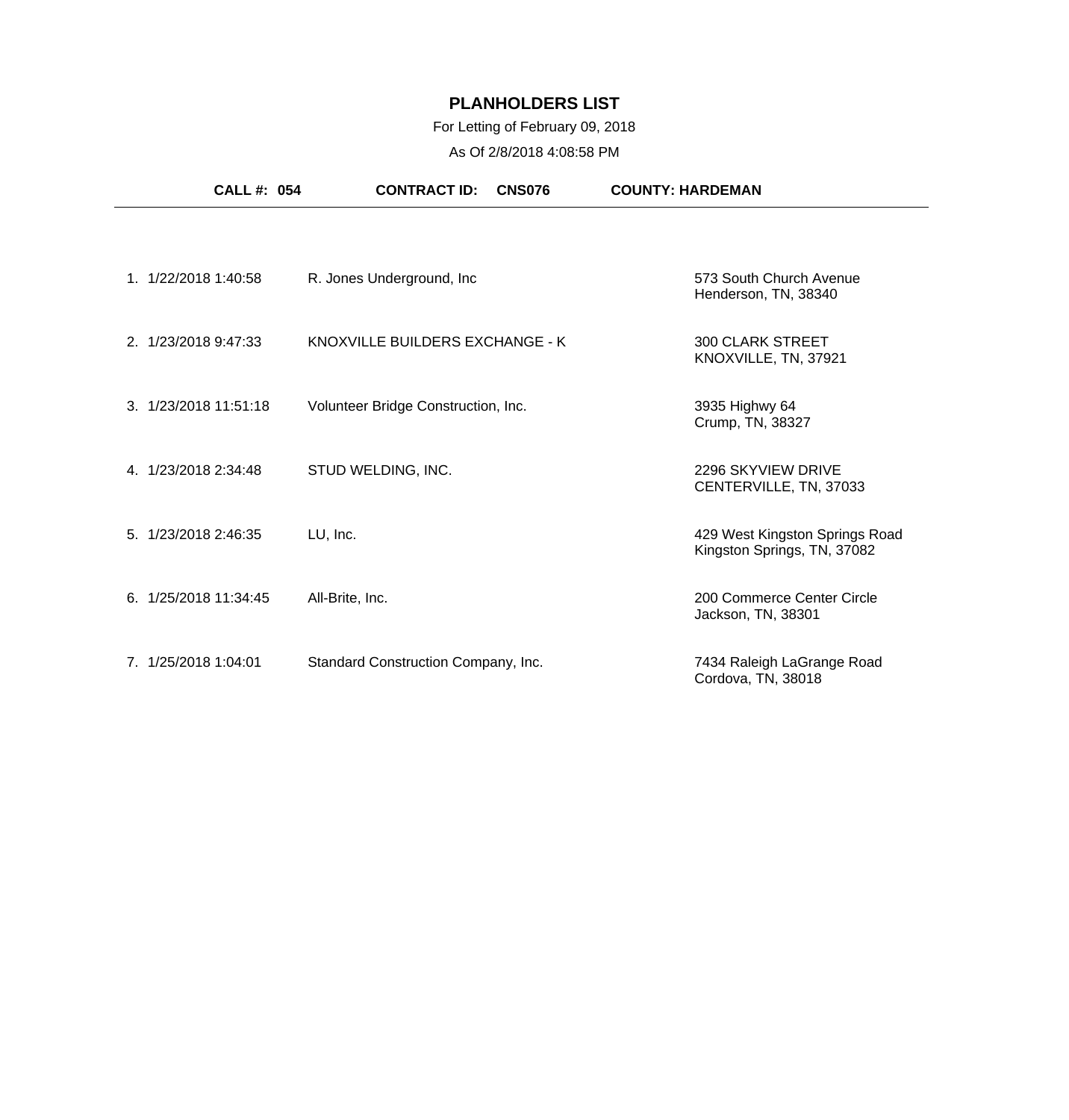# PLANHOLDERS LIST

For Letting of February 09, 2018

As Of 2/8/2018 4:08:58 PM

**CALL #: 054** **CONTRACT ID: CNS076** **COUNTY: HARDEMAN**

| # | Date/Time | Planholder | Address |
|---|---|---|---|
| 1. | 1/22/2018 1:40:58 | R. Jones Underground, Inc | 573 South Church Avenue<br>Henderson, TN, 38340 |
| 2. | 1/23/2018 9:47:33 | KNOXVILLE BUILDERS EXCHANGE - K | 300 CLARK STREET<br>KNOXVILLE, TN, 37921 |
| 3. | 1/23/2018 11:51:18 | Volunteer Bridge Construction, Inc. | 3935 Highwy 64<br>Crump, TN, 38327 |
| 4. | 1/23/2018 2:34:48 | STUD WELDING, INC. | 2296 SKYVIEW DRIVE<br>CENTERVILLE, TN, 37033 |
| 5. | 1/23/2018 2:46:35 | LU, Inc. | 429 West Kingston Springs Road<br>Kingston Springs, TN, 37082 |
| 6. | 1/25/2018 11:34:45 | All-Brite, Inc. | 200 Commerce Center Circle<br>Jackson, TN, 38301 |
| 7. | 1/25/2018 1:04:01 | Standard Construction Company, Inc. | 7434 Raleigh LaGrange Road<br>Cordova, TN, 38018 |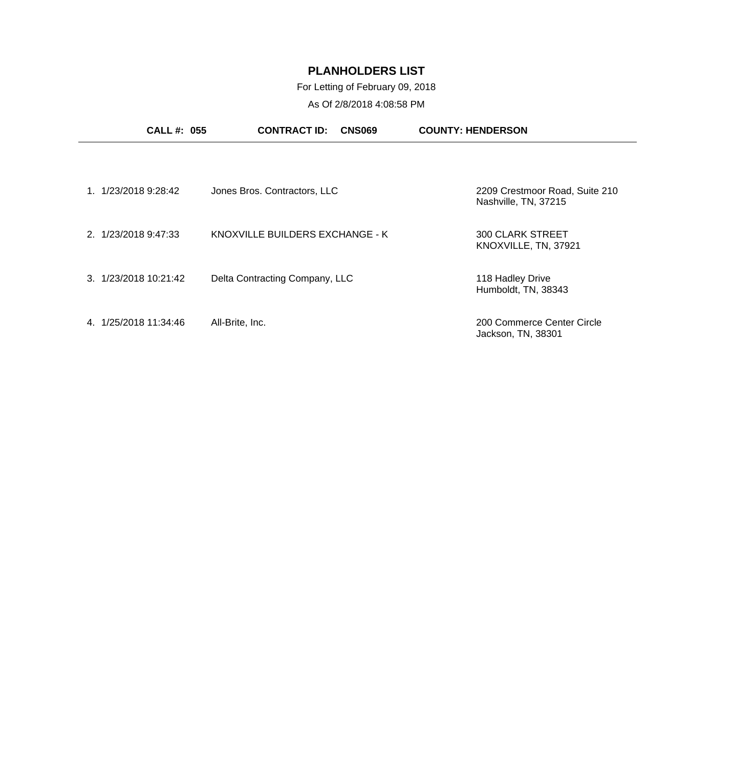# PLANHOLDERS LIST

For Letting of February 09, 2018

As Of 2/8/2018 4:08:58 PM

**CALL #: 055** **CONTRACT ID: CNS069** **COUNTY: HENDERSON**

---

| # | Date/Time | Company | Address |
|---|---|---|---|
| 1. | 1/23/2018 9:28:42 | Jones Bros. Contractors, LLC | 2209 Crestmoor Road, Suite 210<br>Nashville, TN, 37215 |
| 2. | 1/23/2018 9:47:33 | KNOXVILLE BUILDERS EXCHANGE - K | 300 CLARK STREET<br>KNOXVILLE, TN, 37921 |
| 3. | 1/23/2018 10:21:42 | Delta Contracting Company, LLC | 118 Hadley Drive<br>Humboldt, TN, 38343 |
| 4. | 1/25/2018 11:34:46 | All-Brite, Inc. | 200 Commerce Center Circle<br>Jackson, TN, 38301 |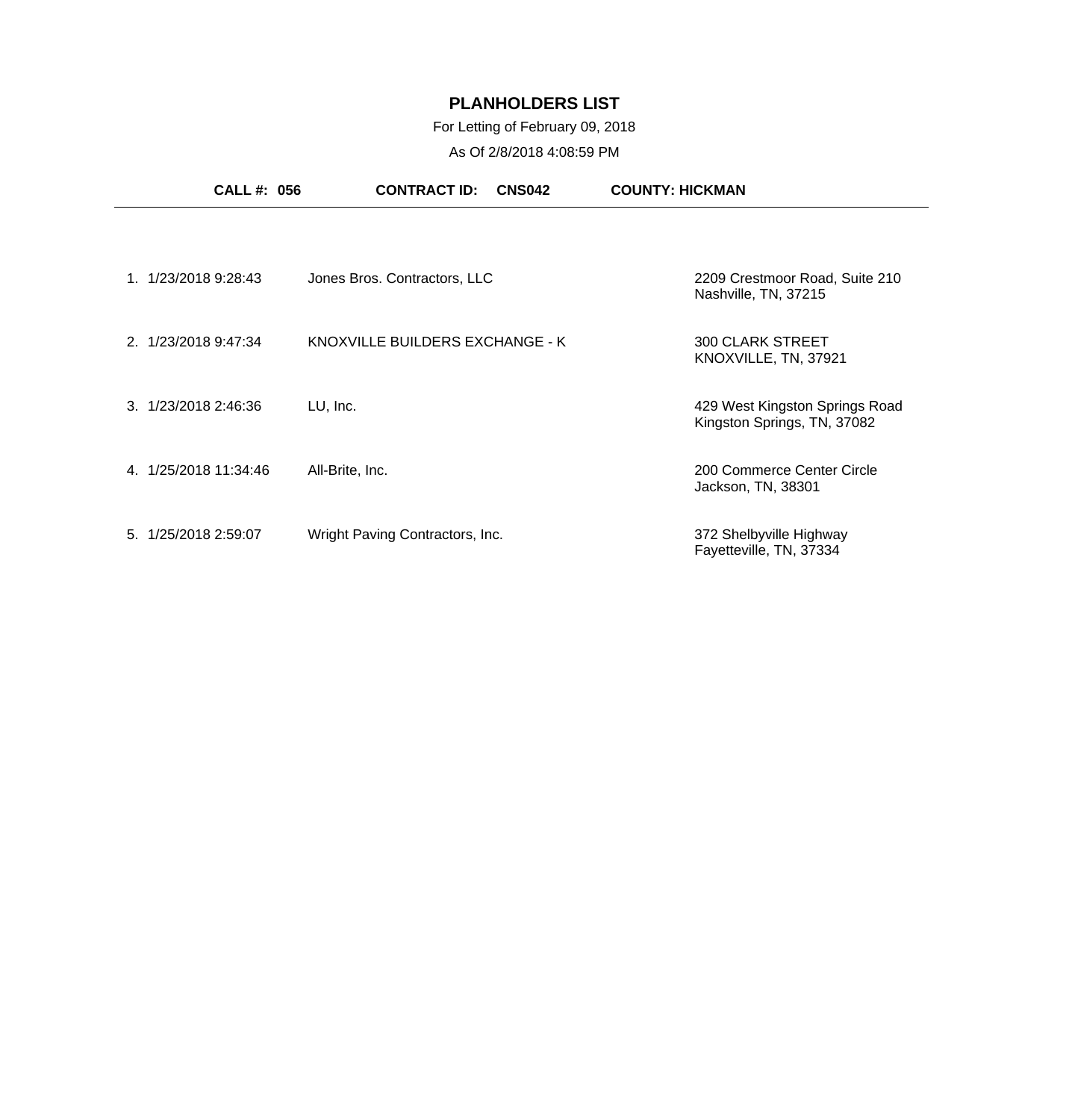# PLANHOLDERS LIST

For Letting of February 09, 2018

As Of 2/8/2018 4:08:59 PM

**CALL #: 056** **CONTRACT ID: CNS042** **COUNTY: HICKMAN**

| # | Date/Time | Name | Address |
|---|---|---|---|
| 1. | 1/23/2018 9:28:43 | Jones Bros. Contractors, LLC | 2209 Crestmoor Road, Suite 210<br>Nashville, TN, 37215 |
| 2. | 1/23/2018 9:47:34 | KNOXVILLE BUILDERS EXCHANGE - K | 300 CLARK STREET<br>KNOXVILLE, TN, 37921 |
| 3. | 1/23/2018 2:46:36 | LU, Inc. | 429 West Kingston Springs Road<br>Kingston Springs, TN, 37082 |
| 4. | 1/25/2018 11:34:46 | All-Brite, Inc. | 200 Commerce Center Circle<br>Jackson, TN, 38301 |
| 5. | 1/25/2018 2:59:07 | Wright Paving Contractors, Inc. | 372 Shelbyville Highway<br>Fayetteville, TN, 37334 |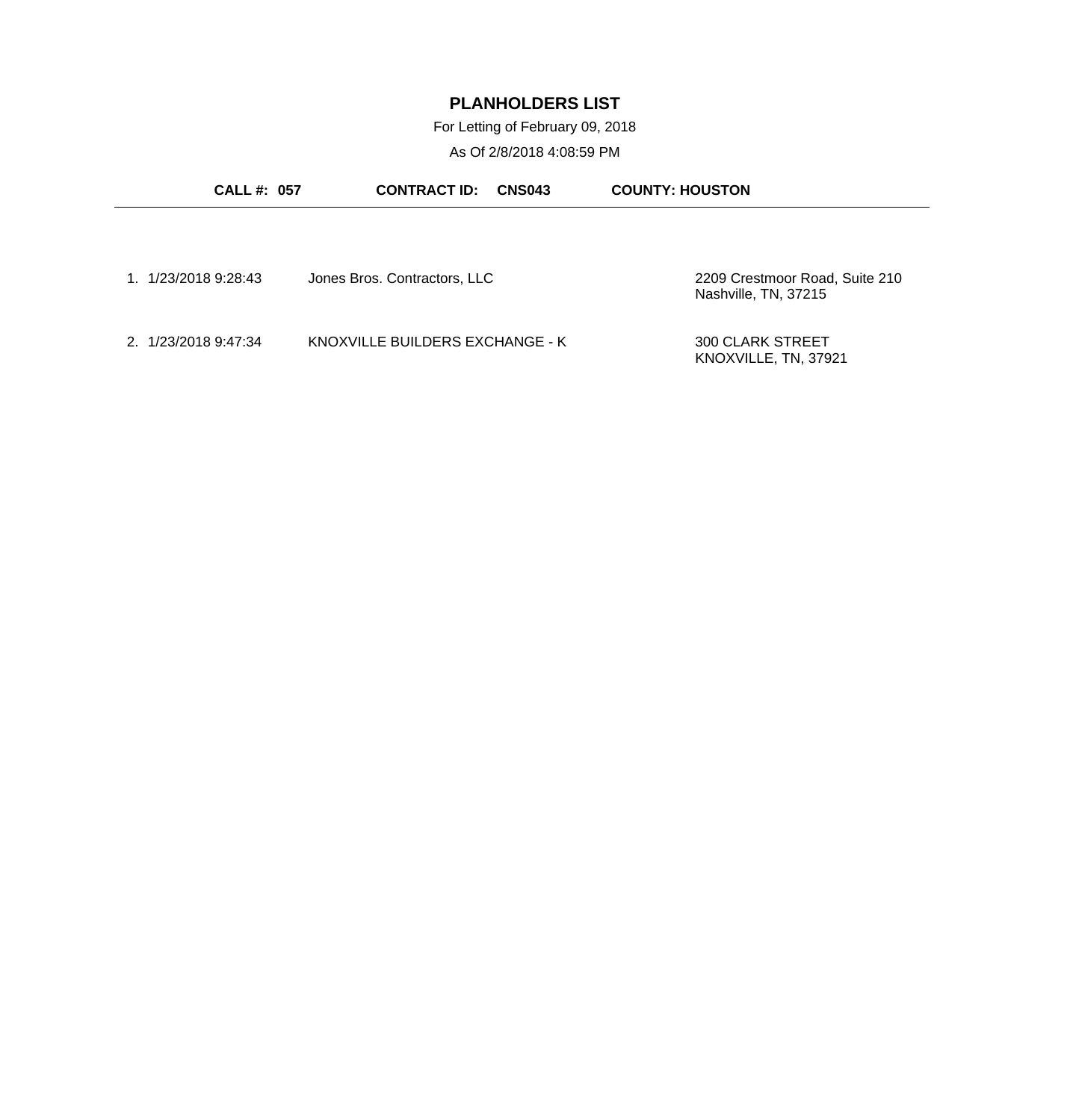# PLANHOLDERS LIST

For Letting of February 09, 2018

As Of 2/8/2018 4:08:59 PM

**CALL #: 057** **CONTRACT ID: CNS043** **COUNTY: HOUSTON**

---

1. 1/23/2018 9:28:43 Jones Bros. Contractors, LLC 2209 Crestmoor Road, Suite 210 Nashville, TN, 37215

2. 1/23/2018 9:47:34 KNOXVILLE BUILDERS EXCHANGE - K 300 CLARK STREET KNOXVILLE, TN, 37921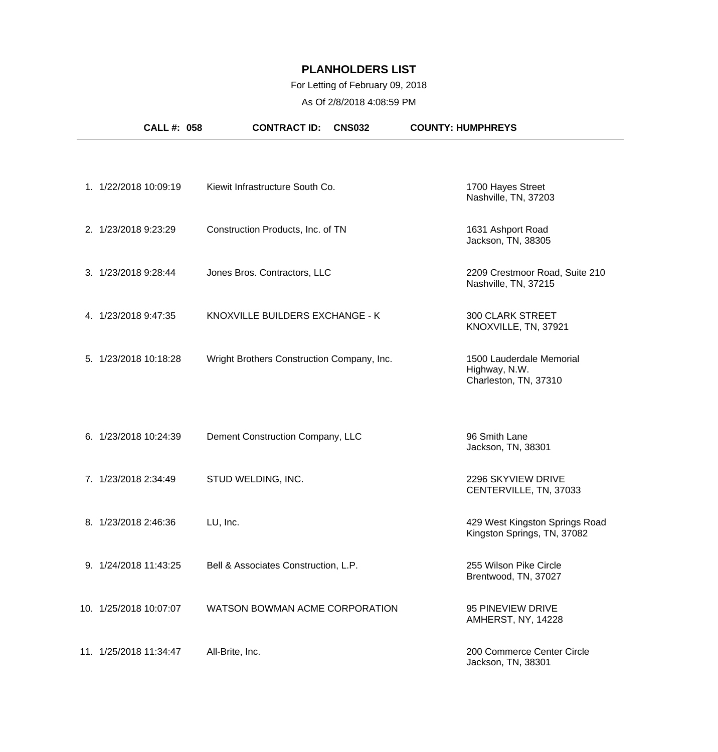# PLANHOLDERS LIST

For Letting of February 09, 2018

As Of 2/8/2018 4:08:59 PM

**CALL #: 058** **CONTRACT ID: CNS032** **COUNTY: HUMPHREYS**

| # | Date/Time | Company | Address |
|---|---|---|---|
| 1. | 1/22/2018 10:09:19 | Kiewit Infrastructure South Co. | 1700 Hayes Street<br>Nashville, TN, 37203 |
| 2. | 1/23/2018 9:23:29 | Construction Products, Inc. of TN | 1631 Ashport Road<br>Jackson, TN, 38305 |
| 3. | 1/23/2018 9:28:44 | Jones Bros. Contractors, LLC | 2209 Crestmoor Road, Suite 210<br>Nashville, TN, 37215 |
| 4. | 1/23/2018 9:47:35 | KNOXVILLE BUILDERS EXCHANGE - K | 300 CLARK STREET<br>KNOXVILLE, TN, 37921 |
| 5. | 1/23/2018 10:18:28 | Wright Brothers Construction Company, Inc. | 1500 Lauderdale Memorial Highway, N.W.<br>Charleston, TN, 37310 |
| 6. | 1/23/2018 10:24:39 | Dement Construction Company, LLC | 96 Smith Lane<br>Jackson, TN, 38301 |
| 7. | 1/23/2018 2:34:49 | STUD WELDING, INC. | 2296 SKYVIEW DRIVE<br>CENTERVILLE, TN, 37033 |
| 8. | 1/23/2018 2:46:36 | LU, Inc. | 429 West Kingston Springs Road<br>Kingston Springs, TN, 37082 |
| 9. | 1/24/2018 11:43:25 | Bell & Associates Construction, L.P. | 255 Wilson Pike Circle<br>Brentwood, TN, 37027 |
| 10. | 1/25/2018 10:07:07 | WATSON BOWMAN ACME CORPORATION | 95 PINEVIEW DRIVE<br>AMHERST, NY, 14228 |
| 11. | 1/25/2018 11:34:47 | All-Brite, Inc. | 200 Commerce Center Circle<br>Jackson, TN, 38301 |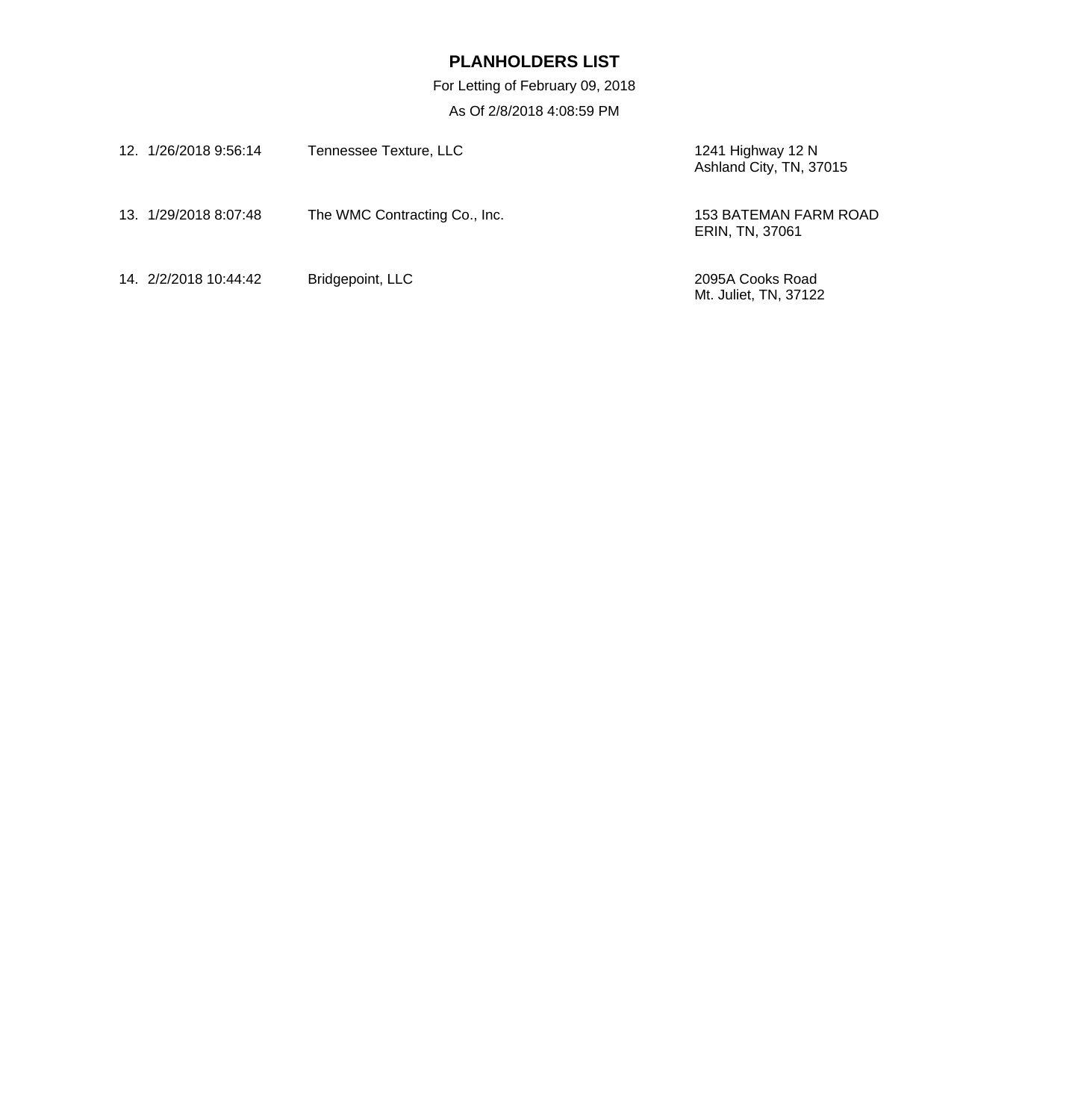# PLANHOLDERS LIST

For Letting of February 09, 2018

As Of 2/8/2018 4:08:59 PM

| | Date | Name | Address |
|---|---|---|---|
| 12. | 1/26/2018 9:56:14 | Tennessee Texture, LLC | 1241 Highway 12 N<br>Ashland City, TN, 37015 |
| 13. | 1/29/2018 8:07:48 | The WMC Contracting Co., Inc. | 153 BATEMAN FARM ROAD<br>ERIN, TN, 37061 |
| 14. | 2/2/2018 10:44:42 | Bridgepoint, LLC | 2095A Cooks Road<br>Mt. Juliet, TN, 37122 |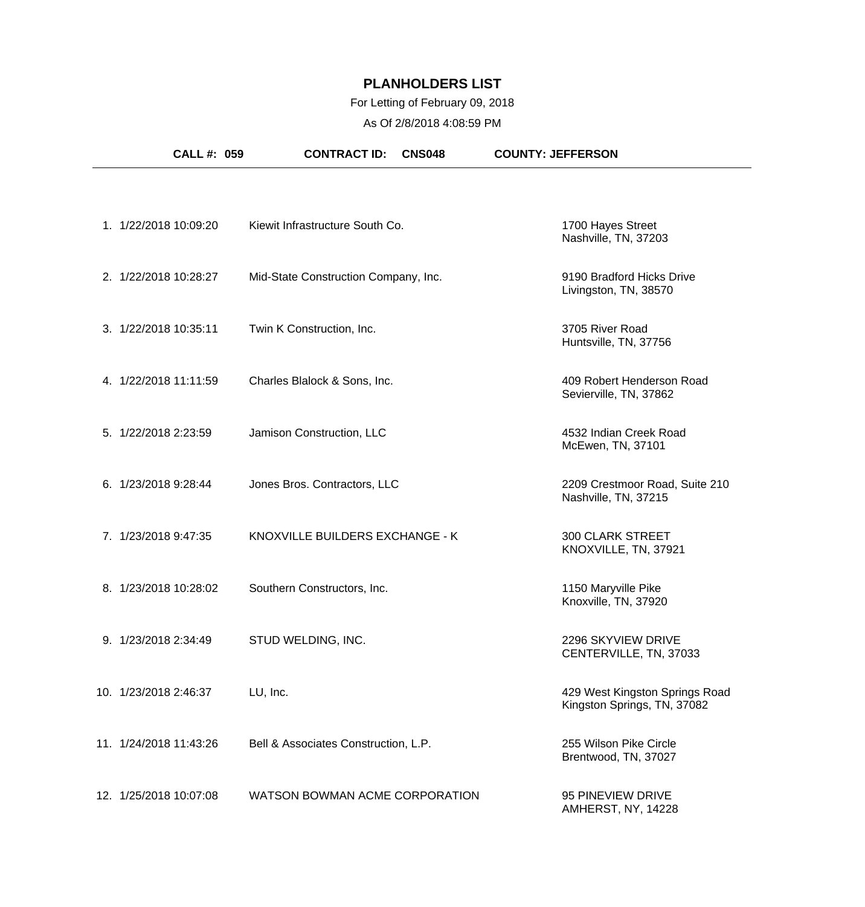# PLANHOLDERS LIST

For Letting of February 09, 2018

As Of 2/8/2018 4:08:59 PM

**CALL #: 059** **CONTRACT ID: CNS048** **COUNTY: JEFFERSON**

| # | Date/Time | Name | Address |
|---|---|---|---|
| 1. | 1/22/2018 10:09:20 | Kiewit Infrastructure South Co. | 1700 Hayes Street<br>Nashville, TN, 37203 |
| 2. | 1/22/2018 10:28:27 | Mid-State Construction Company, Inc. | 9190 Bradford Hicks Drive<br>Livingston, TN, 38570 |
| 3. | 1/22/2018 10:35:11 | Twin K Construction, Inc. | 3705 River Road<br>Huntsville, TN, 37756 |
| 4. | 1/22/2018 11:11:59 | Charles Blalock & Sons, Inc. | 409 Robert Henderson Road<br>Sevierville, TN, 37862 |
| 5. | 1/22/2018 2:23:59 | Jamison Construction, LLC | 4532 Indian Creek Road<br>McEwen, TN, 37101 |
| 6. | 1/23/2018 9:28:44 | Jones Bros. Contractors, LLC | 2209 Crestmoor Road, Suite 210<br>Nashville, TN, 37215 |
| 7. | 1/23/2018 9:47:35 | KNOXVILLE BUILDERS EXCHANGE - K | 300 CLARK STREET<br>KNOXVILLE, TN, 37921 |
| 8. | 1/23/2018 10:28:02 | Southern Constructors, Inc. | 1150 Maryville Pike<br>Knoxville, TN, 37920 |
| 9. | 1/23/2018 2:34:49 | STUD WELDING, INC. | 2296 SKYVIEW DRIVE<br>CENTERVILLE, TN, 37033 |
| 10. | 1/23/2018 2:46:37 | LU, Inc. | 429 West Kingston Springs Road<br>Kingston Springs, TN, 37082 |
| 11. | 1/24/2018 11:43:26 | Bell & Associates Construction, L.P. | 255 Wilson Pike Circle<br>Brentwood, TN, 37027 |
| 12. | 1/25/2018 10:07:08 | WATSON BOWMAN ACME CORPORATION | 95 PINEVIEW DRIVE<br>AMHERST, NY, 14228 |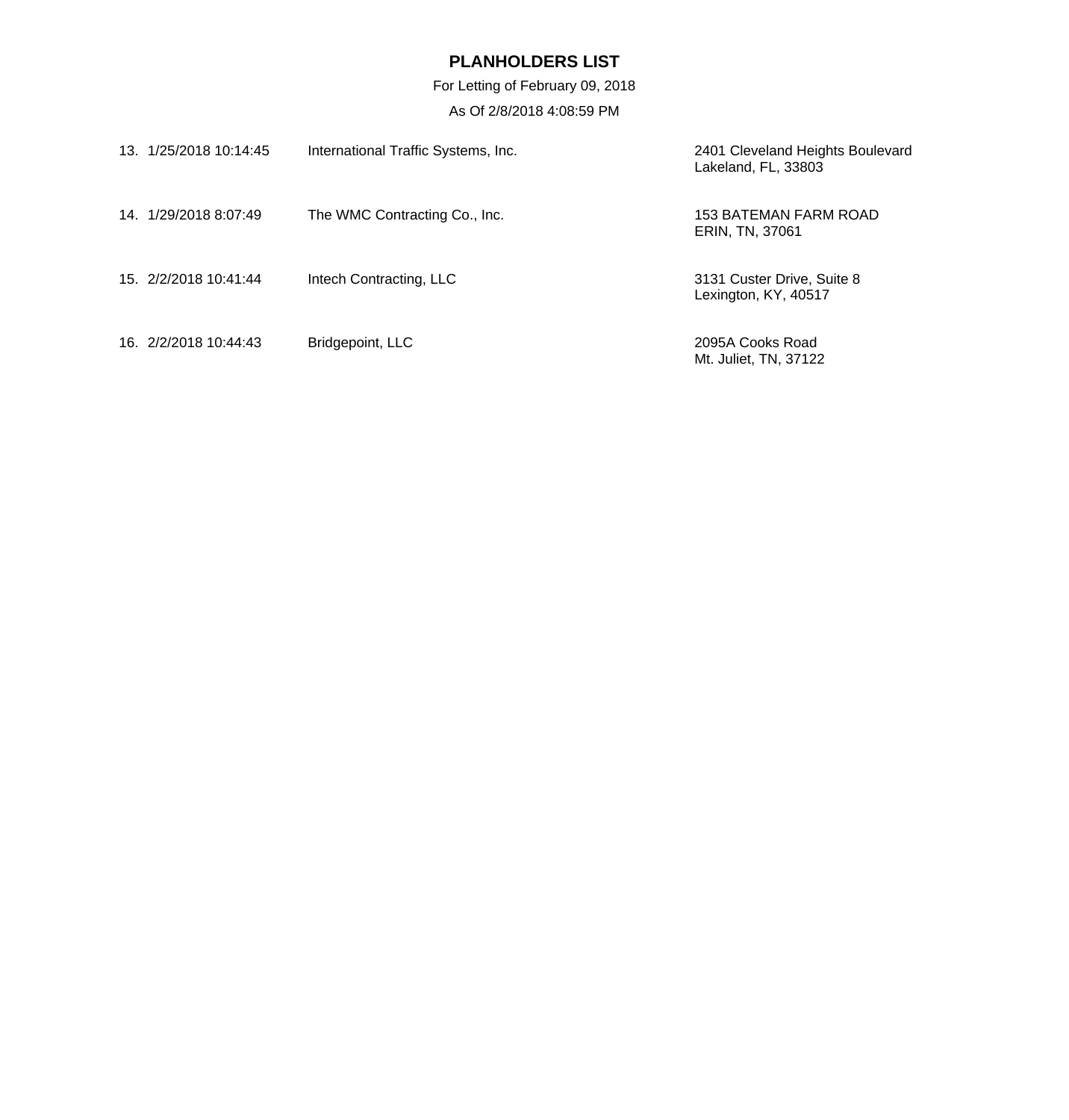**PLANHOLDERS LIST**

For Letting of February 09, 2018

As Of 2/8/2018 4:08:59 PM

| | | | |
|---|---|---|---|
| 13. | 1/25/2018 10:14:45 | International Traffic Systems, Inc. | 2401 Cleveland Heights Boulevard<br>Lakeland, FL, 33803 |
| 14. | 1/29/2018 8:07:49 | The WMC Contracting Co., Inc. | 153 BATEMAN FARM ROAD<br>ERIN, TN, 37061 |
| 15. | 2/2/2018 10:41:44 | Intech Contracting, LLC | 3131 Custer Drive, Suite 8<br>Lexington, KY, 40517 |
| 16. | 2/2/2018 10:44:43 | Bridgepoint, LLC | 2095A Cooks Road<br>Mt. Juliet, TN, 37122 |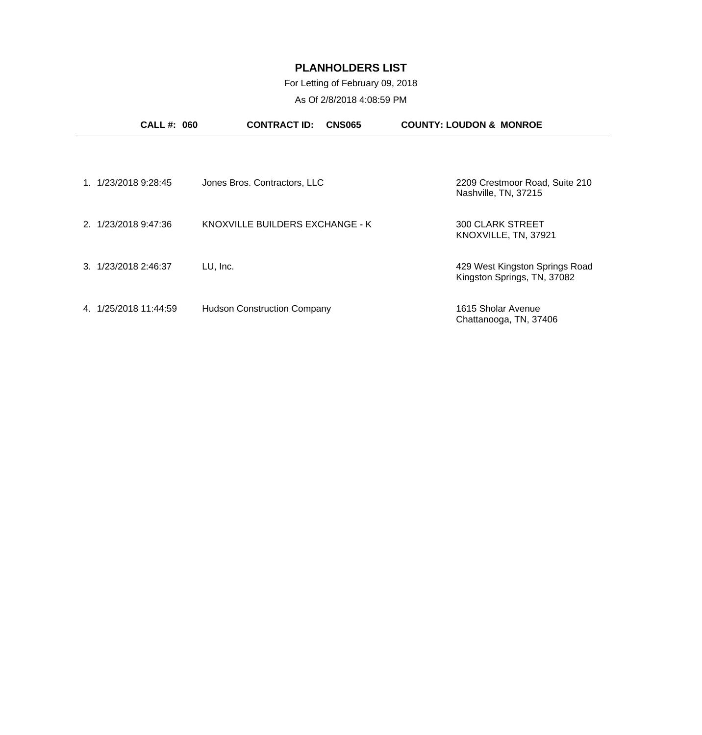# PLANHOLDERS LIST

For Letting of February 09, 2018

As Of 2/8/2018 4:08:59 PM

**CALL #: 060** **CONTRACT ID: CNS065** **COUNTY: LOUDON & MONROE**

| # | Date/Time | Company | Address |
|---|---|---|---|
| 1. | 1/23/2018 9:28:45 | Jones Bros. Contractors, LLC | 2209 Crestmoor Road, Suite 210<br>Nashville, TN, 37215 |
| 2. | 1/23/2018 9:47:36 | KNOXVILLE BUILDERS EXCHANGE - K | 300 CLARK STREET<br>KNOXVILLE, TN, 37921 |
| 3. | 1/23/2018 2:46:37 | LU, Inc. | 429 West Kingston Springs Road<br>Kingston Springs, TN, 37082 |
| 4. | 1/25/2018 11:44:59 | Hudson Construction Company | 1615 Sholar Avenue<br>Chattanooga, TN, 37406 |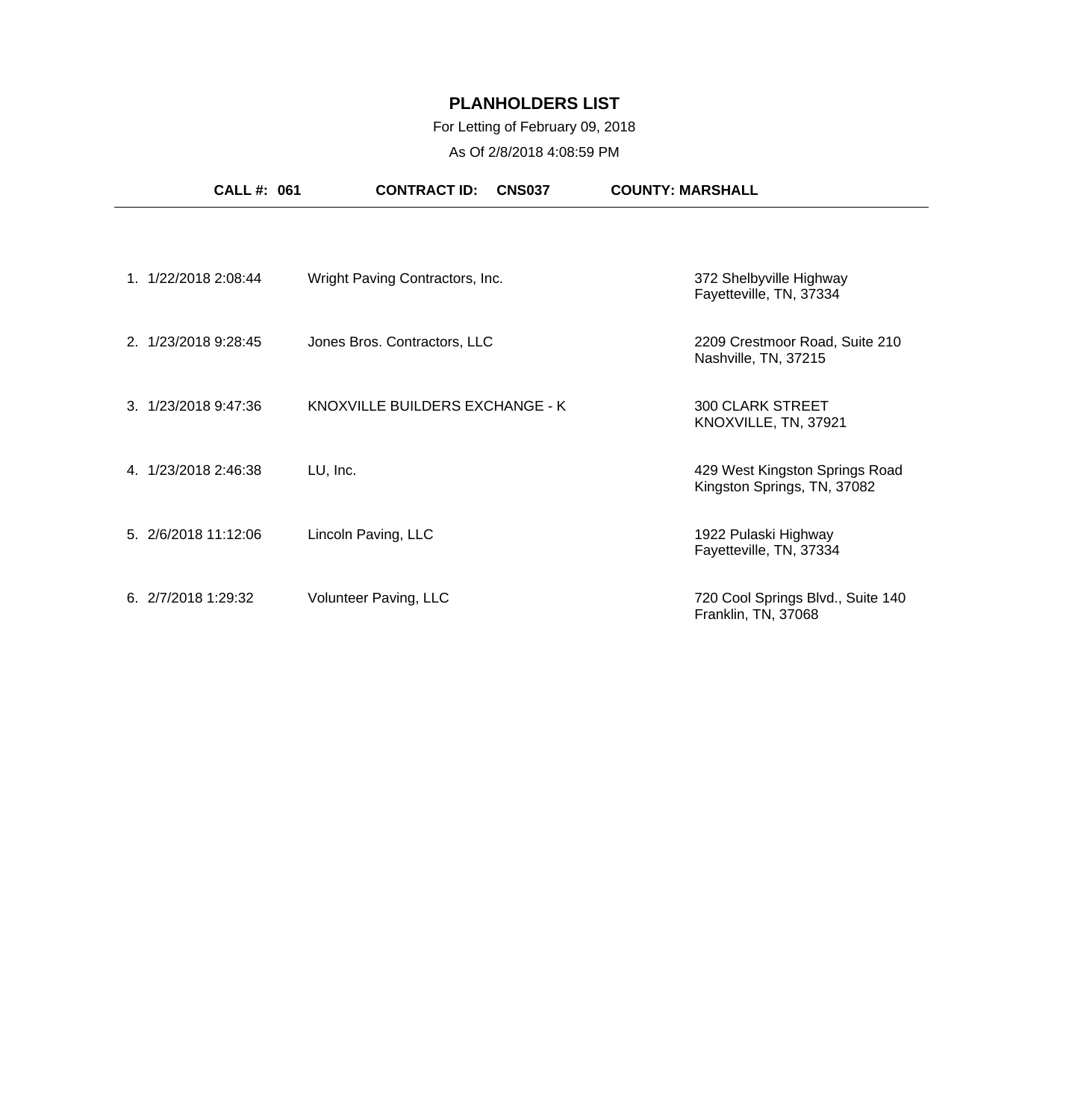# PLANHOLDERS LIST

For Letting of February 09, 2018

As Of 2/8/2018 4:08:59 PM

**CALL #: 061** **CONTRACT ID: CNS037** **COUNTY: MARSHALL**

| # | Date/Time | Name | Address |
|---|---|---|---|
| 1. | 1/22/2018 2:08:44 | Wright Paving Contractors, Inc. | 372 Shelbyville Highway<br>Fayetteville, TN, 37334 |
| 2. | 1/23/2018 9:28:45 | Jones Bros. Contractors, LLC | 2209 Crestmoor Road, Suite 210<br>Nashville, TN, 37215 |
| 3. | 1/23/2018 9:47:36 | KNOXVILLE BUILDERS EXCHANGE - K | 300 CLARK STREET<br>KNOXVILLE, TN, 37921 |
| 4. | 1/23/2018 2:46:38 | LU, Inc. | 429 West Kingston Springs Road<br>Kingston Springs, TN, 37082 |
| 5. | 2/6/2018 11:12:06 | Lincoln Paving, LLC | 1922 Pulaski Highway<br>Fayetteville, TN, 37334 |
| 6. | 2/7/2018 1:29:32 | Volunteer Paving, LLC | 720 Cool Springs Blvd., Suite 140<br>Franklin, TN, 37068 |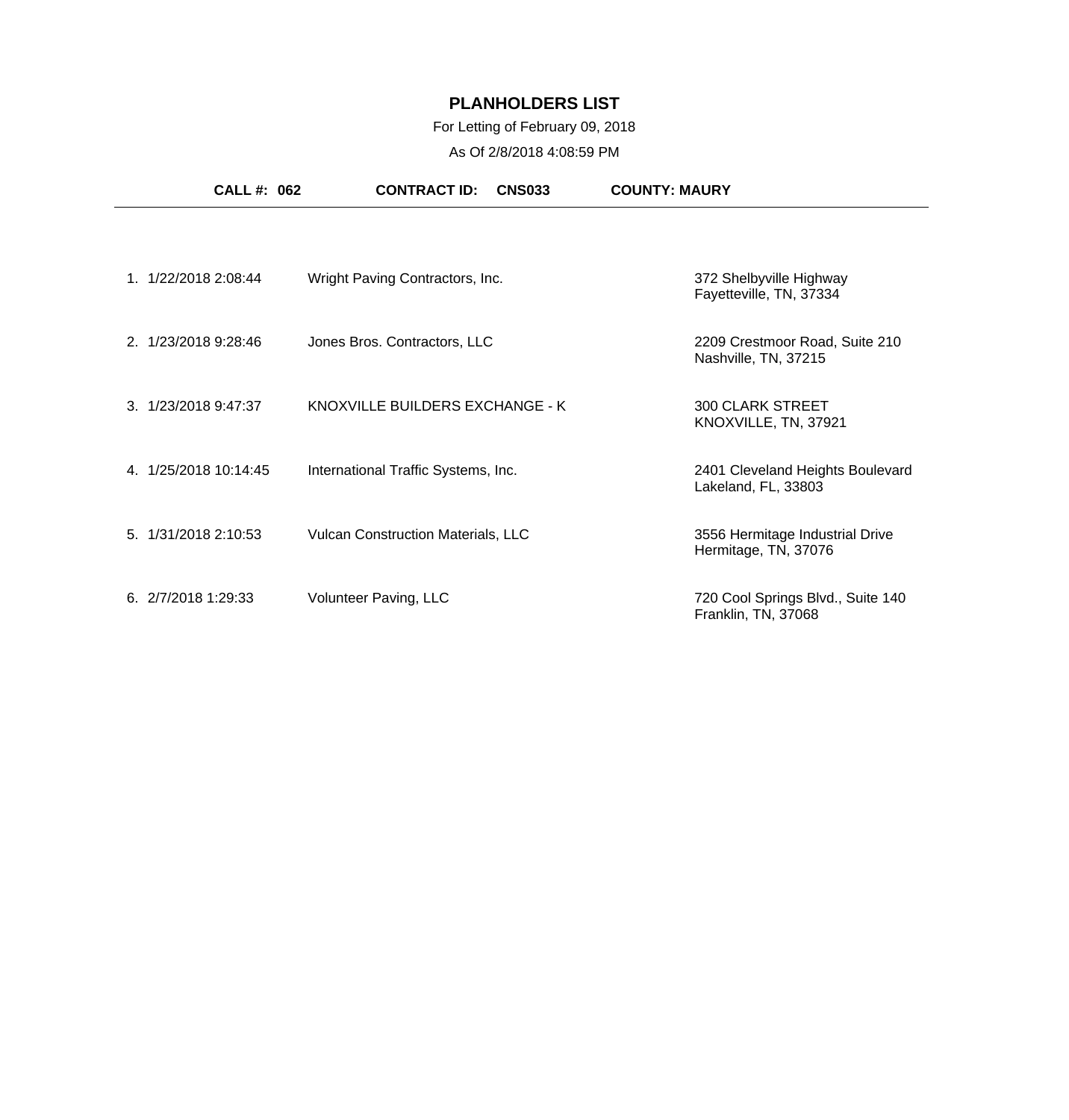# PLANHOLDERS LIST

For Letting of February 09, 2018

As Of 2/8/2018 4:08:59 PM

**CALL #: 062** **CONTRACT ID: CNS033** **COUNTY: MAURY**

| # | Date/Time | Name | Address |
|---|---|---|---|
| 1. | 1/22/2018 2:08:44 | Wright Paving Contractors, Inc. | 372 Shelbyville Highway<br>Fayetteville, TN, 37334 |
| 2. | 1/23/2018 9:28:46 | Jones Bros. Contractors, LLC | 2209 Crestmoor Road, Suite 210<br>Nashville, TN, 37215 |
| 3. | 1/23/2018 9:47:37 | KNOXVILLE BUILDERS EXCHANGE - K | 300 CLARK STREET<br>KNOXVILLE, TN, 37921 |
| 4. | 1/25/2018 10:14:45 | International Traffic Systems, Inc. | 2401 Cleveland Heights Boulevard<br>Lakeland, FL, 33803 |
| 5. | 1/31/2018 2:10:53 | Vulcan Construction Materials, LLC | 3556 Hermitage Industrial Drive<br>Hermitage, TN, 37076 |
| 6. | 2/7/2018 1:29:33 | Volunteer Paving, LLC | 720 Cool Springs Blvd., Suite 140<br>Franklin, TN, 37068 |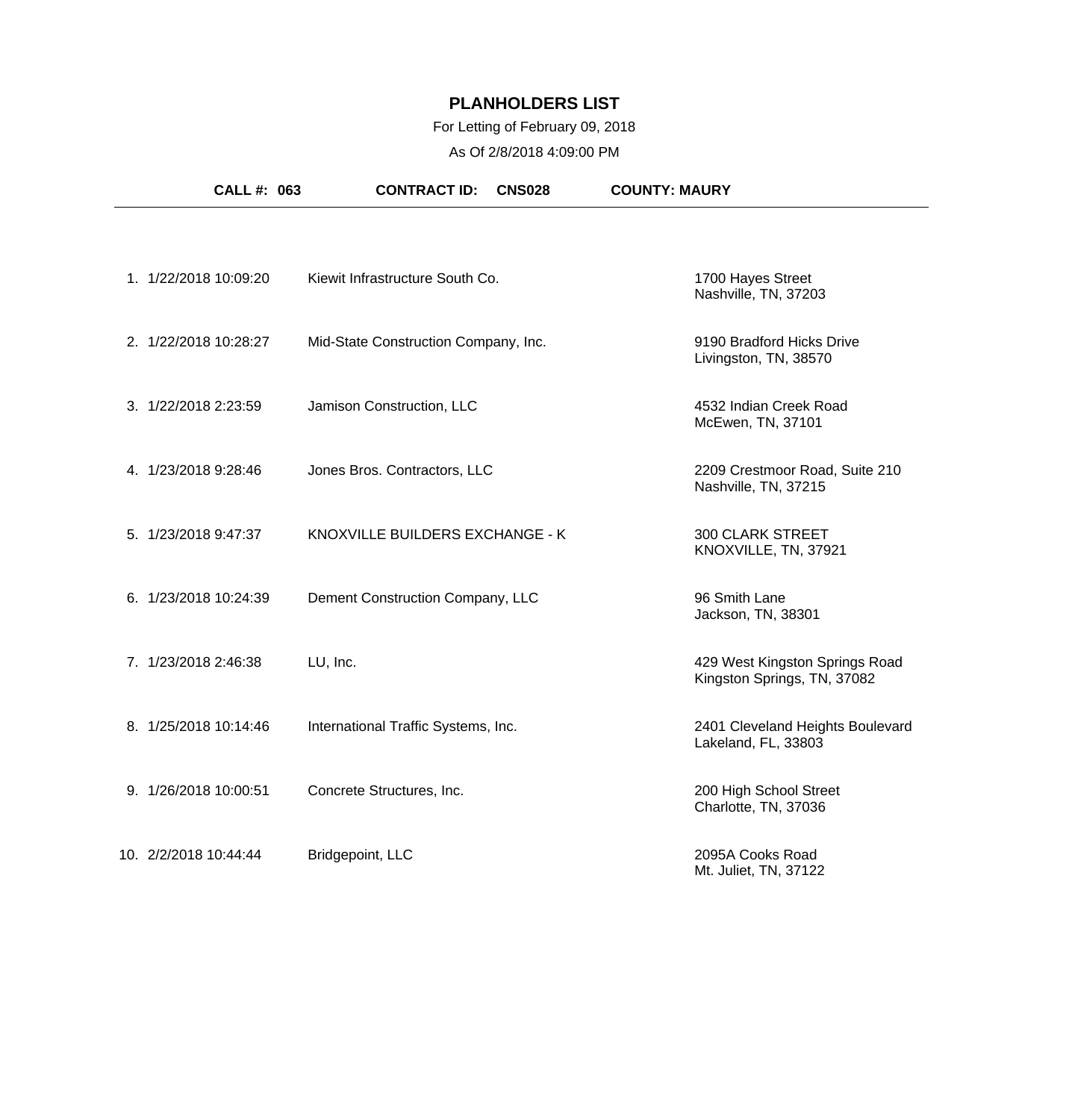# PLANHOLDERS LIST

For Letting of February 09, 2018

As Of 2/8/2018 4:09:00 PM

**CALL #: 063** **CONTRACT ID: CNS028** **COUNTY: MAURY**

| # | Date/Time | Company | Address |
|---|---|---|---|
| 1. | 1/22/2018 10:09:20 | Kiewit Infrastructure South Co. | 1700 Hayes Street<br>Nashville, TN, 37203 |
| 2. | 1/22/2018 10:28:27 | Mid-State Construction Company, Inc. | 9190 Bradford Hicks Drive<br>Livingston, TN, 38570 |
| 3. | 1/22/2018 2:23:59 | Jamison Construction, LLC | 4532 Indian Creek Road<br>McEwen, TN, 37101 |
| 4. | 1/23/2018 9:28:46 | Jones Bros. Contractors, LLC | 2209 Crestmoor Road, Suite 210<br>Nashville, TN, 37215 |
| 5. | 1/23/2018 9:47:37 | KNOXVILLE BUILDERS EXCHANGE - K | 300 CLARK STREET<br>KNOXVILLE, TN, 37921 |
| 6. | 1/23/2018 10:24:39 | Dement Construction Company, LLC | 96 Smith Lane<br>Jackson, TN, 38301 |
| 7. | 1/23/2018 2:46:38 | LU, Inc. | 429 West Kingston Springs Road<br>Kingston Springs, TN, 37082 |
| 8. | 1/25/2018 10:14:46 | International Traffic Systems, Inc. | 2401 Cleveland Heights Boulevard<br>Lakeland, FL, 33803 |
| 9. | 1/26/2018 10:00:51 | Concrete Structures, Inc. | 200 High School Street<br>Charlotte, TN, 37036 |
| 10. | 2/2/2018 10:44:44 | Bridgepoint, LLC | 2095A Cooks Road<br>Mt. Juliet, TN, 37122 |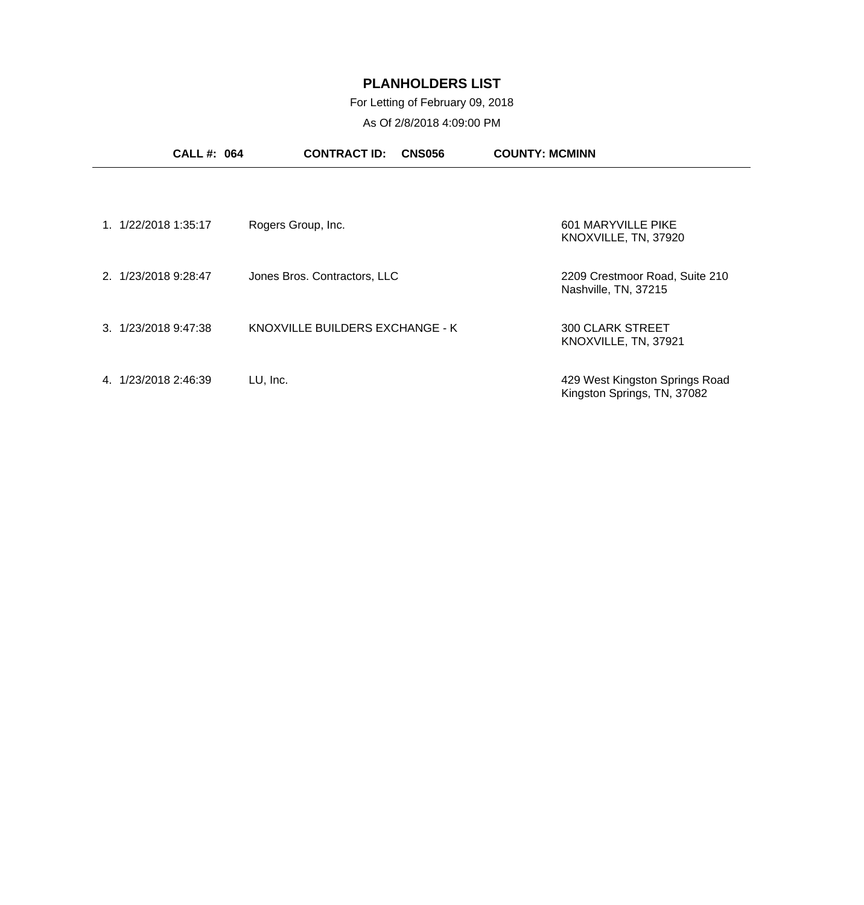# PLANHOLDERS LIST

For Letting of February 09, 2018

As Of 2/8/2018 4:09:00 PM

**CALL #: 064** **CONTRACT ID: CNS056** **COUNTY: MCMINN**

| # | Date/Time | Planholder | Address |
|---|---|---|---|
| 1. | 1/22/2018 1:35:17 | Rogers Group, Inc. | 601 MARYVILLE PIKE<br>KNOXVILLE, TN, 37920 |
| 2. | 1/23/2018 9:28:47 | Jones Bros. Contractors, LLC | 2209 Crestmoor Road, Suite 210<br>Nashville, TN, 37215 |
| 3. | 1/23/2018 9:47:38 | KNOXVILLE BUILDERS EXCHANGE - K | 300 CLARK STREET<br>KNOXVILLE, TN, 37921 |
| 4. | 1/23/2018 2:46:39 | LU, Inc. | 429 West Kingston Springs Road<br>Kingston Springs, TN, 37082 |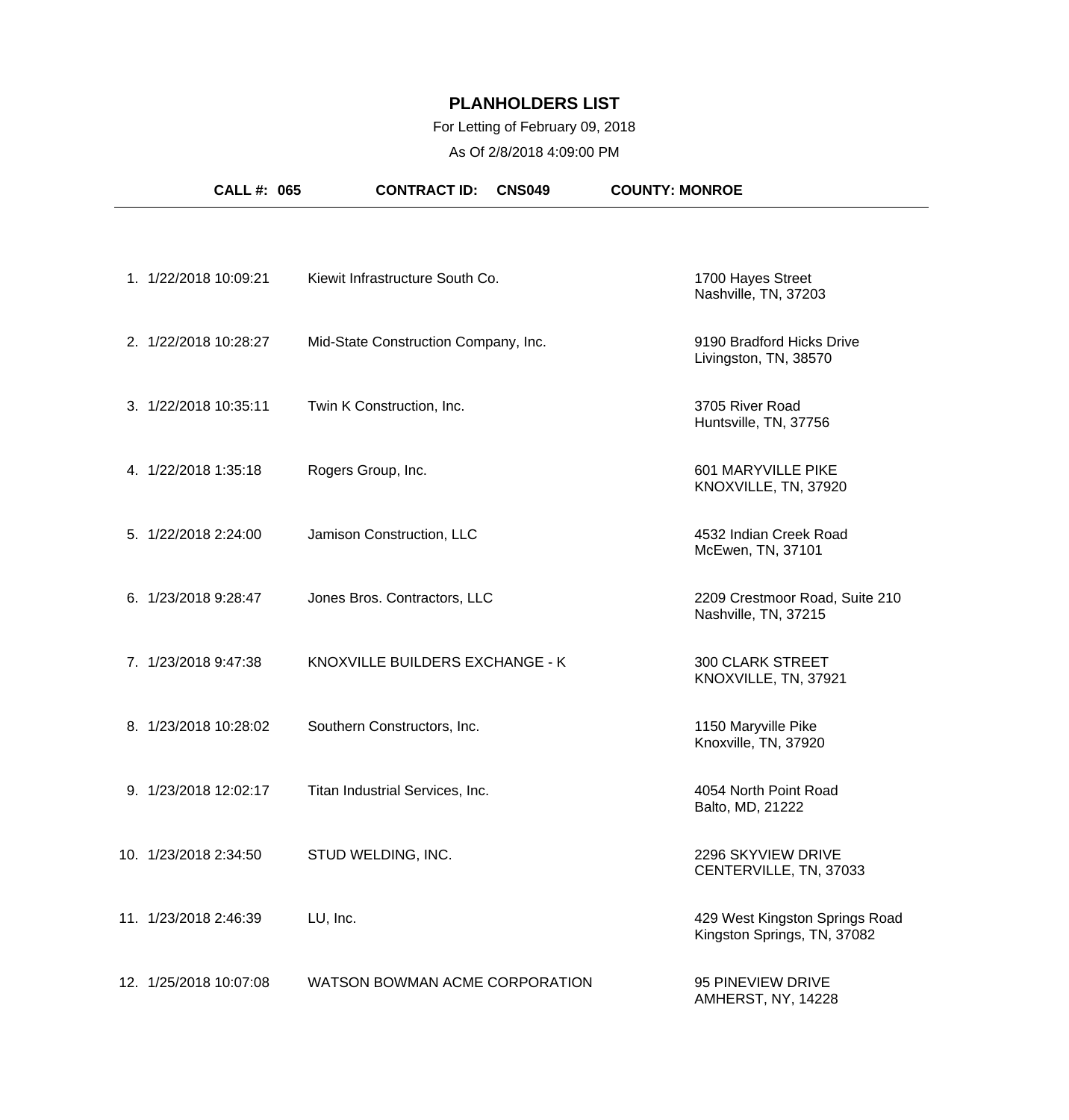# PLANHOLDERS LIST

For Letting of February 09, 2018

As Of 2/8/2018 4:09:00 PM

**CALL #: 065** **CONTRACT ID: CNS049** **COUNTY: MONROE**

| # | Date/Time | Name | Address |
|---|---|---|---|
| 1. | 1/22/2018 10:09:21 | Kiewit Infrastructure South Co. | 1700 Hayes Street<br>Nashville, TN, 37203 |
| 2. | 1/22/2018 10:28:27 | Mid-State Construction Company, Inc. | 9190 Bradford Hicks Drive<br>Livingston, TN, 38570 |
| 3. | 1/22/2018 10:35:11 | Twin K Construction, Inc. | 3705 River Road<br>Huntsville, TN, 37756 |
| 4. | 1/22/2018 1:35:18 | Rogers Group, Inc. | 601 MARYVILLE PIKE<br>KNOXVILLE, TN, 37920 |
| 5. | 1/22/2018 2:24:00 | Jamison Construction, LLC | 4532 Indian Creek Road<br>McEwen, TN, 37101 |
| 6. | 1/23/2018 9:28:47 | Jones Bros. Contractors, LLC | 2209 Crestmoor Road, Suite 210<br>Nashville, TN, 37215 |
| 7. | 1/23/2018 9:47:38 | KNOXVILLE BUILDERS EXCHANGE - K | 300 CLARK STREET<br>KNOXVILLE, TN, 37921 |
| 8. | 1/23/2018 10:28:02 | Southern Constructors, Inc. | 1150 Maryville Pike<br>Knoxville, TN, 37920 |
| 9. | 1/23/2018 12:02:17 | Titan Industrial Services, Inc. | 4054 North Point Road<br>Balto, MD, 21222 |
| 10. | 1/23/2018 2:34:50 | STUD WELDING, INC. | 2296 SKYVIEW DRIVE<br>CENTERVILLE, TN, 37033 |
| 11. | 1/23/2018 2:46:39 | LU, Inc. | 429 West Kingston Springs Road<br>Kingston Springs, TN, 37082 |
| 12. | 1/25/2018 10:07:08 | WATSON BOWMAN ACME CORPORATION | 95 PINEVIEW DRIVE<br>AMHERST, NY, 14228 |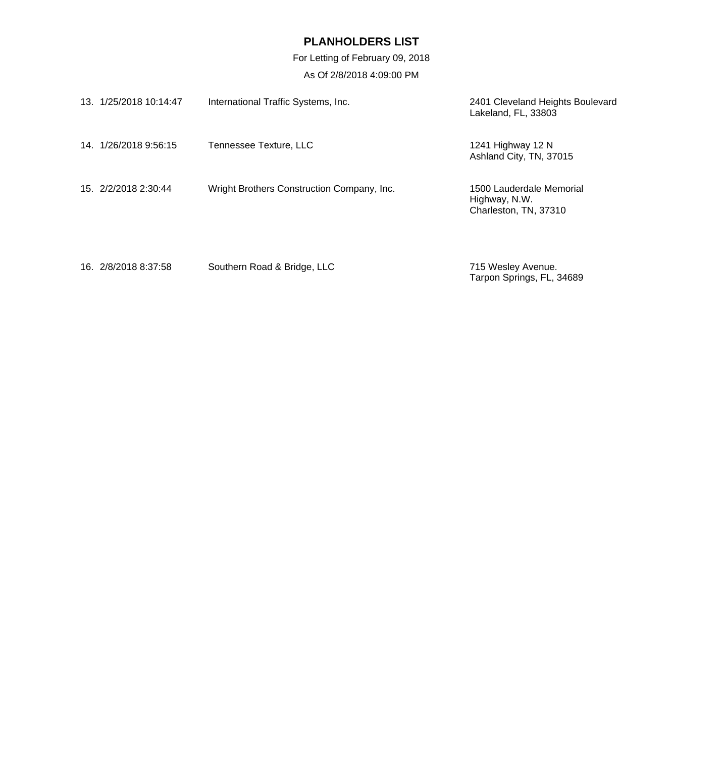# PLANHOLDERS LIST

For Letting of February 09, 2018

As Of 2/8/2018 4:09:00 PM

| | Date/Time | Company | Address |
|---|---|---|---|
| 13. | 1/25/2018 10:14:47 | International Traffic Systems, Inc. | 2401 Cleveland Heights Boulevard<br>Lakeland, FL, 33803 |
| 14. | 1/26/2018 9:56:15 | Tennessee Texture, LLC | 1241 Highway 12 N<br>Ashland City, TN, 37015 |
| 15. | 2/2/2018 2:30:44 | Wright Brothers Construction Company, Inc. | 1500 Lauderdale Memorial<br>Highway, N.W.<br>Charleston, TN, 37310 |
| 16. | 2/8/2018 8:37:58 | Southern Road & Bridge, LLC | 715 Wesley Avenue.<br>Tarpon Springs, FL, 34689 |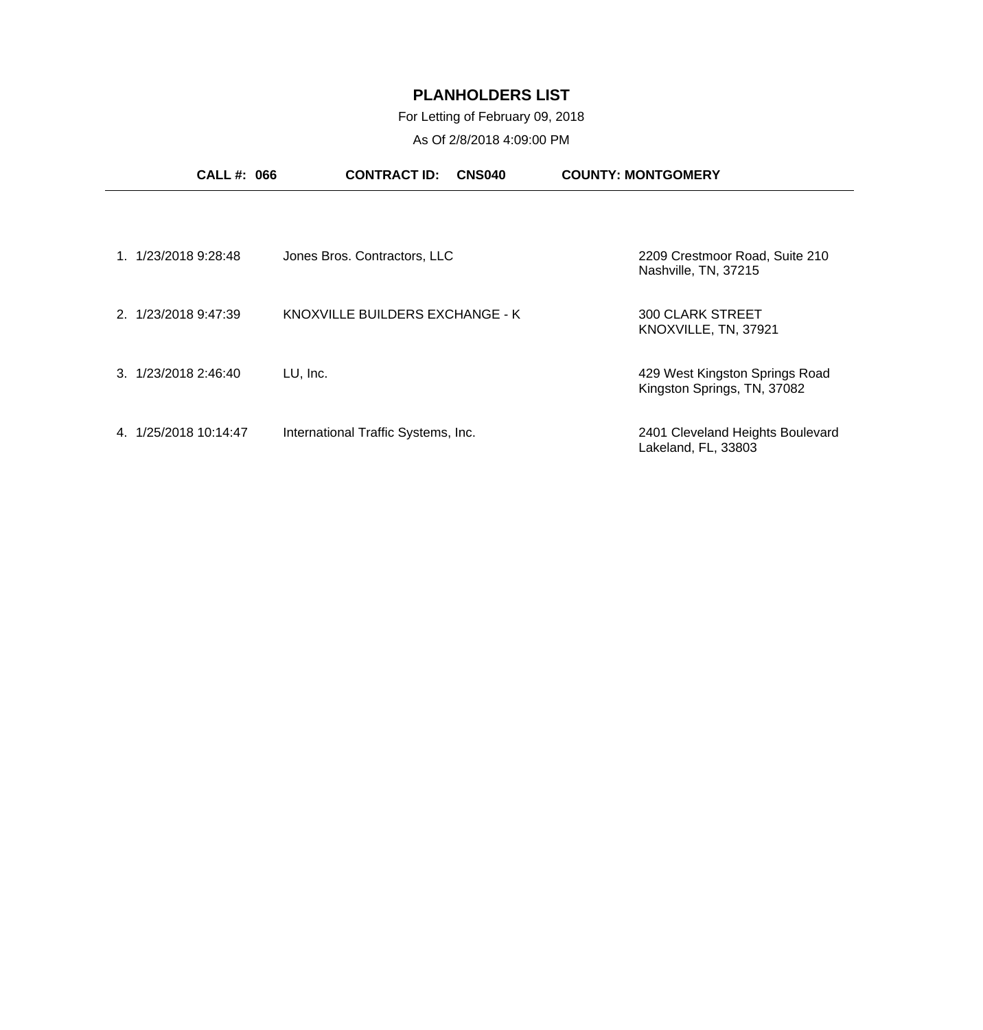# PLANHOLDERS LIST

For Letting of February 09, 2018

As Of 2/8/2018 4:09:00 PM

**CALL #: 066** **CONTRACT ID: CNS040** **COUNTY: MONTGOMERY**

| # | Date/Time | Name | Address |
|---|---|---|---|
| 1. | 1/23/2018 9:28:48 | Jones Bros. Contractors, LLC | 2209 Crestmoor Road, Suite 210<br>Nashville, TN, 37215 |
| 2. | 1/23/2018 9:47:39 | KNOXVILLE BUILDERS EXCHANGE - K | 300 CLARK STREET<br>KNOXVILLE, TN, 37921 |
| 3. | 1/23/2018 2:46:40 | LU, Inc. | 429 West Kingston Springs Road<br>Kingston Springs, TN, 37082 |
| 4. | 1/25/2018 10:14:47 | International Traffic Systems, Inc. | 2401 Cleveland Heights Boulevard<br>Lakeland, FL, 33803 |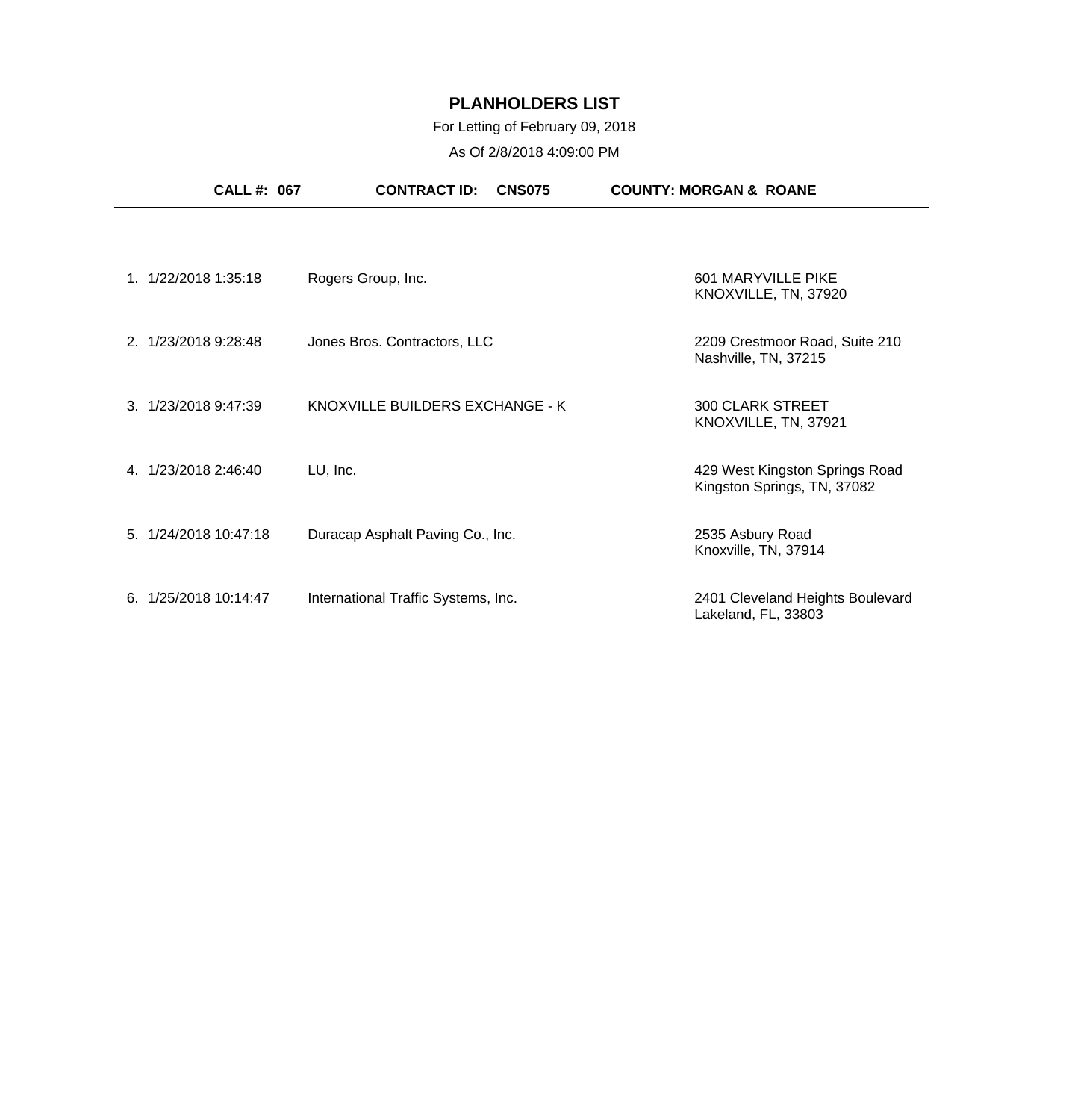# PLANHOLDERS LIST

For Letting of February 09, 2018

As Of 2/8/2018 4:09:00 PM

**CALL #: 067** **CONTRACT ID: CNS075** **COUNTY: MORGAN & ROANE**

| # | Date/Time | Planholder | Address |
|---|---|---|---|
| 1. | 1/22/2018 1:35:18 | Rogers Group, Inc. | 601 MARYVILLE PIKE<br>KNOXVILLE, TN, 37920 |
| 2. | 1/23/2018 9:28:48 | Jones Bros. Contractors, LLC | 2209 Crestmoor Road, Suite 210<br>Nashville, TN, 37215 |
| 3. | 1/23/2018 9:47:39 | KNOXVILLE BUILDERS EXCHANGE - K | 300 CLARK STREET<br>KNOXVILLE, TN, 37921 |
| 4. | 1/23/2018 2:46:40 | LU, Inc. | 429 West Kingston Springs Road<br>Kingston Springs, TN, 37082 |
| 5. | 1/24/2018 10:47:18 | Duracap Asphalt Paving Co., Inc. | 2535 Asbury Road<br>Knoxville, TN, 37914 |
| 6. | 1/25/2018 10:14:47 | International Traffic Systems, Inc. | 2401 Cleveland Heights Boulevard<br>Lakeland, FL, 33803 |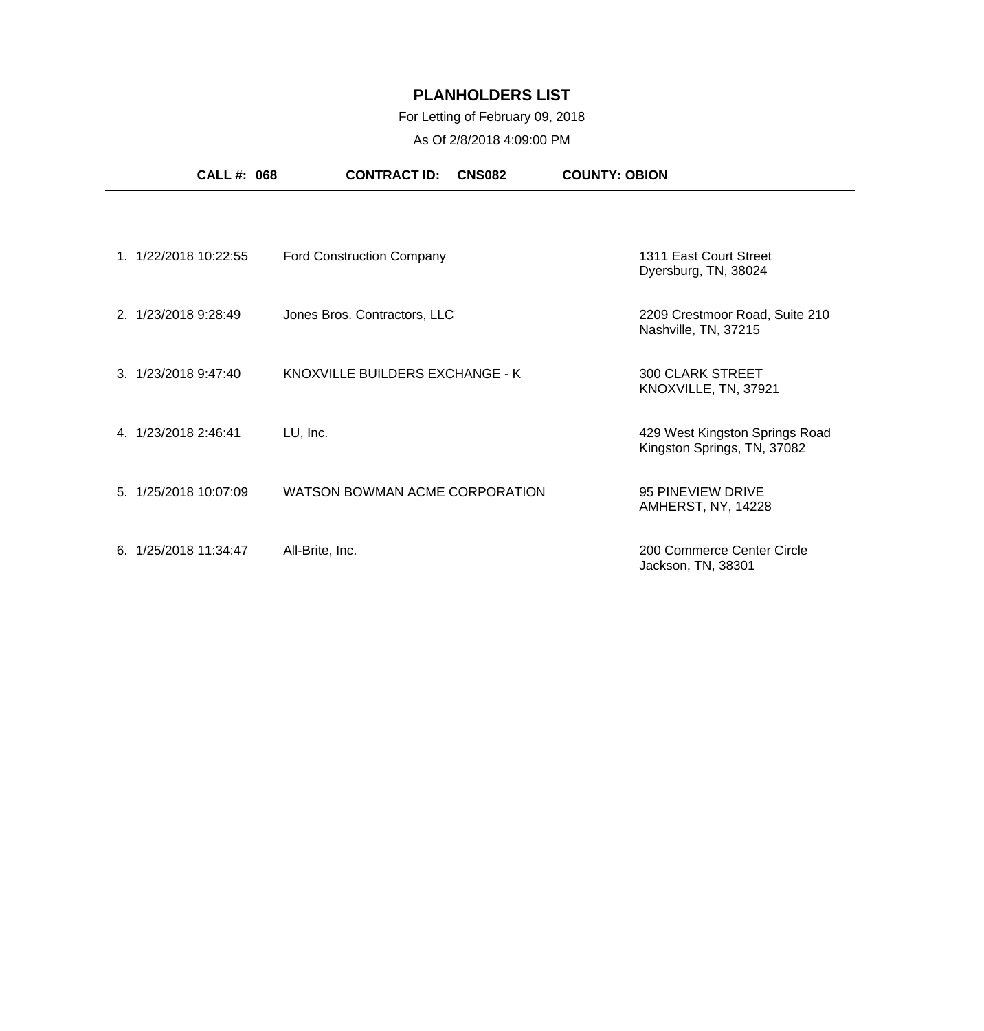# PLANHOLDERS LIST

For Letting of February 09, 2018

As Of 2/8/2018 4:09:00 PM

**CALL #: 068** **CONTRACT ID: CNS082** **COUNTY: OBION**

| # | Date/Time | Company | Address |
|---|---|---|---|
| 1. | 1/22/2018 10:22:55 | Ford Construction Company | 1311 East Court Street<br>Dyersburg, TN, 38024 |
| 2. | 1/23/2018 9:28:49 | Jones Bros. Contractors, LLC | 2209 Crestmoor Road, Suite 210<br>Nashville, TN, 37215 |
| 3. | 1/23/2018 9:47:40 | KNOXVILLE BUILDERS EXCHANGE - K | 300 CLARK STREET<br>KNOXVILLE, TN, 37921 |
| 4. | 1/23/2018 2:46:41 | LU, Inc. | 429 West Kingston Springs Road<br>Kingston Springs, TN, 37082 |
| 5. | 1/25/2018 10:07:09 | WATSON BOWMAN ACME CORPORATION | 95 PINEVIEW DRIVE<br>AMHERST, NY, 14228 |
| 6. | 1/25/2018 11:34:47 | All-Brite, Inc. | 200 Commerce Center Circle<br>Jackson, TN, 38301 |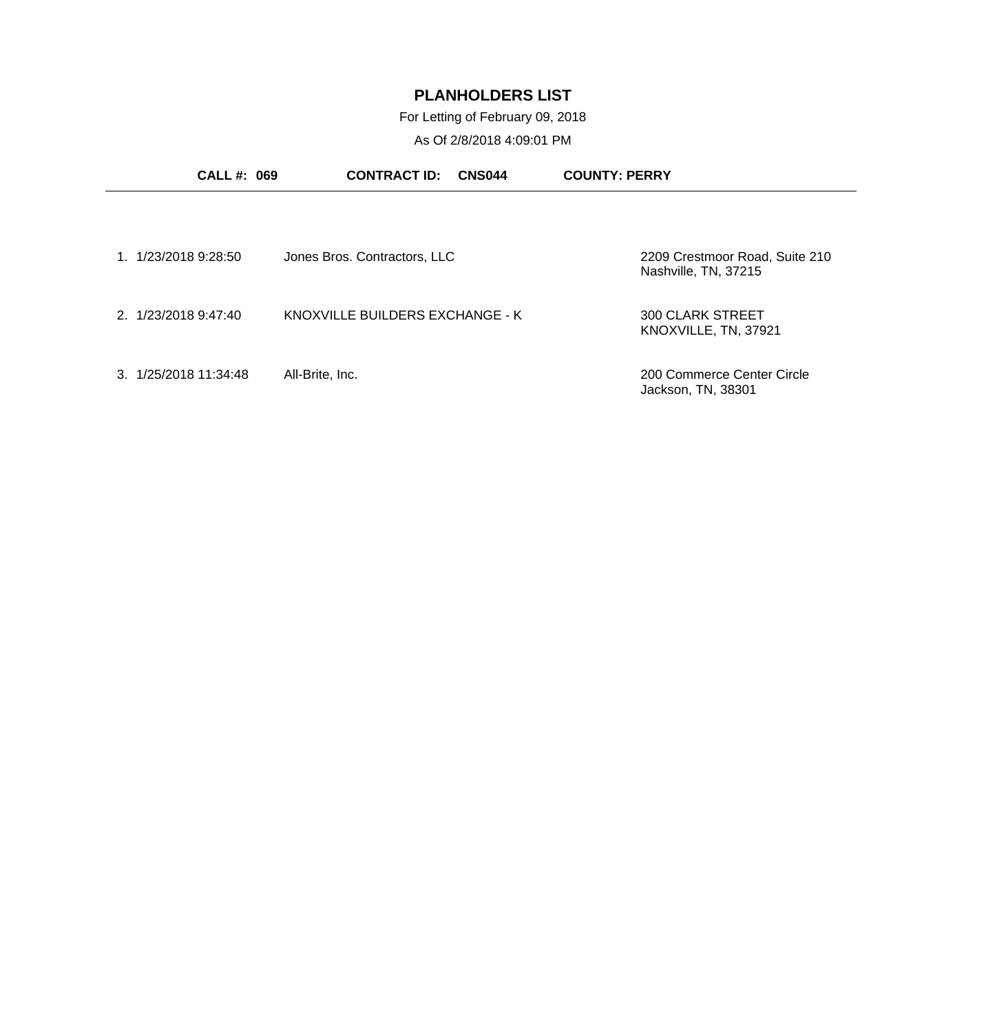# PLANHOLDERS LIST

For Letting of February 09, 2018

As Of 2/8/2018 4:09:01 PM

**CALL #: 069** **CONTRACT ID: CNS044** **COUNTY: PERRY**

| # | Date/Time | Planholder | Address |
|---|---|---|---|
| 1. | 1/23/2018 9:28:50 | Jones Bros. Contractors, LLC | 2209 Crestmoor Road, Suite 210<br>Nashville, TN, 37215 |
| 2. | 1/23/2018 9:47:40 | KNOXVILLE BUILDERS EXCHANGE - K | 300 CLARK STREET<br>KNOXVILLE, TN, 37921 |
| 3. | 1/25/2018 11:34:48 | All-Brite, Inc. | 200 Commerce Center Circle<br>Jackson, TN, 38301 |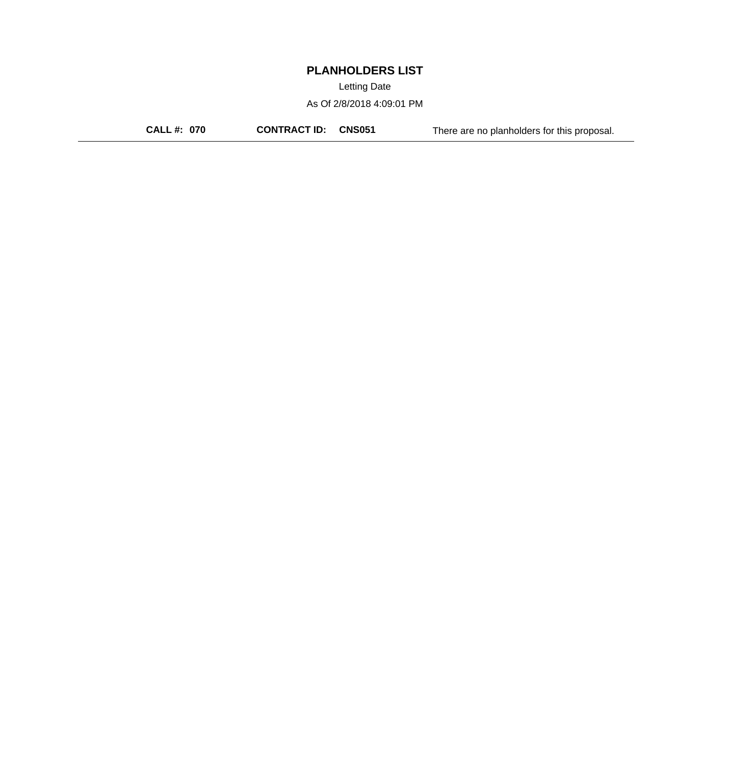# PLANHOLDERS LIST

Letting Date

As Of 2/8/2018 4:09:01 PM

**CALL #: 070** **CONTRACT ID: CNS051** There are no planholders for this proposal.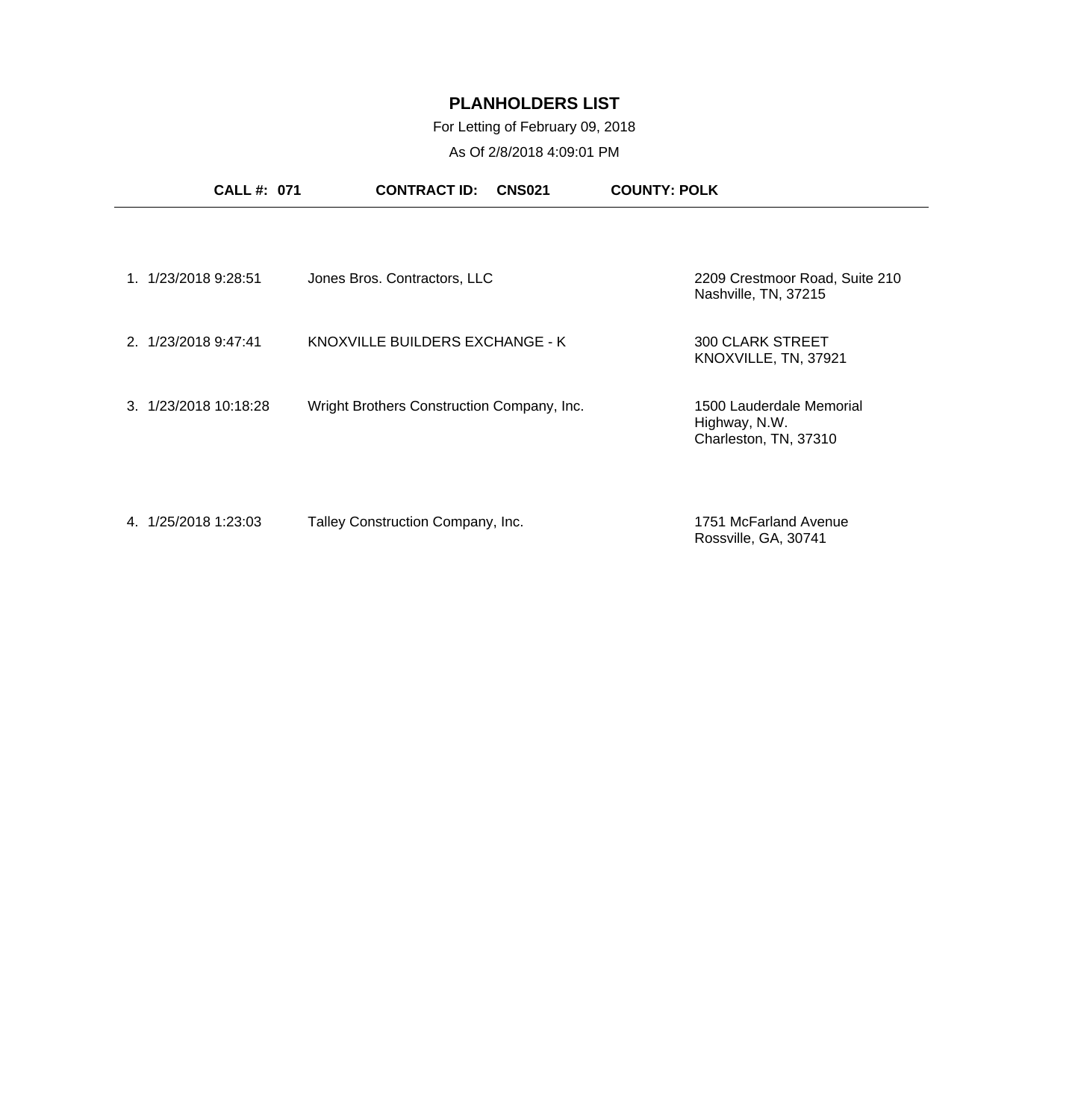# PLANHOLDERS LIST

For Letting of February 09, 2018

As Of 2/8/2018 4:09:01 PM

**CALL #: 071** **CONTRACT ID: CNS021** **COUNTY: POLK**

| # | Date/Time | Name | Address |
|---|---|---|---|
| 1. | 1/23/2018 9:28:51 | Jones Bros. Contractors, LLC | 2209 Crestmoor Road, Suite 210<br>Nashville, TN, 37215 |
| 2. | 1/23/2018 9:47:41 | KNOXVILLE BUILDERS EXCHANGE - K | 300 CLARK STREET<br>KNOXVILLE, TN, 37921 |
| 3. | 1/23/2018 10:18:28 | Wright Brothers Construction Company, Inc. | 1500 Lauderdale Memorial Highway, N.W.<br>Charleston, TN, 37310 |
| 4. | 1/25/2018 1:23:03 | Talley Construction Company, Inc. | 1751 McFarland Avenue<br>Rossville, GA, 30741 |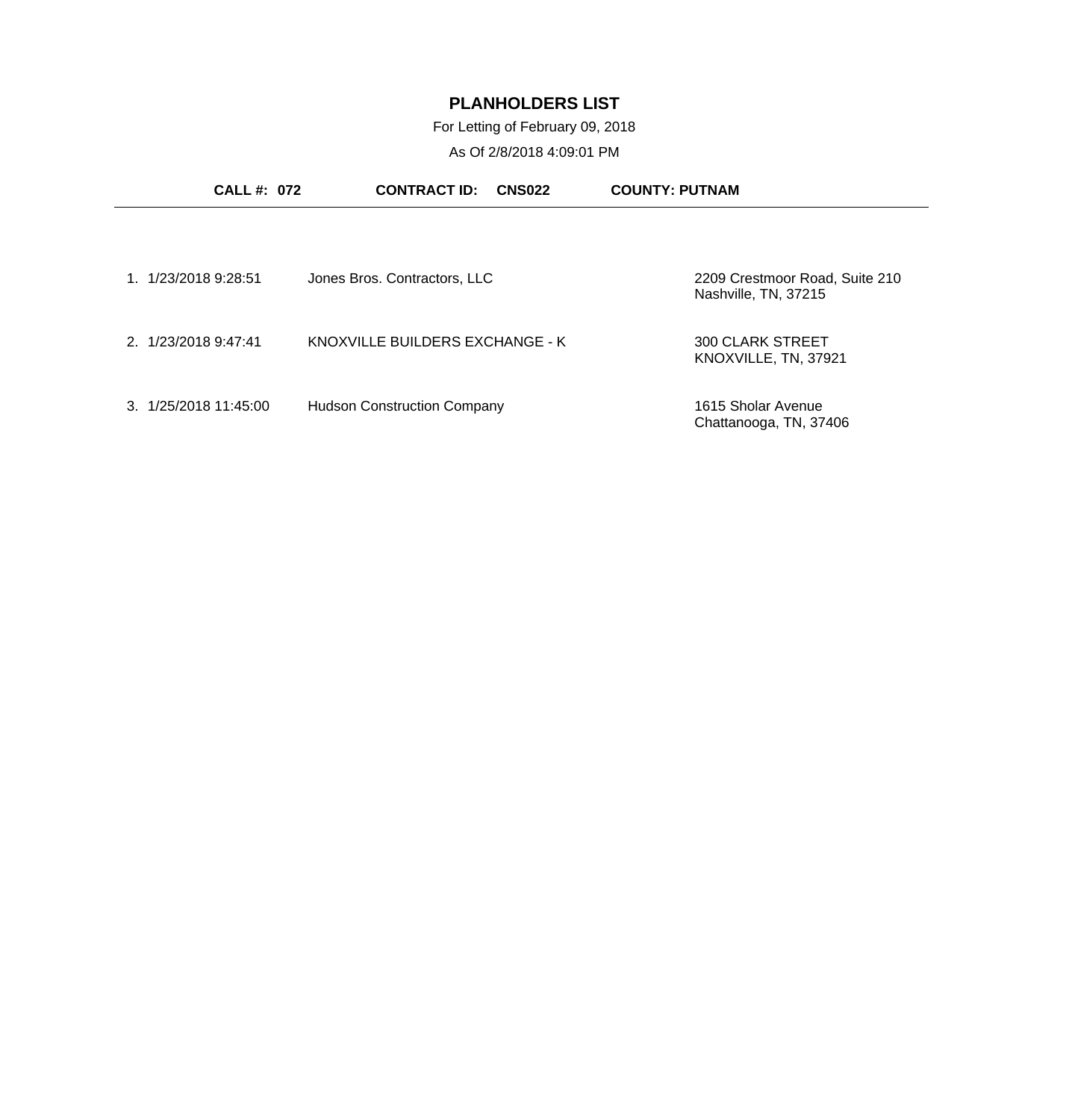# PLANHOLDERS LIST

For Letting of February 09, 2018

As Of 2/8/2018 4:09:01 PM

**CALL #: 072** **CONTRACT ID: CNS022** **COUNTY: PUTNAM**

---

| # | Date/Time | Name | Address |
|---|---|---|---|
| 1. | 1/23/2018 9:28:51 | Jones Bros. Contractors, LLC | 2209 Crestmoor Road, Suite 210<br>Nashville, TN, 37215 |
| 2. | 1/23/2018 9:47:41 | KNOXVILLE BUILDERS EXCHANGE - K | 300 CLARK STREET<br>KNOXVILLE, TN, 37921 |
| 3. | 1/25/2018 11:45:00 | Hudson Construction Company | 1615 Sholar Avenue<br>Chattanooga, TN, 37406 |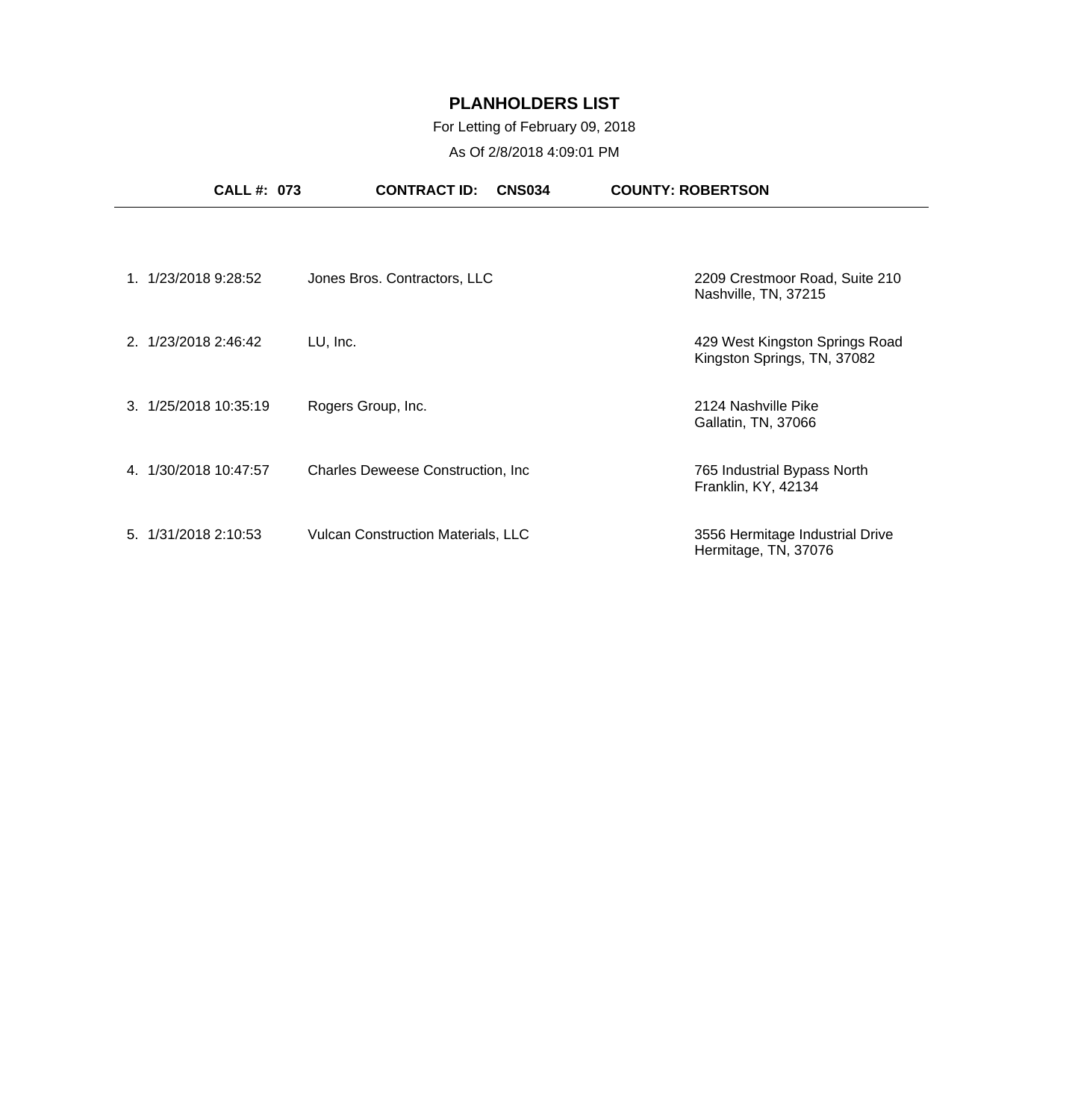# PLANHOLDERS LIST

For Letting of February 09, 2018

As Of 2/8/2018 4:09:01 PM

**CALL #: 073** **CONTRACT ID: CNS034** **COUNTY: ROBERTSON**

| # | Date/Time | Company | Address |
|---|---|---|---|
| 1. | 1/23/2018 9:28:52 | Jones Bros. Contractors, LLC | 2209 Crestmoor Road, Suite 210<br>Nashville, TN, 37215 |
| 2. | 1/23/2018 2:46:42 | LU, Inc. | 429 West Kingston Springs Road<br>Kingston Springs, TN, 37082 |
| 3. | 1/25/2018 10:35:19 | Rogers Group, Inc. | 2124 Nashville Pike<br>Gallatin, TN, 37066 |
| 4. | 1/30/2018 10:47:57 | Charles Deweese Construction, Inc | 765 Industrial Bypass North<br>Franklin, KY, 42134 |
| 5. | 1/31/2018 2:10:53 | Vulcan Construction Materials, LLC | 3556 Hermitage Industrial Drive<br>Hermitage, TN, 37076 |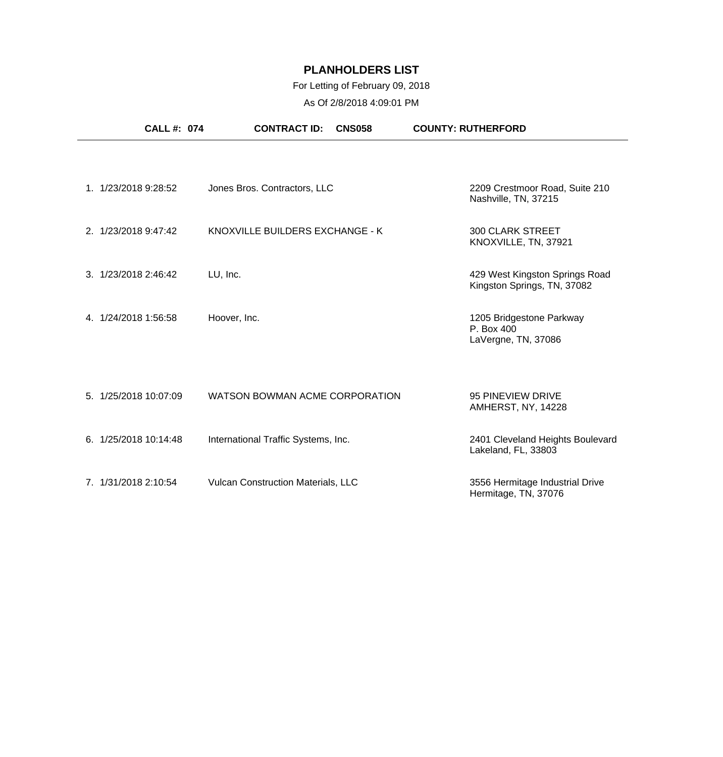# PLANHOLDERS LIST

For Letting of February 09, 2018

As Of 2/8/2018 4:09:01 PM

**CALL #: 074** **CONTRACT ID: CNS058** **COUNTY: RUTHERFORD**

| # | Date/Time | Name | Address |
|---|---|---|---|
| 1. | 1/23/2018 9:28:52 | Jones Bros. Contractors, LLC | 2209 Crestmoor Road, Suite 210<br>Nashville, TN, 37215 |
| 2. | 1/23/2018 9:47:42 | KNOXVILLE BUILDERS EXCHANGE - K | 300 CLARK STREET<br>KNOXVILLE, TN, 37921 |
| 3. | 1/23/2018 2:46:42 | LU, Inc. | 429 West Kingston Springs Road<br>Kingston Springs, TN, 37082 |
| 4. | 1/24/2018 1:56:58 | Hoover, Inc. | 1205 Bridgestone Parkway<br>P. Box 400<br>LaVergne, TN, 37086 |
| 5. | 1/25/2018 10:07:09 | WATSON BOWMAN ACME CORPORATION | 95 PINEVIEW DRIVE<br>AMHERST, NY, 14228 |
| 6. | 1/25/2018 10:14:48 | International Traffic Systems, Inc. | 2401 Cleveland Heights Boulevard<br>Lakeland, FL, 33803 |
| 7. | 1/31/2018 2:10:54 | Vulcan Construction Materials, LLC | 3556 Hermitage Industrial Drive<br>Hermitage, TN, 37076 |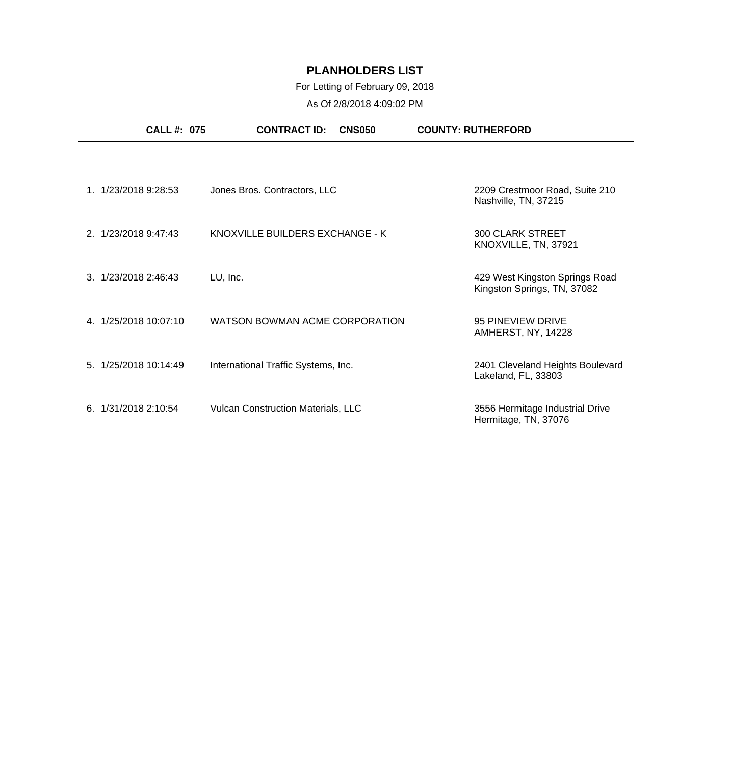# PLANHOLDERS LIST

For Letting of February 09, 2018

As Of 2/8/2018 4:09:02 PM

**CALL #: 075** **CONTRACT ID: CNS050** **COUNTY: RUTHERFORD**

| # | Date/Time | Planholder | Address |
|---|---|---|---|
| 1. | 1/23/2018 9:28:53 | Jones Bros. Contractors, LLC | 2209 Crestmoor Road, Suite 210<br>Nashville, TN, 37215 |
| 2. | 1/23/2018 9:47:43 | KNOXVILLE BUILDERS EXCHANGE - K | 300 CLARK STREET<br>KNOXVILLE, TN, 37921 |
| 3. | 1/23/2018 2:46:43 | LU, Inc. | 429 West Kingston Springs Road<br>Kingston Springs, TN, 37082 |
| 4. | 1/25/2018 10:07:10 | WATSON BOWMAN ACME CORPORATION | 95 PINEVIEW DRIVE<br>AMHERST, NY, 14228 |
| 5. | 1/25/2018 10:14:49 | International Traffic Systems, Inc. | 2401 Cleveland Heights Boulevard<br>Lakeland, FL, 33803 |
| 6. | 1/31/2018 2:10:54 | Vulcan Construction Materials, LLC | 3556 Hermitage Industrial Drive<br>Hermitage, TN, 37076 |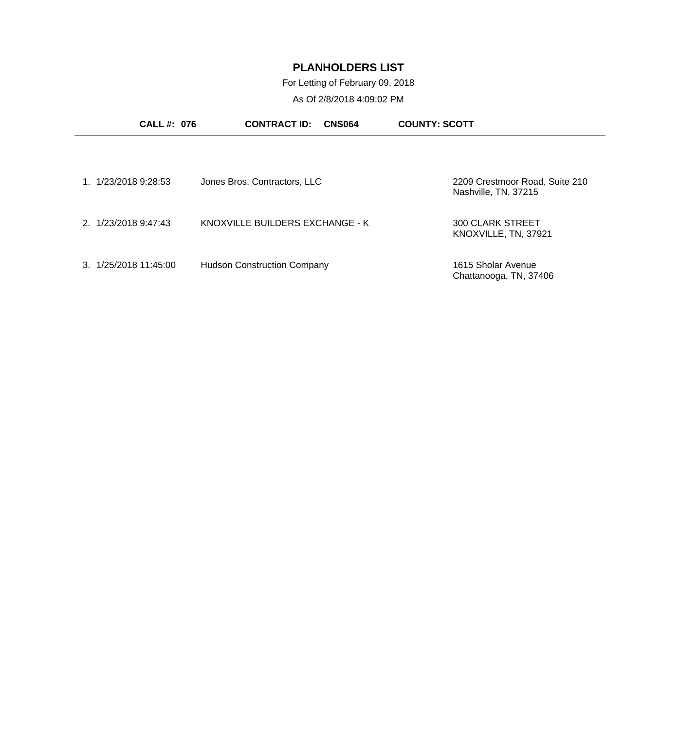# PLANHOLDERS LIST

For Letting of February 09, 2018

As Of 2/8/2018 4:09:02 PM

**CALL #: 076** **CONTRACT ID: CNS064** **COUNTY: SCOTT**

| # | Date/Time | Name | Address |
|---|---|---|---|
| 1. | 1/23/2018 9:28:53 | Jones Bros. Contractors, LLC | 2209 Crestmoor Road, Suite 210<br>Nashville, TN, 37215 |
| 2. | 1/23/2018 9:47:43 | KNOXVILLE BUILDERS EXCHANGE - K | 300 CLARK STREET<br>KNOXVILLE, TN, 37921 |
| 3. | 1/25/2018 11:45:00 | Hudson Construction Company | 1615 Sholar Avenue<br>Chattanooga, TN, 37406 |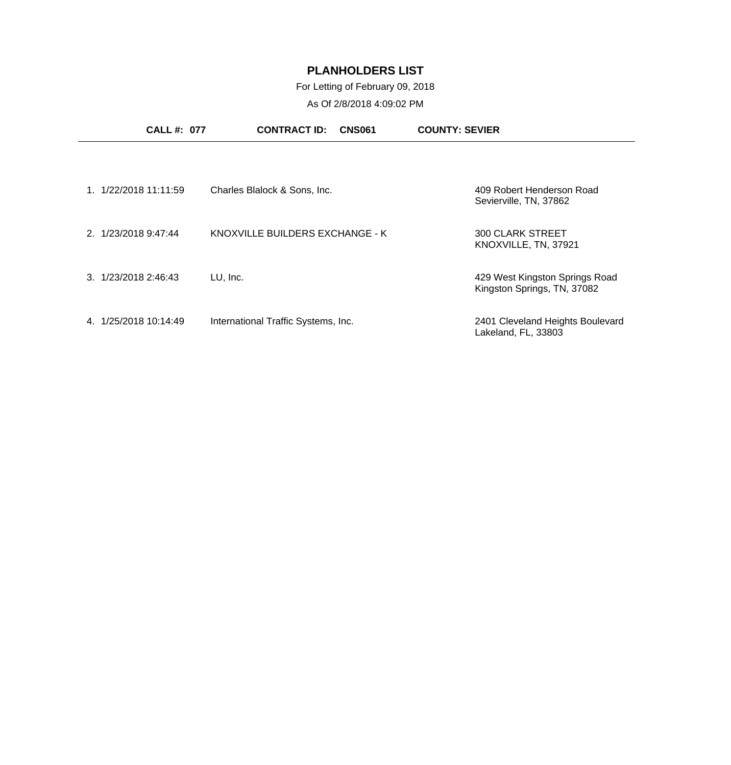# PLANHOLDERS LIST

For Letting of February 09, 2018

As Of 2/8/2018 4:09:02 PM

**CALL #: 077** **CONTRACT ID: CNS061** **COUNTY: SEVIER**

| # | Date/Time | Name | Address |
|---|---|---|---|
| 1. | 1/22/2018 11:11:59 | Charles Blalock & Sons, Inc. | 409 Robert Henderson Road<br>Sevierville, TN, 37862 |
| 2. | 1/23/2018 9:47:44 | KNOXVILLE BUILDERS EXCHANGE - K | 300 CLARK STREET<br>KNOXVILLE, TN, 37921 |
| 3. | 1/23/2018 2:46:43 | LU, Inc. | 429 West Kingston Springs Road<br>Kingston Springs, TN, 37082 |
| 4. | 1/25/2018 10:14:49 | International Traffic Systems, Inc. | 2401 Cleveland Heights Boulevard<br>Lakeland, FL, 33803 |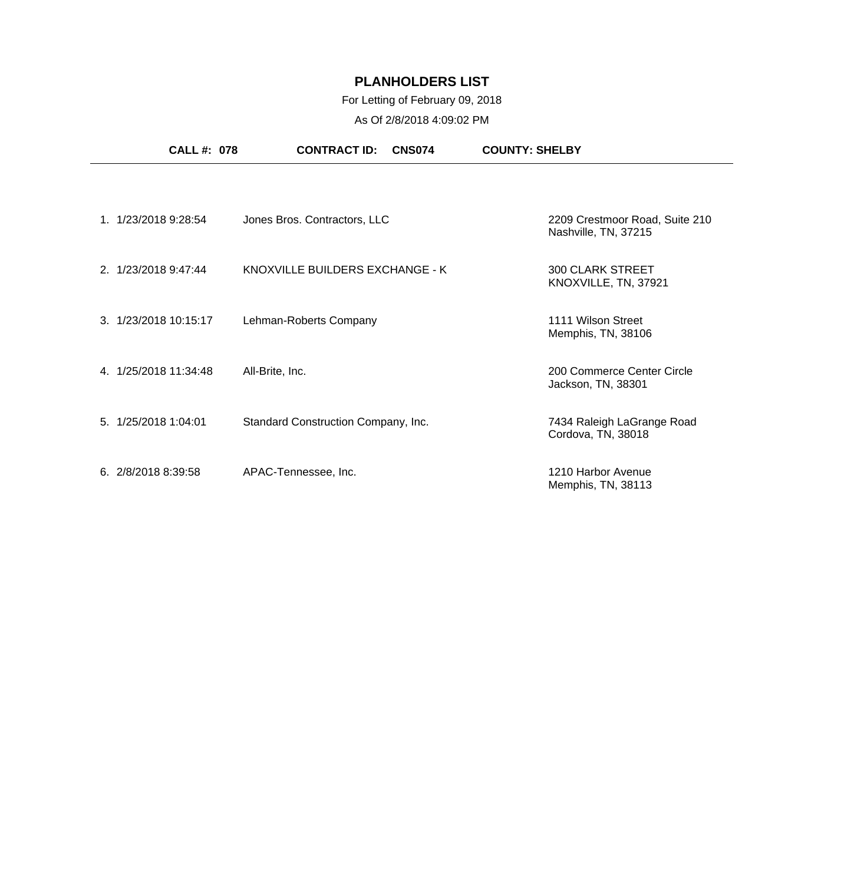# PLANHOLDERS LIST

For Letting of February 09, 2018

As Of 2/8/2018 4:09:02 PM

**CALL #: 078** **CONTRACT ID: CNS074** **COUNTY: SHELBY**

| # | Date/Time | Planholder | Address |
|---|---|---|---|
| 1. | 1/23/2018 9:28:54 | Jones Bros. Contractors, LLC | 2209 Crestmoor Road, Suite 210<br>Nashville, TN, 37215 |
| 2. | 1/23/2018 9:47:44 | KNOXVILLE BUILDERS EXCHANGE - K | 300 CLARK STREET<br>KNOXVILLE, TN, 37921 |
| 3. | 1/23/2018 10:15:17 | Lehman-Roberts Company | 1111 Wilson Street<br>Memphis, TN, 38106 |
| 4. | 1/25/2018 11:34:48 | All-Brite, Inc. | 200 Commerce Center Circle<br>Jackson, TN, 38301 |
| 5. | 1/25/2018 1:04:01 | Standard Construction Company, Inc. | 7434 Raleigh LaGrange Road<br>Cordova, TN, 38018 |
| 6. | 2/8/2018 8:39:58 | APAC-Tennessee, Inc. | 1210 Harbor Avenue<br>Memphis, TN, 38113 |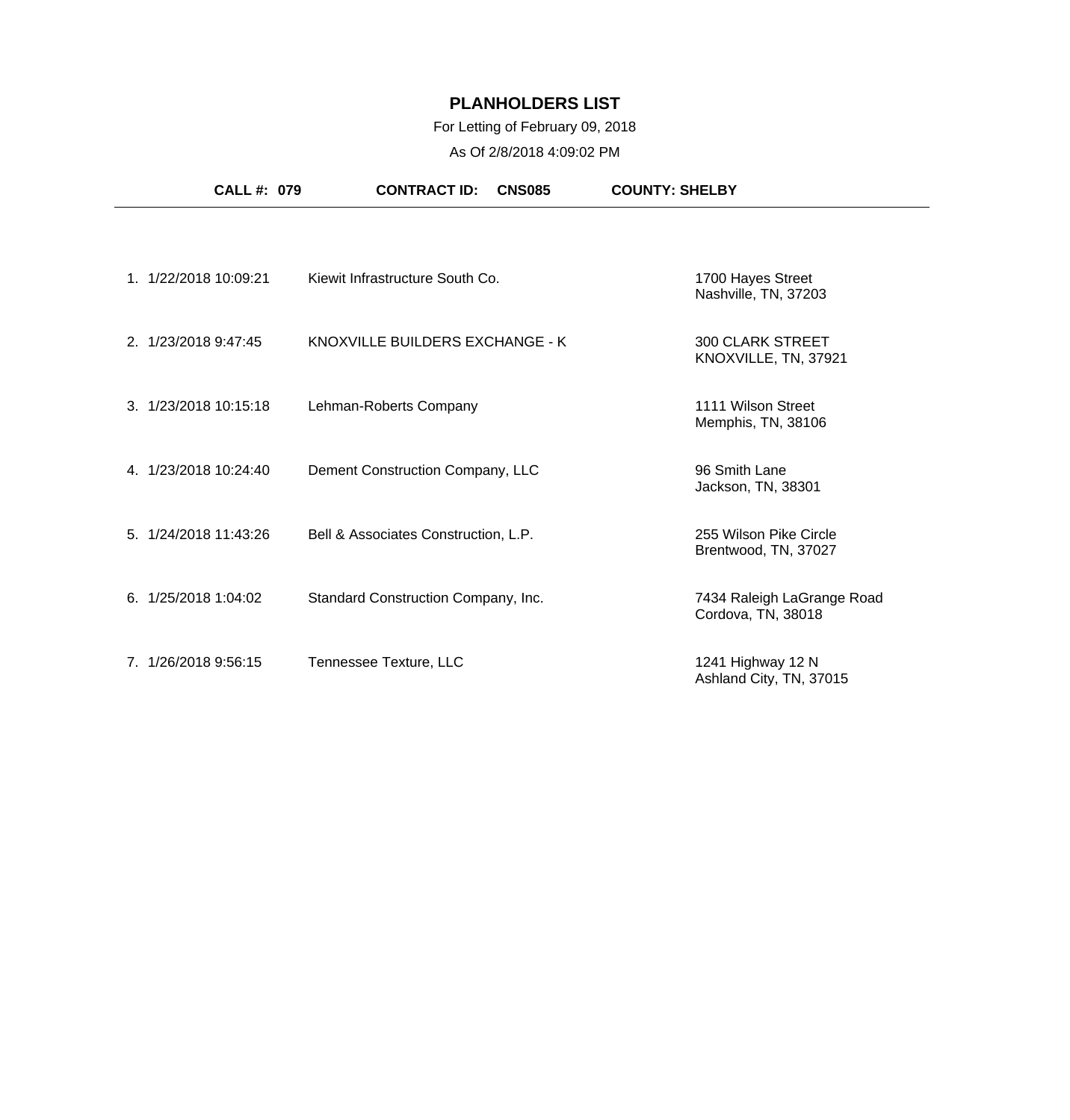# PLANHOLDERS LIST

For Letting of February 09, 2018

As Of 2/8/2018 4:09:02 PM

**CALL #: 079** **CONTRACT ID: CNS085** **COUNTY: SHELBY**

| # | Date/Time | Company | Address |
|---|---|---|---|
| 1. | 1/22/2018 10:09:21 | Kiewit Infrastructure South Co. | 1700 Hayes Street<br>Nashville, TN, 37203 |
| 2. | 1/23/2018 9:47:45 | KNOXVILLE BUILDERS EXCHANGE - K | 300 CLARK STREET<br>KNOXVILLE, TN, 37921 |
| 3. | 1/23/2018 10:15:18 | Lehman-Roberts Company | 1111 Wilson Street<br>Memphis, TN, 38106 |
| 4. | 1/23/2018 10:24:40 | Dement Construction Company, LLC | 96 Smith Lane<br>Jackson, TN, 38301 |
| 5. | 1/24/2018 11:43:26 | Bell & Associates Construction, L.P. | 255 Wilson Pike Circle<br>Brentwood, TN, 37027 |
| 6. | 1/25/2018 1:04:02 | Standard Construction Company, Inc. | 7434 Raleigh LaGrange Road<br>Cordova, TN, 38018 |
| 7. | 1/26/2018 9:56:15 | Tennessee Texture, LLC | 1241 Highway 12 N<br>Ashland City, TN, 37015 |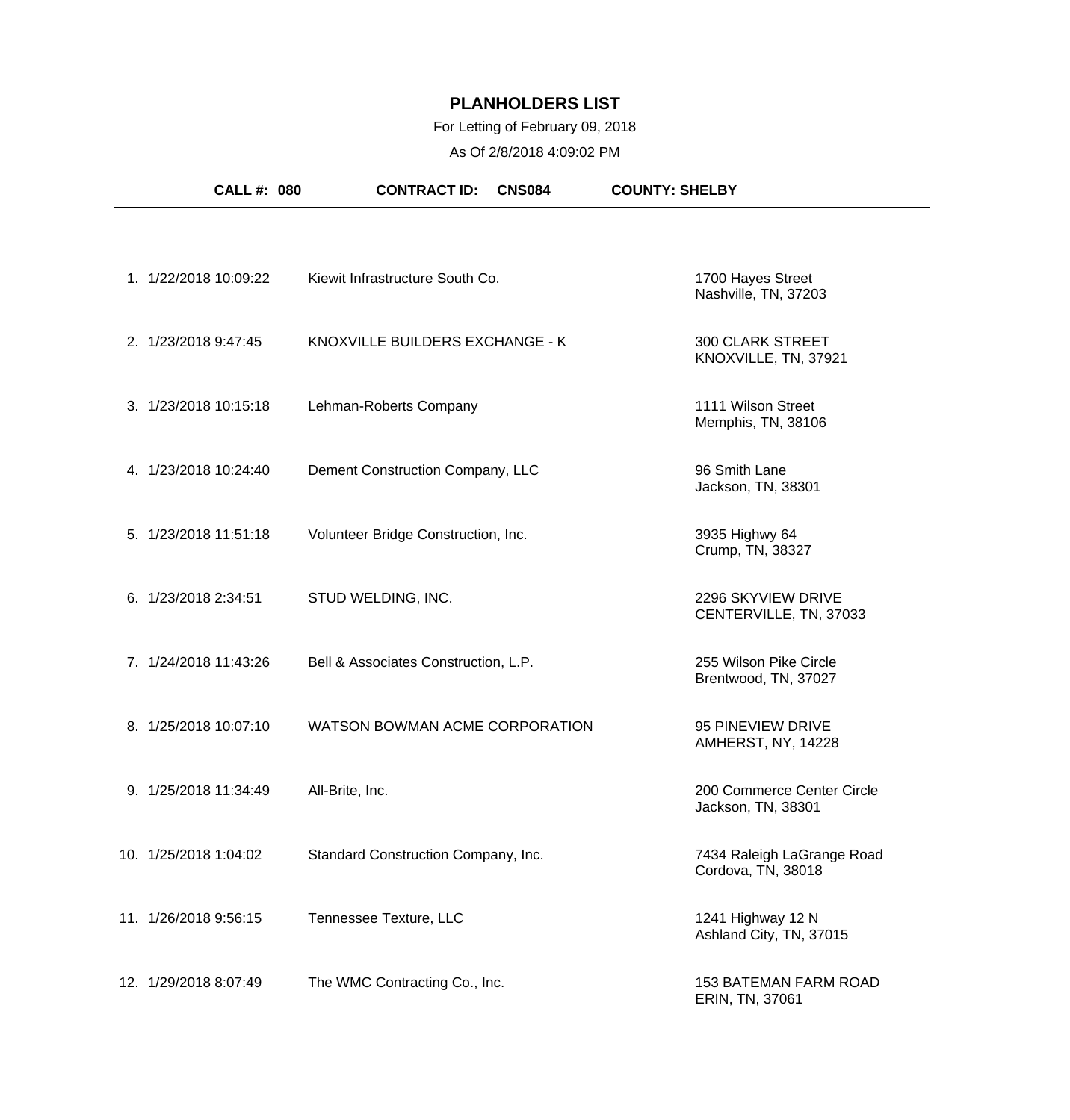# PLANHOLDERS LIST

For Letting of February 09, 2018

As Of 2/8/2018 4:09:02 PM

**CALL #: 080** **CONTRACT ID: CNS084** **COUNTY: SHELBY**

| # | Date/Time | Name | Address |
|---|---|---|---|
| 1. | 1/22/2018 10:09:22 | Kiewit Infrastructure South Co. | 1700 Hayes Street<br>Nashville, TN, 37203 |
| 2. | 1/23/2018 9:47:45 | KNOXVILLE BUILDERS EXCHANGE - K | 300 CLARK STREET<br>KNOXVILLE, TN, 37921 |
| 3. | 1/23/2018 10:15:18 | Lehman-Roberts Company | 1111 Wilson Street<br>Memphis, TN, 38106 |
| 4. | 1/23/2018 10:24:40 | Dement Construction Company, LLC | 96 Smith Lane<br>Jackson, TN, 38301 |
| 5. | 1/23/2018 11:51:18 | Volunteer Bridge Construction, Inc. | 3935 Highwy 64<br>Crump, TN, 38327 |
| 6. | 1/23/2018 2:34:51 | STUD WELDING, INC. | 2296 SKYVIEW DRIVE<br>CENTERVILLE, TN, 37033 |
| 7. | 1/24/2018 11:43:26 | Bell & Associates Construction, L.P. | 255 Wilson Pike Circle<br>Brentwood, TN, 37027 |
| 8. | 1/25/2018 10:07:10 | WATSON BOWMAN ACME CORPORATION | 95 PINEVIEW DRIVE<br>AMHERST, NY, 14228 |
| 9. | 1/25/2018 11:34:49 | All-Brite, Inc. | 200 Commerce Center Circle<br>Jackson, TN, 38301 |
| 10. | 1/25/2018 1:04:02 | Standard Construction Company, Inc. | 7434 Raleigh LaGrange Road<br>Cordova, TN, 38018 |
| 11. | 1/26/2018 9:56:15 | Tennessee Texture, LLC | 1241 Highway 12 N<br>Ashland City, TN, 37015 |
| 12. | 1/29/2018 8:07:49 | The WMC Contracting Co., Inc. | 153 BATEMAN FARM ROAD<br>ERIN, TN, 37061 |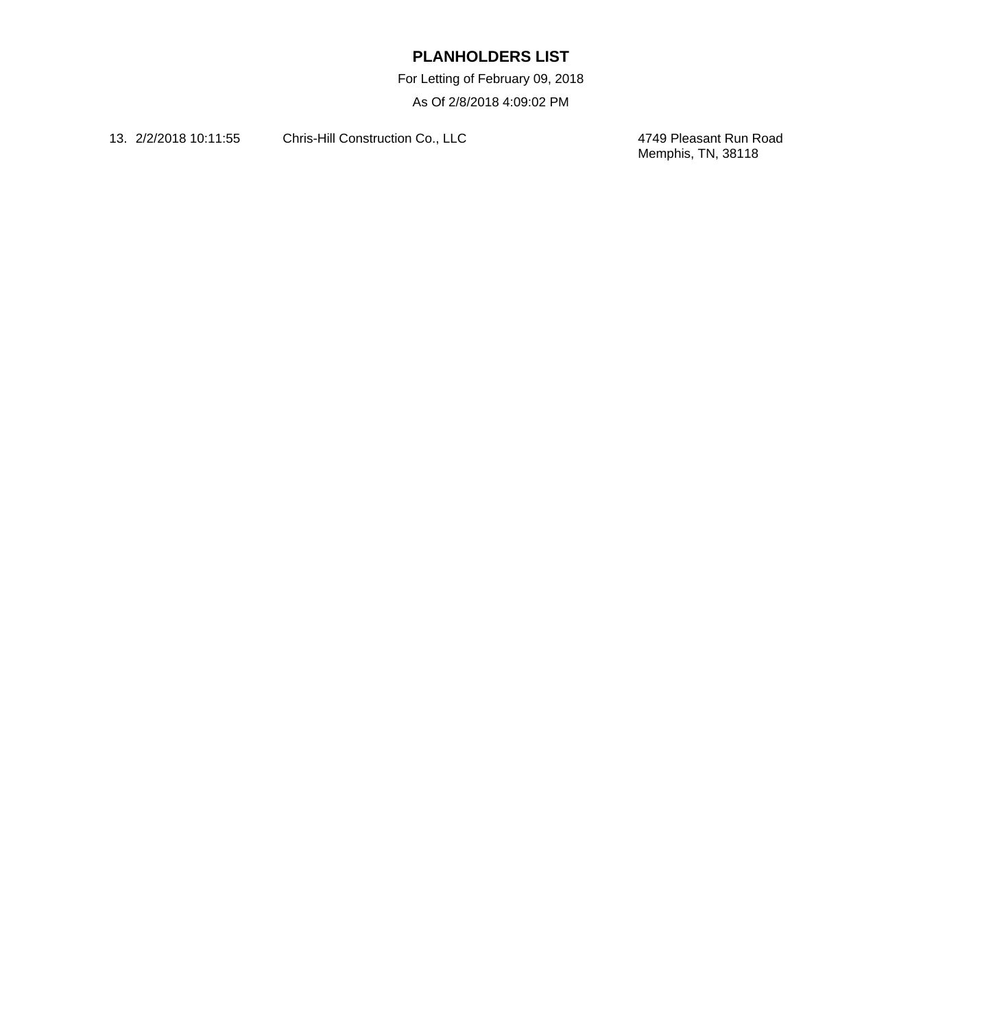# PLANHOLDERS LIST

For Letting of February 09, 2018

As Of 2/8/2018 4:09:02 PM

| No. | Date/Time | Company | Address |
|---|---|---|---|
| 13. | 2/2/2018 10:11:55 | Chris-Hill Construction Co., LLC | 4749 Pleasant Run Road<br>Memphis, TN, 38118 |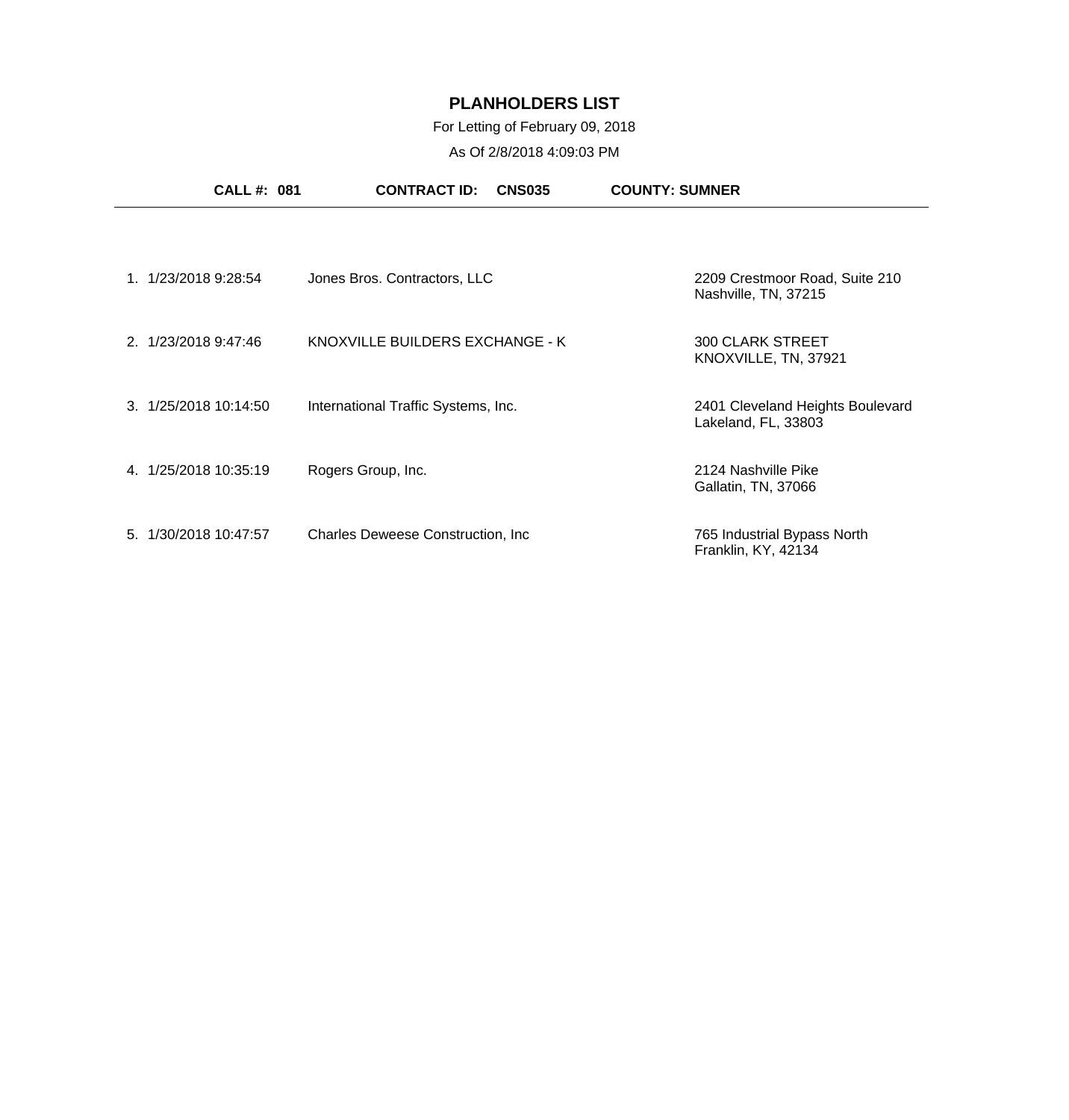# PLANHOLDERS LIST

For Letting of February 09, 2018

As Of 2/8/2018 4:09:03 PM

**CALL #: 081** **CONTRACT ID: CNS035** **COUNTY: SUMNER**

| # | Date/Time | Planholder | Address |
|---|---|---|---|
| 1. | 1/23/2018 9:28:54 | Jones Bros. Contractors, LLC | 2209 Crestmoor Road, Suite 210<br>Nashville, TN, 37215 |
| 2. | 1/23/2018 9:47:46 | KNOXVILLE BUILDERS EXCHANGE - K | 300 CLARK STREET<br>KNOXVILLE, TN, 37921 |
| 3. | 1/25/2018 10:14:50 | International Traffic Systems, Inc. | 2401 Cleveland Heights Boulevard<br>Lakeland, FL, 33803 |
| 4. | 1/25/2018 10:35:19 | Rogers Group, Inc. | 2124 Nashville Pike<br>Gallatin, TN, 37066 |
| 5. | 1/30/2018 10:47:57 | Charles Deweese Construction, Inc | 765 Industrial Bypass North<br>Franklin, KY, 42134 |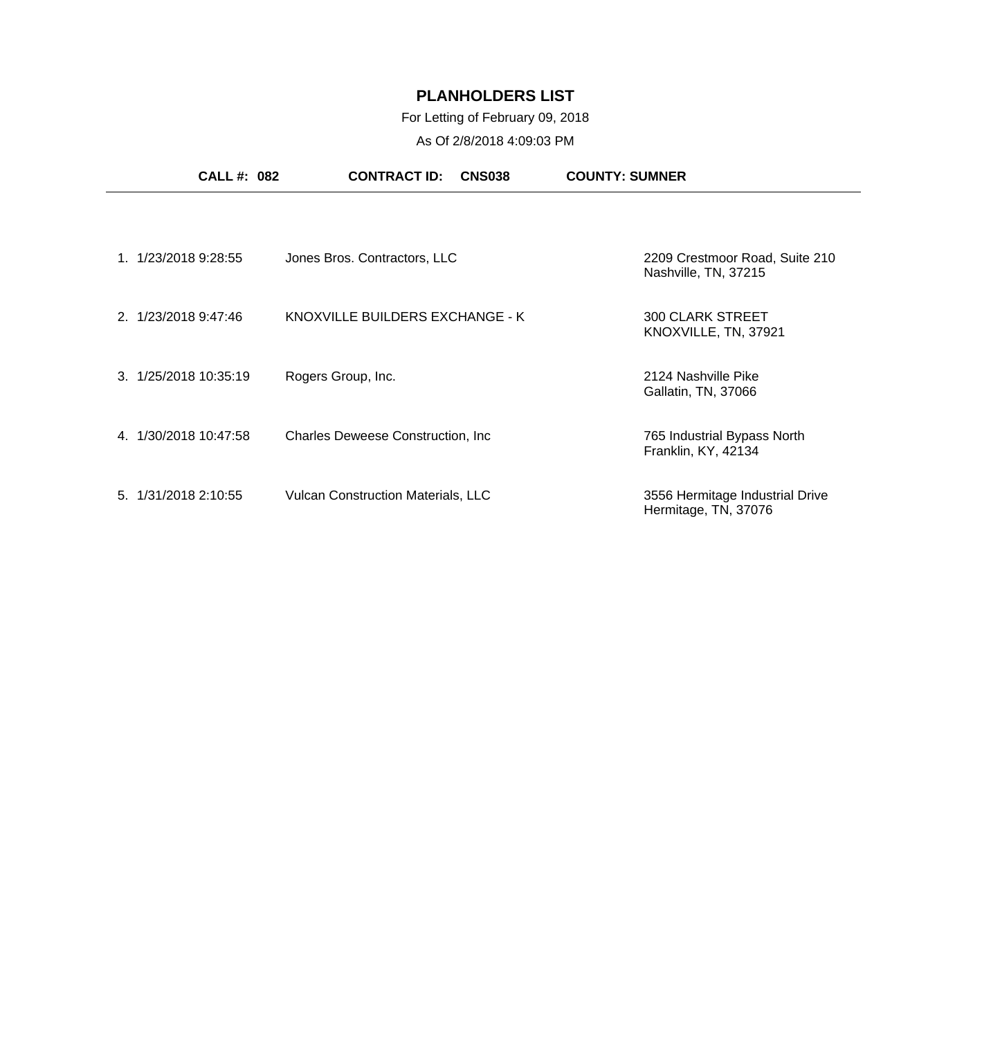# PLANHOLDERS LIST

For Letting of February 09, 2018

As Of 2/8/2018 4:09:03 PM

**CALL #: 082** **CONTRACT ID: CNS038** **COUNTY: SUMNER**

| # | Date/Time | Name | Address |
|---|---|---|---|
| 1. | 1/23/2018 9:28:55 | Jones Bros. Contractors, LLC | 2209 Crestmoor Road, Suite 210<br>Nashville, TN, 37215 |
| 2. | 1/23/2018 9:47:46 | KNOXVILLE BUILDERS EXCHANGE - K | 300 CLARK STREET<br>KNOXVILLE, TN, 37921 |
| 3. | 1/25/2018 10:35:19 | Rogers Group, Inc. | 2124 Nashville Pike<br>Gallatin, TN, 37066 |
| 4. | 1/30/2018 10:47:58 | Charles Deweese Construction, Inc | 765 Industrial Bypass North<br>Franklin, KY, 42134 |
| 5. | 1/31/2018 2:10:55 | Vulcan Construction Materials, LLC | 3556 Hermitage Industrial Drive<br>Hermitage, TN, 37076 |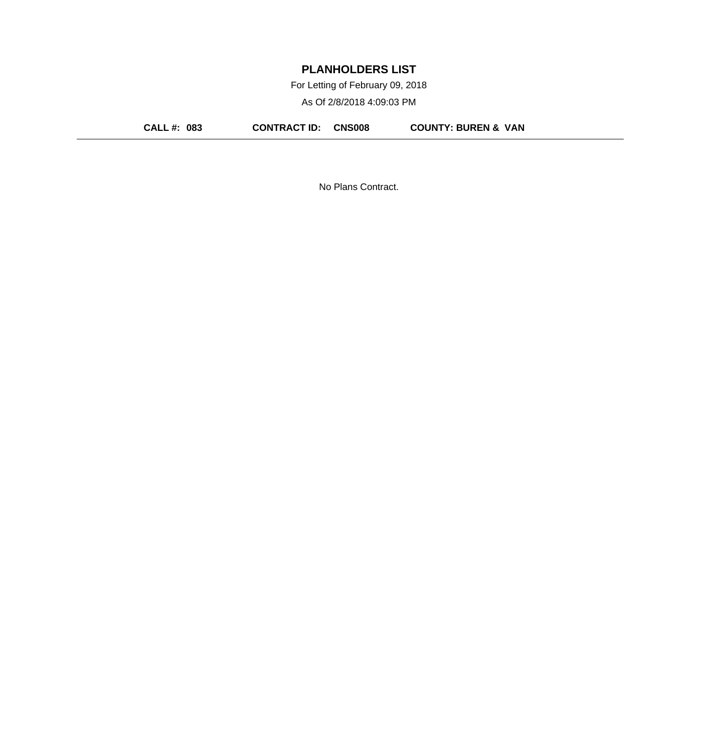# PLANHOLDERS LIST

For Letting of February 09, 2018

As Of 2/8/2018 4:09:03 PM

**CALL #: 083** **CONTRACT ID: CNS008** **COUNTY: BUREN & VAN**

---

No Plans Contract.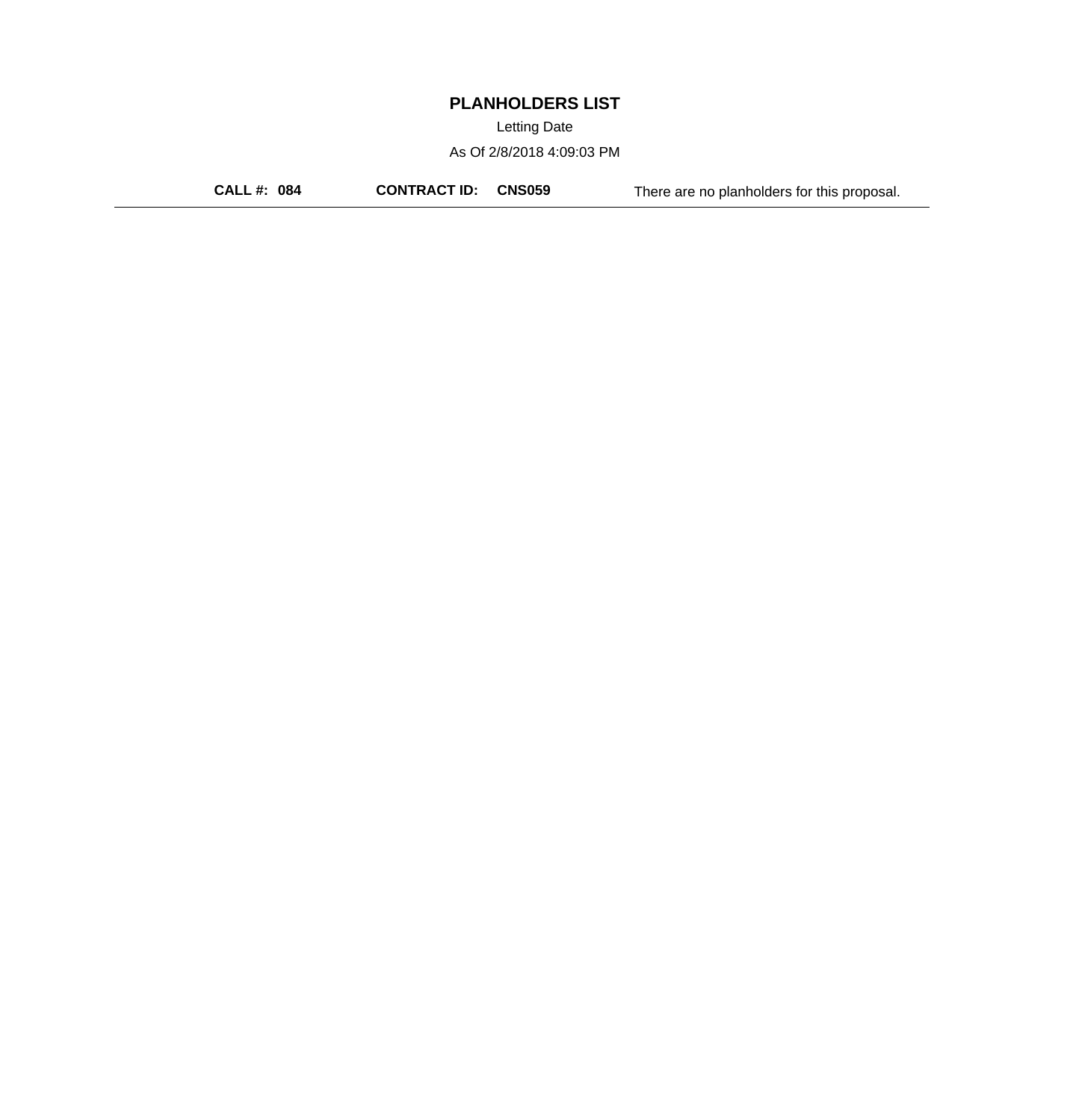# PLANHOLDERS LIST

Letting Date

As Of 2/8/2018 4:09:03 PM

**CALL #: 084** **CONTRACT ID: CNS059** There are no planholders for this proposal.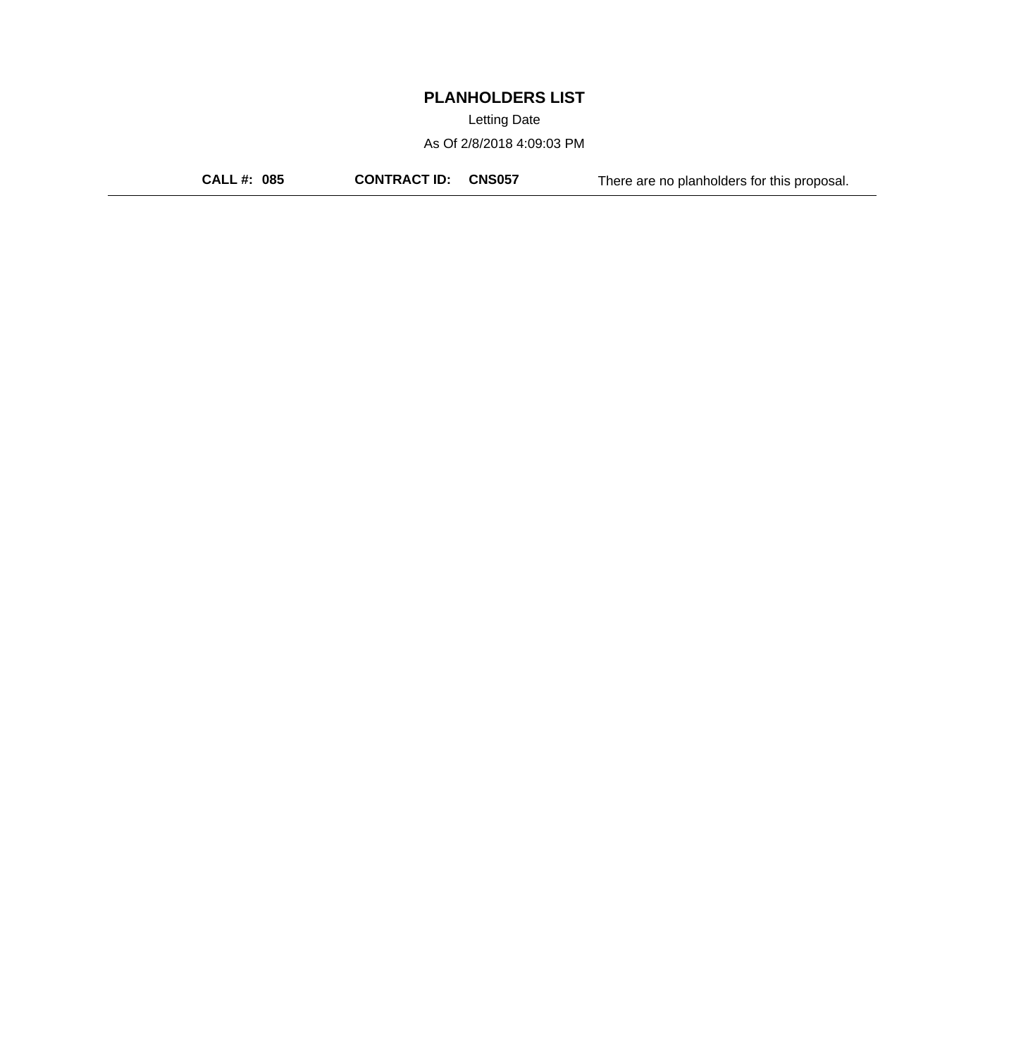# PLANHOLDERS LIST

Letting Date

As Of 2/8/2018 4:09:03 PM

**CALL #: 085** **CONTRACT ID: CNS057** There are no planholders for this proposal.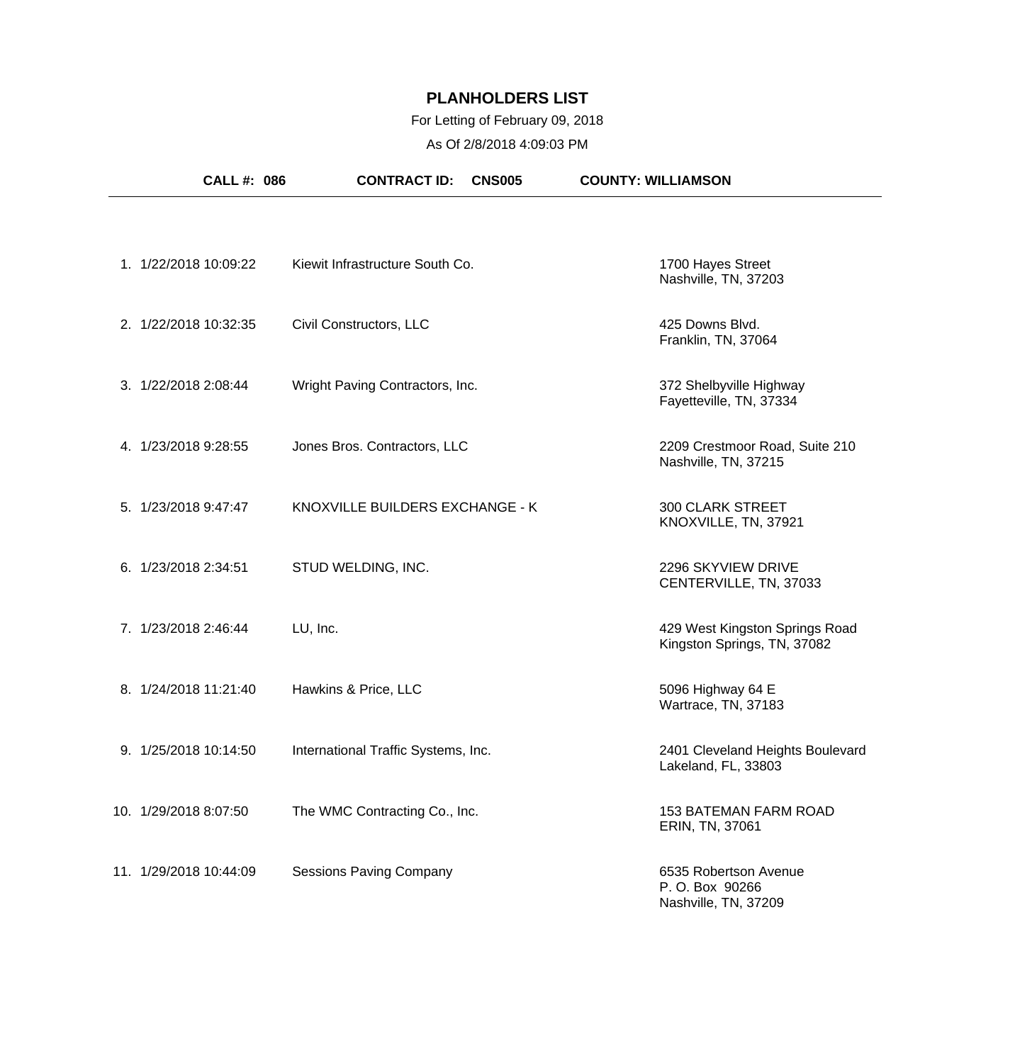# PLANHOLDERS LIST

For Letting of February 09, 2018

As Of 2/8/2018 4:09:03 PM

**CALL #: 086** **CONTRACT ID: CNS005** **COUNTY: WILLIAMSON**

| # | Date/Time | Company | Address |
|---|---|---|---|
| 1. | 1/22/2018 10:09:22 | Kiewit Infrastructure South Co. | 1700 Hayes Street<br>Nashville, TN, 37203 |
| 2. | 1/22/2018 10:32:35 | Civil Constructors, LLC | 425 Downs Blvd.<br>Franklin, TN, 37064 |
| 3. | 1/22/2018 2:08:44 | Wright Paving Contractors, Inc. | 372 Shelbyville Highway<br>Fayetteville, TN, 37334 |
| 4. | 1/23/2018 9:28:55 | Jones Bros. Contractors, LLC | 2209 Crestmoor Road, Suite 210<br>Nashville, TN, 37215 |
| 5. | 1/23/2018 9:47:47 | KNOXVILLE BUILDERS EXCHANGE - K | 300 CLARK STREET<br>KNOXVILLE, TN, 37921 |
| 6. | 1/23/2018 2:34:51 | STUD WELDING, INC. | 2296 SKYVIEW DRIVE<br>CENTERVILLE, TN, 37033 |
| 7. | 1/23/2018 2:46:44 | LU, Inc. | 429 West Kingston Springs Road<br>Kingston Springs, TN, 37082 |
| 8. | 1/24/2018 11:21:40 | Hawkins & Price, LLC | 5096 Highway 64 E<br>Wartrace, TN, 37183 |
| 9. | 1/25/2018 10:14:50 | International Traffic Systems, Inc. | 2401 Cleveland Heights Boulevard<br>Lakeland, FL, 33803 |
| 10. | 1/29/2018 8:07:50 | The WMC Contracting Co., Inc. | 153 BATEMAN FARM ROAD<br>ERIN, TN, 37061 |
| 11. | 1/29/2018 10:44:09 | Sessions Paving Company | 6535 Robertson Avenue<br>P. O. Box 90266<br>Nashville, TN, 37209 |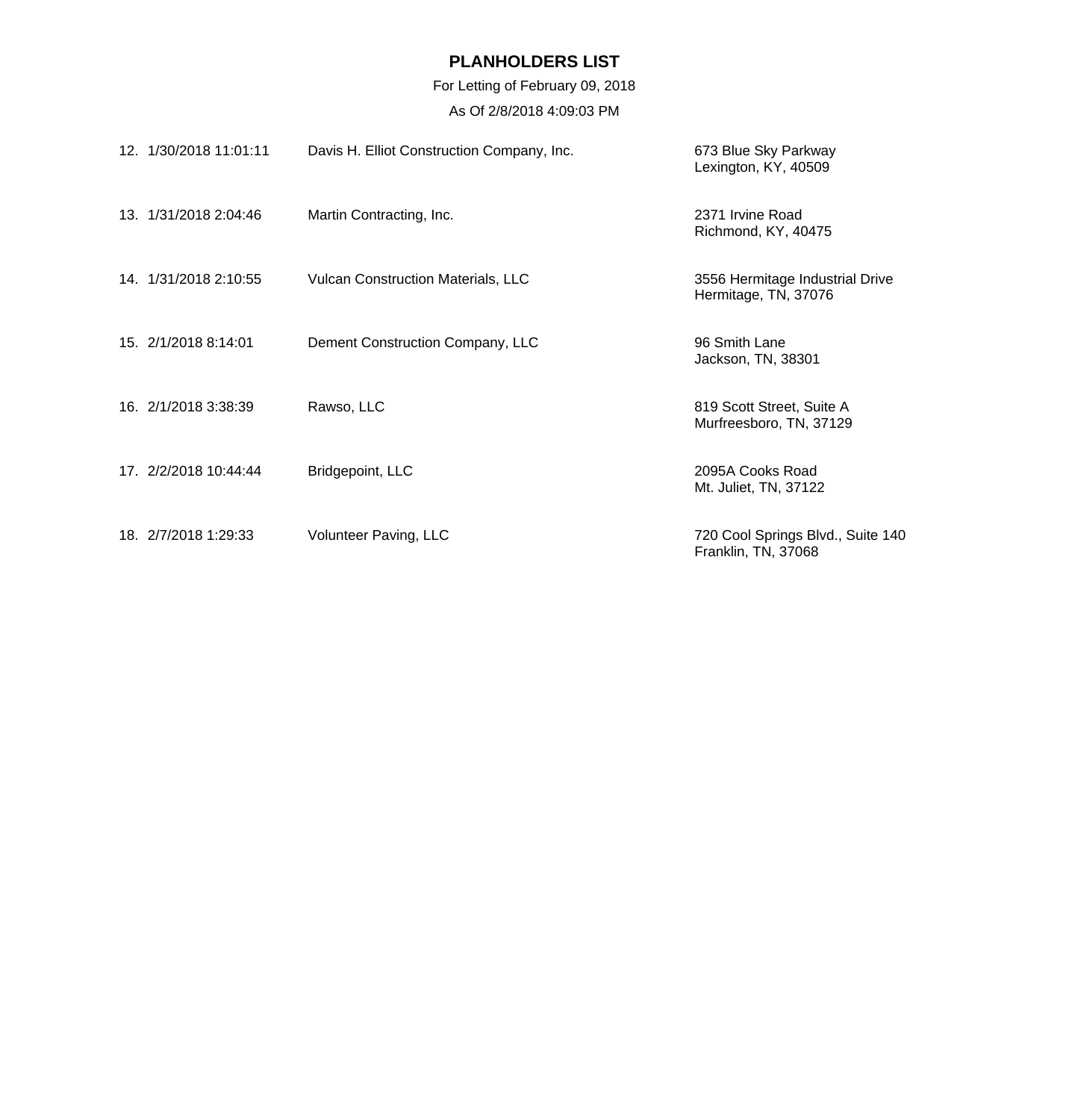# PLANHOLDERS LIST

For Letting of February 09, 2018

As Of 2/8/2018 4:09:03 PM

| No. | Date/Time | Company | Address |
|---|---|---|---|
| 12. | 1/30/2018 11:01:11 | Davis H. Elliot Construction Company, Inc. | 673 Blue Sky Parkway<br>Lexington, KY, 40509 |
| 13. | 1/31/2018 2:04:46 | Martin Contracting, Inc. | 2371 Irvine Road<br>Richmond, KY, 40475 |
| 14. | 1/31/2018 2:10:55 | Vulcan Construction Materials, LLC | 3556 Hermitage Industrial Drive<br>Hermitage, TN, 37076 |
| 15. | 2/1/2018 8:14:01 | Dement Construction Company, LLC | 96 Smith Lane<br>Jackson, TN, 38301 |
| 16. | 2/1/2018 3:38:39 | Rawso, LLC | 819 Scott Street, Suite A<br>Murfreesboro, TN, 37129 |
| 17. | 2/2/2018 10:44:44 | Bridgepoint, LLC | 2095A Cooks Road<br>Mt. Juliet, TN, 37122 |
| 18. | 2/7/2018 1:29:33 | Volunteer Paving, LLC | 720 Cool Springs Blvd., Suite 140<br>Franklin, TN, 37068 |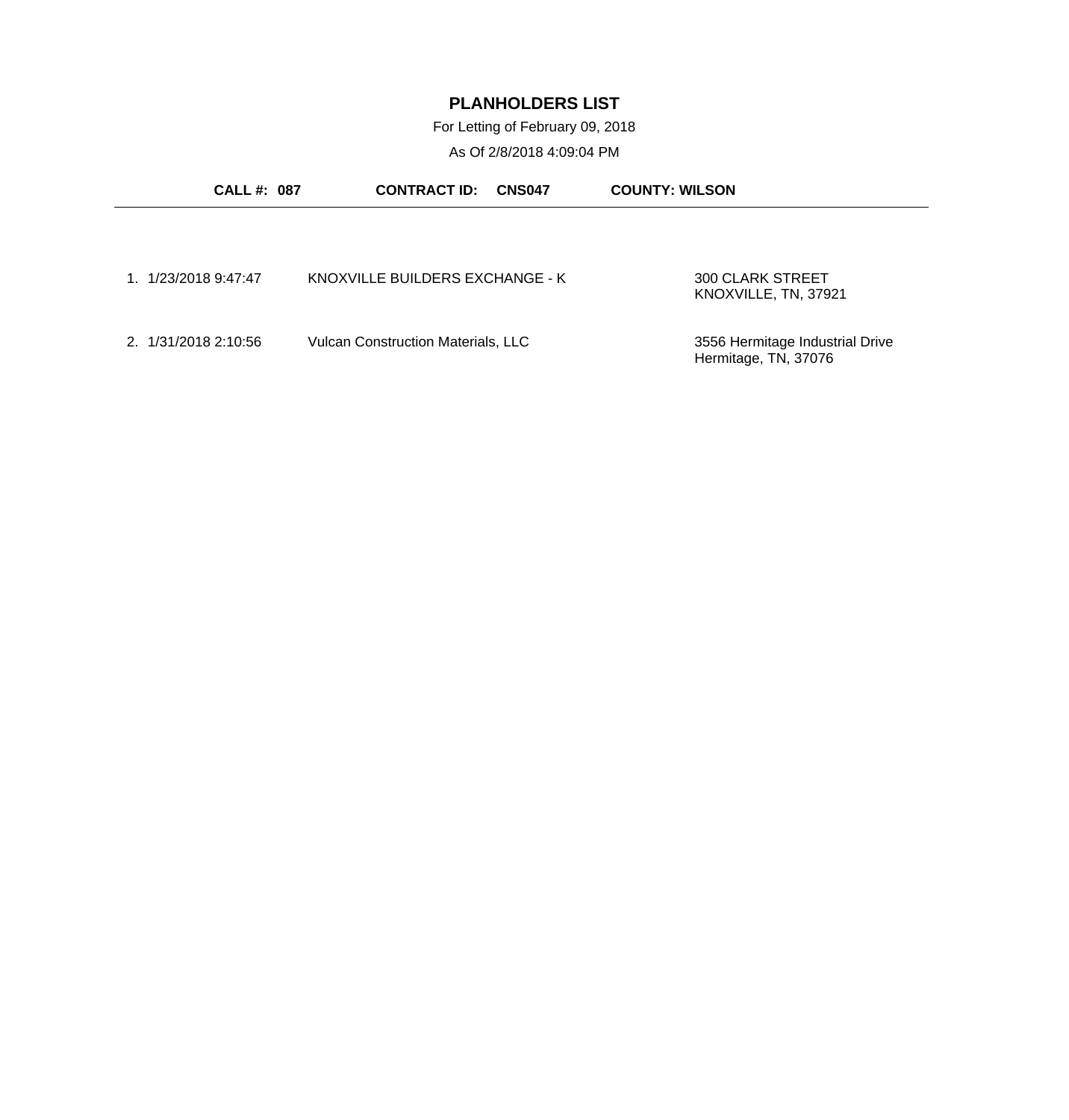# PLANHOLDERS LIST

For Letting of February 09, 2018

As Of 2/8/2018 4:09:04 PM

**CALL #: 087** **CONTRACT ID: CNS047** **COUNTY: WILSON**

| | | | |
|---|---|---|---|
| 1. | 1/23/2018 9:47:47 | KNOXVILLE BUILDERS EXCHANGE - K | 300 CLARK STREET<br>KNOXVILLE, TN, 37921 |
| 2. | 1/31/2018 2:10:56 | Vulcan Construction Materials, LLC | 3556 Hermitage Industrial Drive<br>Hermitage, TN, 37076 |